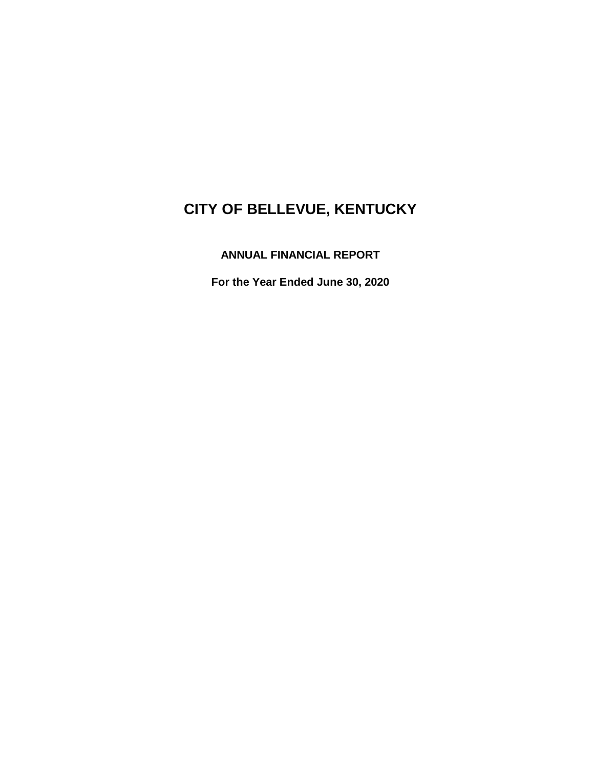# CITY OF BELLEVUE, KENTUCKY

**ANNUAL FINANCIAL REPORT**

**For the Year Ended June 30, 2020**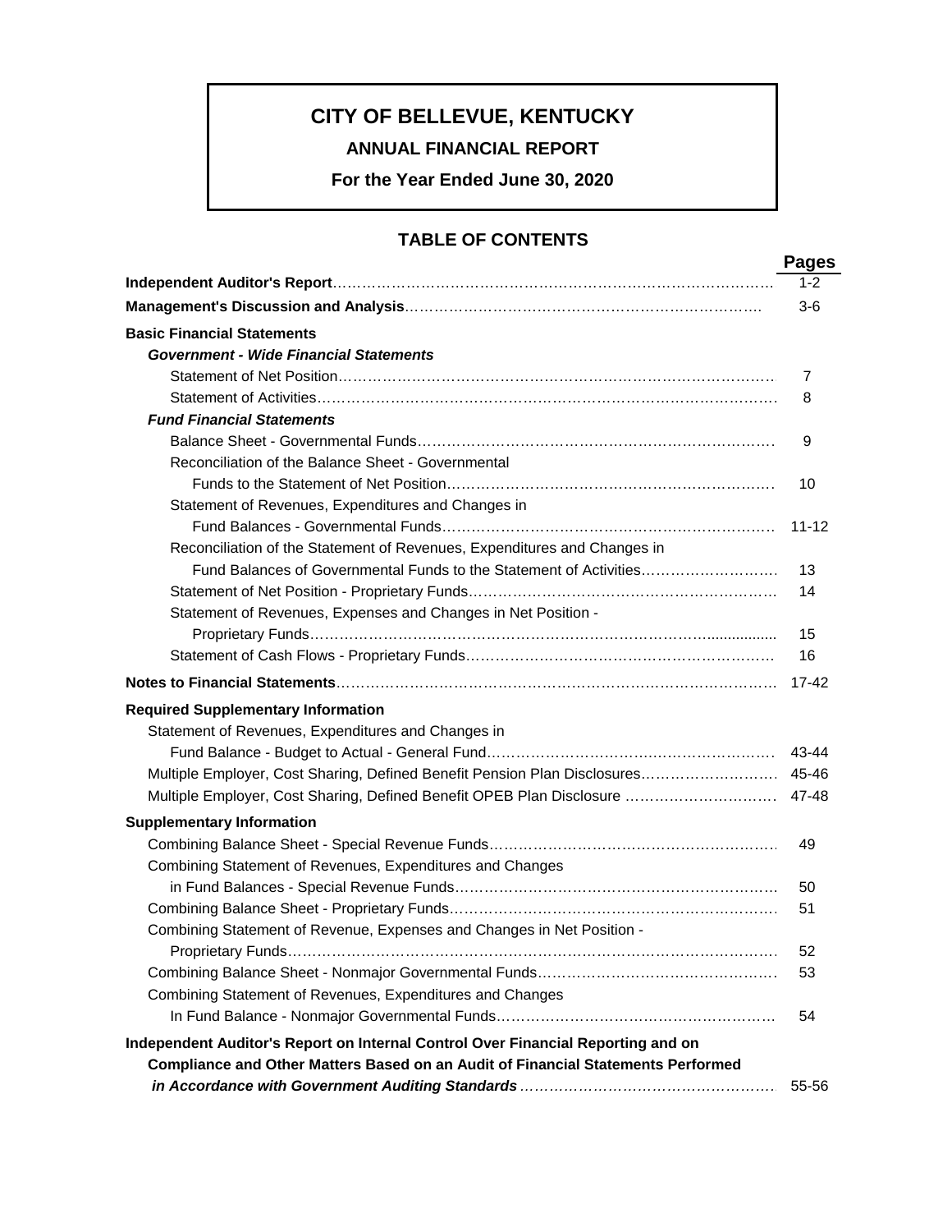# CITY OF BELLEVUE, KENTUCKY

## ANNUAL FINANCIAL REPORT

### For the Year Ended June 30, 2020

### TABLE OF CONTENTS

| | Pages |
|---|---|
| **Independent Auditor's Report** | 1-2 |
| **Management's Discussion and Analysis** | 3-6 |
| **Basic Financial Statements** | |
| ***Government - Wide Financial Statements*** | |
| Statement of Net Position | 7 |
| Statement of Activities | 8 |
| ***Fund Financial Statements*** | |
| Balance Sheet - Governmental Funds | 9 |
| Reconciliation of the Balance Sheet - Governmental Funds to the Statement of Net Position | 10 |
| Statement of Revenues, Expenditures and Changes in Fund Balances - Governmental Funds | 11-12 |
| Reconciliation of the Statement of Revenues, Expenditures and Changes in Fund Balances of Governmental Funds to the Statement of Activities | 13 |
| Statement of Net Position - Proprietary Funds | 14 |
| Statement of Revenues, Expenses and Changes in Net Position - Proprietary Funds | 15 |
| Statement of Cash Flows - Proprietary Funds | 16 |
| **Notes to Financial Statements** | 17-42 |
| **Required Supplementary Information** | |
| Statement of Revenues, Expenditures and Changes in Fund Balance - Budget to Actual - General Fund | 43-44 |
| Multiple Employer, Cost Sharing, Defined Benefit Pension Plan Disclosures | 45-46 |
| Multiple Employer, Cost Sharing, Defined Benefit OPEB Plan Disclosure | 47-48 |
| **Supplementary Information** | |
| Combining Balance Sheet - Special Revenue Funds | 49 |
| Combining Statement of Revenues, Expenditures and Changes in Fund Balances - Special Revenue Funds | 50 |
| Combining Balance Sheet - Proprietary Funds | 51 |
| Combining Statement of Revenue, Expenses and Changes in Net Position - Proprietary Funds | 52 |
| Combining Balance Sheet - Nonmajor Governmental Funds | 53 |
| Combining Statement of Revenues, Expenditures and Changes In Fund Balance - Nonmajor Governmental Funds | 54 |
| **Independent Auditor's Report on Internal Control Over Financial Reporting and on Compliance and Other Matters Based on an Audit of Financial Statements Performed *in Accordance with Government Auditing Standards*** | 55-56 |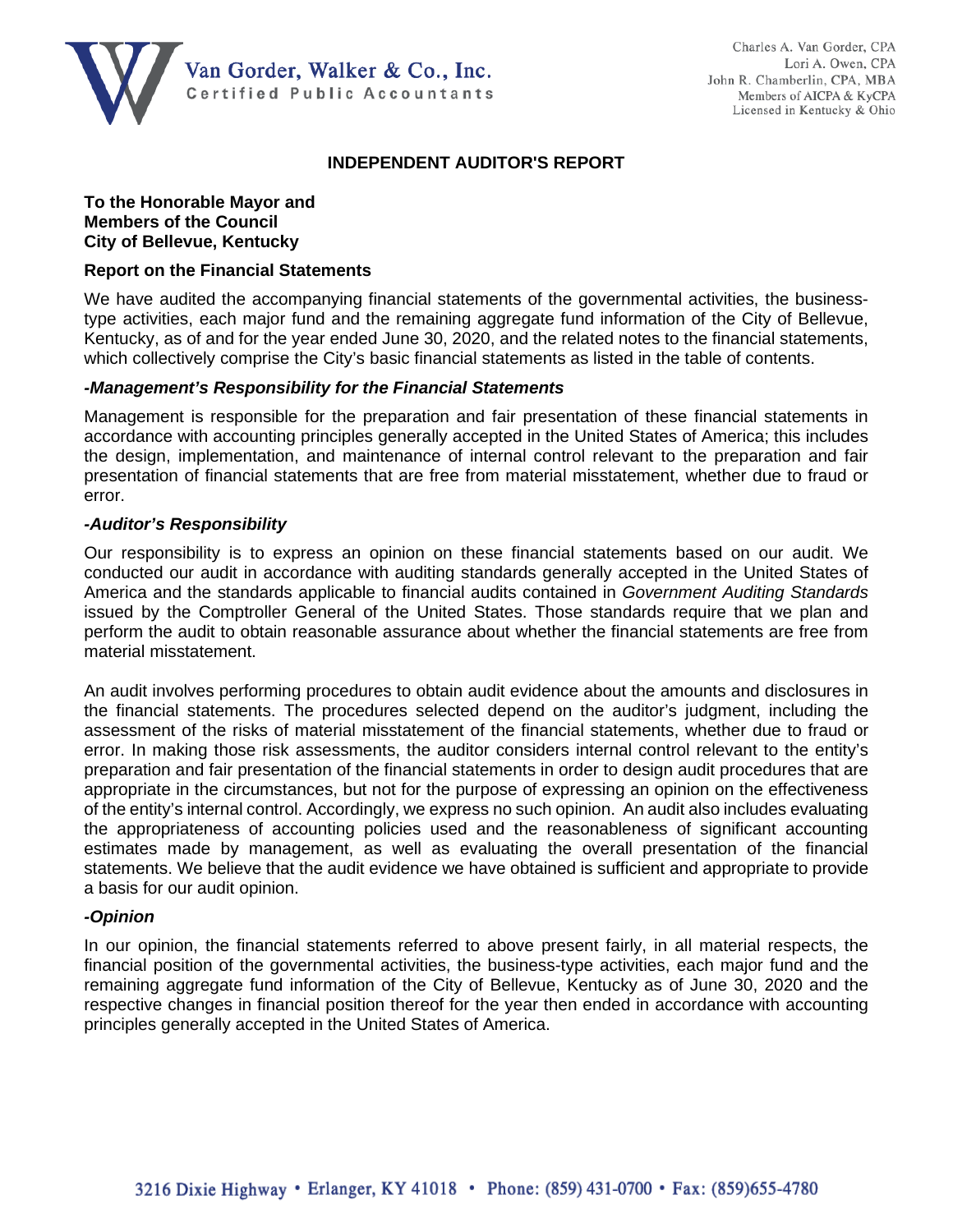Van Gorder, Walker & Co., Inc.
Certified Public Accountants

Charles A. Van Gorder, CPA
Lori A. Owen, CPA
John R. Chamberlin, CPA, MBA
Members of AICPA & KyCPA
Licensed in Kentucky & Ohio

# INDEPENDENT AUDITOR'S REPORT

**To the Honorable Mayor and**
**Members of the Council**
**City of Bellevue, Kentucky**

## Report on the Financial Statements

We have audited the accompanying financial statements of the governmental activities, the business-type activities, each major fund and the remaining aggregate fund information of the City of Bellevue, Kentucky, as of and for the year ended June 30, 2020, and the related notes to the financial statements, which collectively comprise the City's basic financial statements as listed in the table of contents.

### *-Management's Responsibility for the Financial Statements*

Management is responsible for the preparation and fair presentation of these financial statements in accordance with accounting principles generally accepted in the United States of America; this includes the design, implementation, and maintenance of internal control relevant to the preparation and fair presentation of financial statements that are free from material misstatement, whether due to fraud or error.

### *-Auditor's Responsibility*

Our responsibility is to express an opinion on these financial statements based on our audit. We conducted our audit in accordance with auditing standards generally accepted in the United States of America and the standards applicable to financial audits contained in *Government Auditing Standards* issued by the Comptroller General of the United States. Those standards require that we plan and perform the audit to obtain reasonable assurance about whether the financial statements are free from material misstatement.

An audit involves performing procedures to obtain audit evidence about the amounts and disclosures in the financial statements. The procedures selected depend on the auditor's judgment, including the assessment of the risks of material misstatement of the financial statements, whether due to fraud or error. In making those risk assessments, the auditor considers internal control relevant to the entity's preparation and fair presentation of the financial statements in order to design audit procedures that are appropriate in the circumstances, but not for the purpose of expressing an opinion on the effectiveness of the entity's internal control. Accordingly, we express no such opinion. An audit also includes evaluating the appropriateness of accounting policies used and the reasonableness of significant accounting estimates made by management, as well as evaluating the overall presentation of the financial statements. We believe that the audit evidence we have obtained is sufficient and appropriate to provide a basis for our audit opinion.

### *-Opinion*

In our opinion, the financial statements referred to above present fairly, in all material respects, the financial position of the governmental activities, the business-type activities, each major fund and the remaining aggregate fund information of the City of Bellevue, Kentucky as of June 30, 2020 and the respective changes in financial position thereof for the year then ended in accordance with accounting principles generally accepted in the United States of America.

3216 Dixie Highway • Erlanger, KY 41018 • Phone: (859) 431-0700 • Fax: (859)655-4780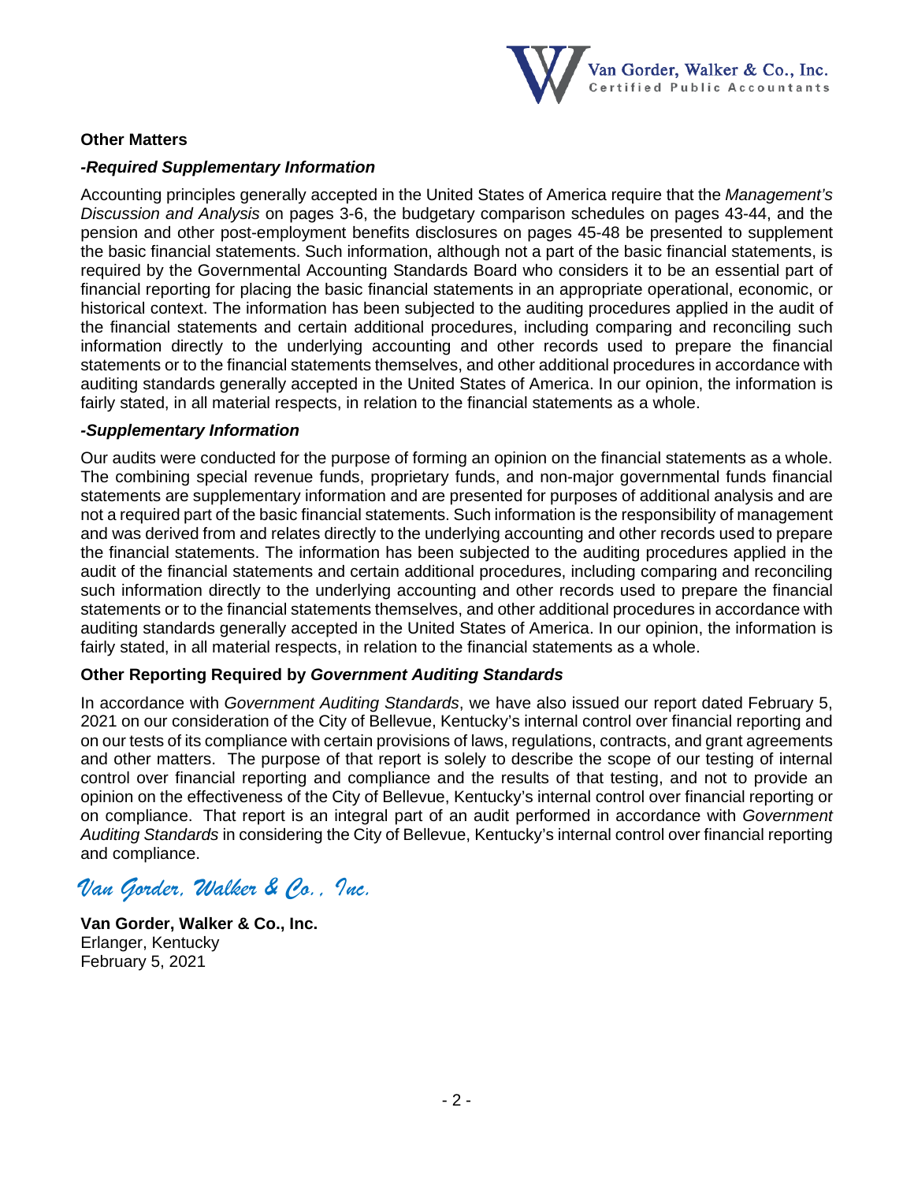### Other Matters

#### *-Required Supplementary Information*

Accounting principles generally accepted in the United States of America require that the *Management's Discussion and Analysis* on pages 3-6, the budgetary comparison schedules on pages 43-44, and the pension and other post-employment benefits disclosures on pages 45-48 be presented to supplement the basic financial statements. Such information, although not a part of the basic financial statements, is required by the Governmental Accounting Standards Board who considers it to be an essential part of financial reporting for placing the basic financial statements in an appropriate operational, economic, or historical context. The information has been subjected to the auditing procedures applied in the audit of the financial statements and certain additional procedures, including comparing and reconciling such information directly to the underlying accounting and other records used to prepare the financial statements or to the financial statements themselves, and other additional procedures in accordance with auditing standards generally accepted in the United States of America. In our opinion, the information is fairly stated, in all material respects, in relation to the financial statements as a whole.

#### *-Supplementary Information*

Our audits were conducted for the purpose of forming an opinion on the financial statements as a whole. The combining special revenue funds, proprietary funds, and non-major governmental funds financial statements are supplementary information and are presented for purposes of additional analysis and are not a required part of the basic financial statements. Such information is the responsibility of management and was derived from and relates directly to the underlying accounting and other records used to prepare the financial statements. The information has been subjected to the auditing procedures applied in the audit of the financial statements and certain additional procedures, including comparing and reconciling such information directly to the underlying accounting and other records used to prepare the financial statements or to the financial statements themselves, and other additional procedures in accordance with auditing standards generally accepted in the United States of America. In our opinion, the information is fairly stated, in all material respects, in relation to the financial statements as a whole.

### Other Reporting Required by *Government Auditing Standards*

In accordance with *Government Auditing Standards*, we have also issued our report dated February 5, 2021 on our consideration of the City of Bellevue, Kentucky's internal control over financial reporting and on our tests of its compliance with certain provisions of laws, regulations, contracts, and grant agreements and other matters. The purpose of that report is solely to describe the scope of our testing of internal control over financial reporting and compliance and the results of that testing, and not to provide an opinion on the effectiveness of the City of Bellevue, Kentucky's internal control over financial reporting or on compliance. That report is an integral part of an audit performed in accordance with *Government Auditing Standards* in considering the City of Bellevue, Kentucky's internal control over financial reporting and compliance.

*Van Gorder, Walker & Co., Inc.*

**Van Gorder, Walker & Co., Inc.**
Erlanger, Kentucky
February 5, 2021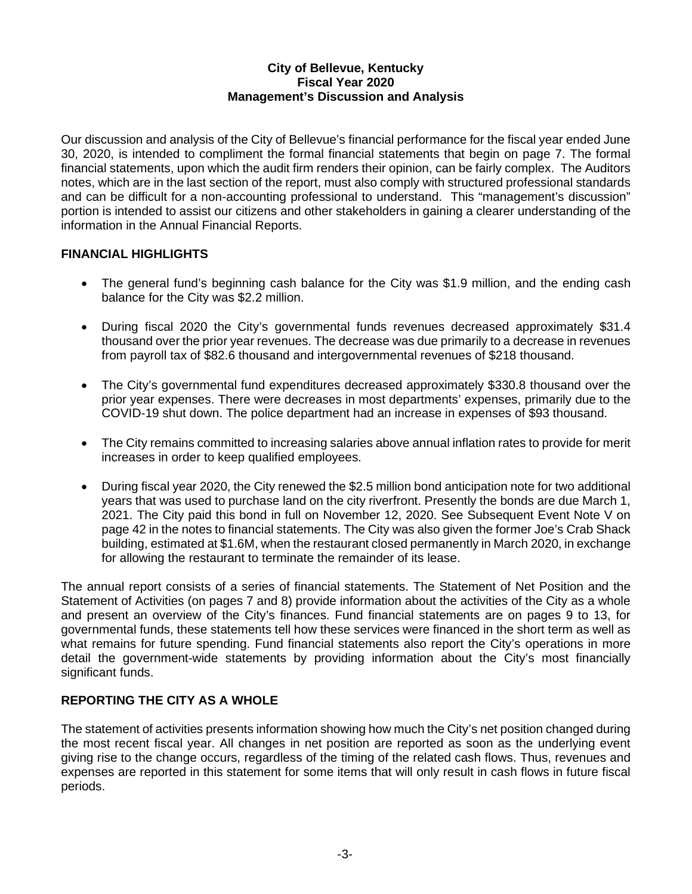**City of Bellevue, Kentucky**
**Fiscal Year 2020**
**Management's Discussion and Analysis**

Our discussion and analysis of the City of Bellevue's financial performance for the fiscal year ended June 30, 2020, is intended to compliment the formal financial statements that begin on page 7. The formal financial statements, upon which the audit firm renders their opinion, can be fairly complex. The Auditors notes, which are in the last section of the report, must also comply with structured professional standards and can be difficult for a non-accounting professional to understand. This "management's discussion" portion is intended to assist our citizens and other stakeholders in gaining a clearer understanding of the information in the Annual Financial Reports.

## FINANCIAL HIGHLIGHTS

- The general fund's beginning cash balance for the City was $1.9 million, and the ending cash balance for the City was $2.2 million.
- During fiscal 2020 the City's governmental funds revenues decreased approximately $31.4 thousand over the prior year revenues. The decrease was due primarily to a decrease in revenues from payroll tax of $82.6 thousand and intergovernmental revenues of $218 thousand.
- The City's governmental fund expenditures decreased approximately $330.8 thousand over the prior year expenses. There were decreases in most departments' expenses, primarily due to the COVID-19 shut down. The police department had an increase in expenses of $93 thousand.
- The City remains committed to increasing salaries above annual inflation rates to provide for merit increases in order to keep qualified employees.
- During fiscal year 2020, the City renewed the $2.5 million bond anticipation note for two additional years that was used to purchase land on the city riverfront. Presently the bonds are due March 1, 2021. The City paid this bond in full on November 12, 2020. See Subsequent Event Note V on page 42 in the notes to financial statements. The City was also given the former Joe's Crab Shack building, estimated at $1.6M, when the restaurant closed permanently in March 2020, in exchange for allowing the restaurant to terminate the remainder of its lease.

The annual report consists of a series of financial statements. The Statement of Net Position and the Statement of Activities (on pages 7 and 8) provide information about the activities of the City as a whole and present an overview of the City's finances. Fund financial statements are on pages 9 to 13, for governmental funds, these statements tell how these services were financed in the short term as well as what remains for future spending. Fund financial statements also report the City's operations in more detail the government-wide statements by providing information about the City's most financially significant funds.

## REPORTING THE CITY AS A WHOLE

The statement of activities presents information showing how much the City's net position changed during the most recent fiscal year. All changes in net position are reported as soon as the underlying event giving rise to the change occurs, regardless of the timing of the related cash flows. Thus, revenues and expenses are reported in this statement for some items that will only result in cash flows in future fiscal periods.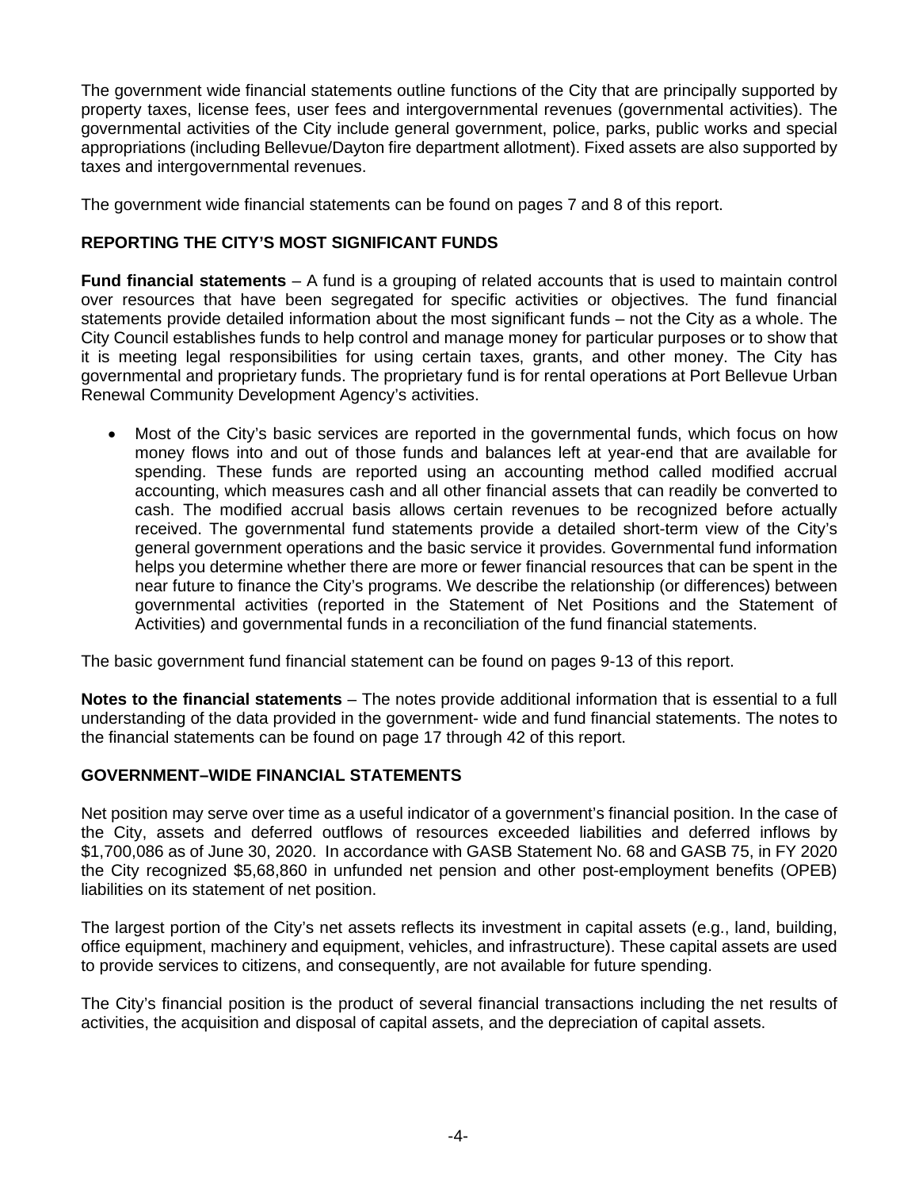The government wide financial statements outline functions of the City that are principally supported by property taxes, license fees, user fees and intergovernmental revenues (governmental activities). The governmental activities of the City include general government, police, parks, public works and special appropriations (including Bellevue/Dayton fire department allotment). Fixed assets are also supported by taxes and intergovernmental revenues.

The government wide financial statements can be found on pages 7 and 8 of this report.

**REPORTING THE CITY'S MOST SIGNIFICANT FUNDS**

**Fund financial statements** – A fund is a grouping of related accounts that is used to maintain control over resources that have been segregated for specific activities or objectives. The fund financial statements provide detailed information about the most significant funds – not the City as a whole. The City Council establishes funds to help control and manage money for particular purposes or to show that it is meeting legal responsibilities for using certain taxes, grants, and other money. The City has governmental and proprietary funds. The proprietary fund is for rental operations at Port Bellevue Urban Renewal Community Development Agency's activities.

- Most of the City's basic services are reported in the governmental funds, which focus on how money flows into and out of those funds and balances left at year-end that are available for spending. These funds are reported using an accounting method called modified accrual accounting, which measures cash and all other financial assets that can readily be converted to cash. The modified accrual basis allows certain revenues to be recognized before actually received. The governmental fund statements provide a detailed short-term view of the City's general government operations and the basic service it provides. Governmental fund information helps you determine whether there are more or fewer financial resources that can be spent in the near future to finance the City's programs. We describe the relationship (or differences) between governmental activities (reported in the Statement of Net Positions and the Statement of Activities) and governmental funds in a reconciliation of the fund financial statements.

The basic government fund financial statement can be found on pages 9-13 of this report.

**Notes to the financial statements** – The notes provide additional information that is essential to a full understanding of the data provided in the government- wide and fund financial statements. The notes to the financial statements can be found on page 17 through 42 of this report.

**GOVERNMENT–WIDE FINANCIAL STATEMENTS**

Net position may serve over time as a useful indicator of a government's financial position. In the case of the City, assets and deferred outflows of resources exceeded liabilities and deferred inflows by $1,700,086 as of June 30, 2020. In accordance with GASB Statement No. 68 and GASB 75, in FY 2020 the City recognized $5,68,860 in unfunded net pension and other post-employment benefits (OPEB) liabilities on its statement of net position.

The largest portion of the City's net assets reflects its investment in capital assets (e.g., land, building, office equipment, machinery and equipment, vehicles, and infrastructure). These capital assets are used to provide services to citizens, and consequently, are not available for future spending.

The City's financial position is the product of several financial transactions including the net results of activities, the acquisition and disposal of capital assets, and the depreciation of capital assets.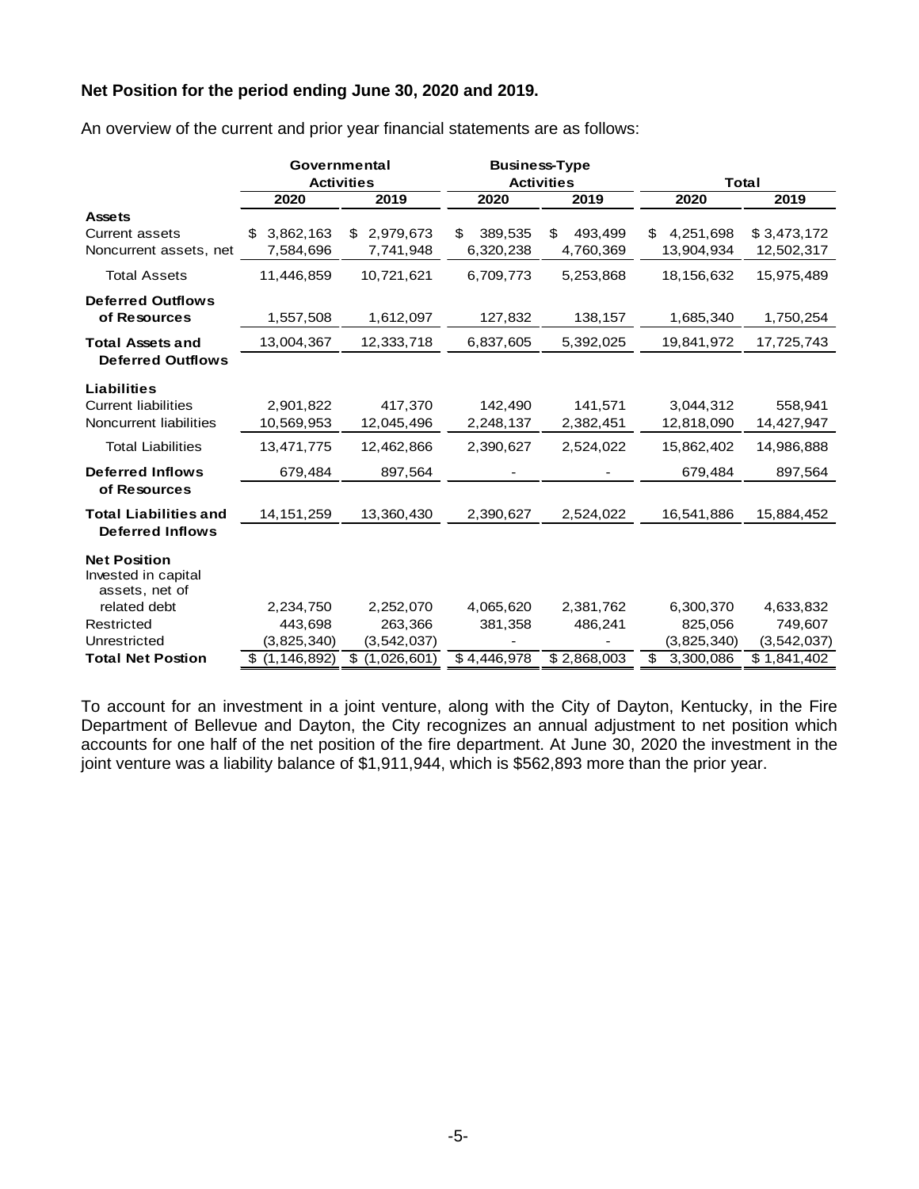**Net Position for the period ending June 30, 2020 and 2019.**

An overview of the current and prior year financial statements are as follows:

| | Governmental Activities | | Business-Type Activities | | Total | |
|---|---|---|---|---|---|---|
| | 2020 | 2019 | 2020 | 2019 | 2020 | 2019 |
| **Assets** | | | | | | |
| Current assets | $ 3,862,163 | $ 2,979,673 | $ 389,535 | $ 493,499 | $ 4,251,698 | $ 3,473,172 |
| Noncurrent assets, net | 7,584,696 | 7,741,948 | 6,320,238 | 4,760,369 | 13,904,934 | 12,502,317 |
| Total Assets | 11,446,859 | 10,721,621 | 6,709,773 | 5,253,868 | 18,156,632 | 15,975,489 |
| **Deferred Outflows of Resources** | 1,557,508 | 1,612,097 | 127,832 | 138,157 | 1,685,340 | 1,750,254 |
| **Total Assets and Deferred Outflows** | 13,004,367 | 12,333,718 | 6,837,605 | 5,392,025 | 19,841,972 | 17,725,743 |
| **Liabilities** | | | | | | |
| Current liabilities | 2,901,822 | 417,370 | 142,490 | 141,571 | 3,044,312 | 558,941 |
| Noncurrent liabilities | 10,569,953 | 12,045,496 | 2,248,137 | 2,382,451 | 12,818,090 | 14,427,947 |
| Total Liabilities | 13,471,775 | 12,462,866 | 2,390,627 | 2,524,022 | 15,862,402 | 14,986,888 |
| **Deferred Inflows of Resources** | 679,484 | 897,564 | - | - | 679,484 | 897,564 |
| **Total Liabilities and Deferred Inflows** | 14,151,259 | 13,360,430 | 2,390,627 | 2,524,022 | 16,541,886 | 15,884,452 |
| **Net Position** | | | | | | |
| Invested in capital assets, net of related debt | 2,234,750 | 2,252,070 | 4,065,620 | 2,381,762 | 6,300,370 | 4,633,832 |
| Restricted | 443,698 | 263,366 | 381,358 | 486,241 | 825,056 | 749,607 |
| Unrestricted | (3,825,340) | (3,542,037) | - | - | (3,825,340) | (3,542,037) |
| **Total Net Postion** | $ (1,146,892) | $ (1,026,601) | $ 4,446,978 | $ 2,868,003 | $ 3,300,086 | $ 1,841,402 |

To account for an investment in a joint venture, along with the City of Dayton, Kentucky, in the Fire Department of Bellevue and Dayton, the City recognizes an annual adjustment to net position which accounts for one half of the net position of the fire department. At June 30, 2020 the investment in the joint venture was a liability balance of $1,911,944, which is $562,893 more than the prior year.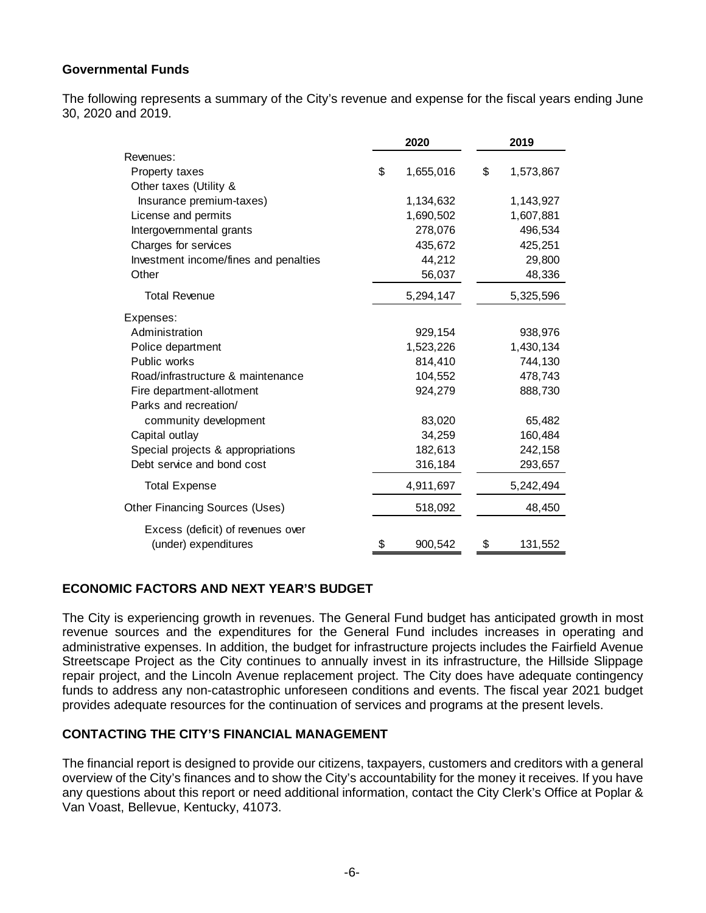**Governmental Funds**

The following represents a summary of the City's revenue and expense for the fiscal years ending June 30, 2020 and 2019.

| | 2020 | 2019 |
|---|---|---|
| Revenues: | | |
| Property taxes | $ 1,655,016 | $ 1,573,867 |
| Other taxes (Utility & Insurance premium-taxes) | 1,134,632 | 1,143,927 |
| License and permits | 1,690,502 | 1,607,881 |
| Intergovernmental grants | 278,076 | 496,534 |
| Charges for services | 435,672 | 425,251 |
| Investment income/fines and penalties | 44,212 | 29,800 |
| Other | 56,037 | 48,336 |
| Total Revenue | 5,294,147 | 5,325,596 |
| Expenses: | | |
| Administration | 929,154 | 938,976 |
| Police department | 1,523,226 | 1,430,134 |
| Public works | 814,410 | 744,130 |
| Road/infrastructure & maintenance | 104,552 | 478,743 |
| Fire department-allotment | 924,279 | 888,730 |
| Parks and recreation/ community development | 83,020 | 65,482 |
| Capital outlay | 34,259 | 160,484 |
| Special projects & appropriations | 182,613 | 242,158 |
| Debt service and bond cost | 316,184 | 293,657 |
| Total Expense | 4,911,697 | 5,242,494 |
| Other Financing Sources (Uses) | 518,092 | 48,450 |
| Excess (deficit) of revenues over (under) expenditures | $ 900,542 | $ 131,552 |

## ECONOMIC FACTORS AND NEXT YEAR'S BUDGET

The City is experiencing growth in revenues. The General Fund budget has anticipated growth in most revenue sources and the expenditures for the General Fund includes increases in operating and administrative expenses. In addition, the budget for infrastructure projects includes the Fairfield Avenue Streetscape Project as the City continues to annually invest in its infrastructure, the Hillside Slippage repair project, and the Lincoln Avenue replacement project. The City does have adequate contingency funds to address any non-catastrophic unforeseen conditions and events. The fiscal year 2021 budget provides adequate resources for the continuation of services and programs at the present levels.

## CONTACTING THE CITY'S FINANCIAL MANAGEMENT

The financial report is designed to provide our citizens, taxpayers, customers and creditors with a general overview of the City's finances and to show the City's accountability for the money it receives. If you have any questions about this report or need additional information, contact the City Clerk's Office at Poplar & Van Voast, Bellevue, Kentucky, 41073.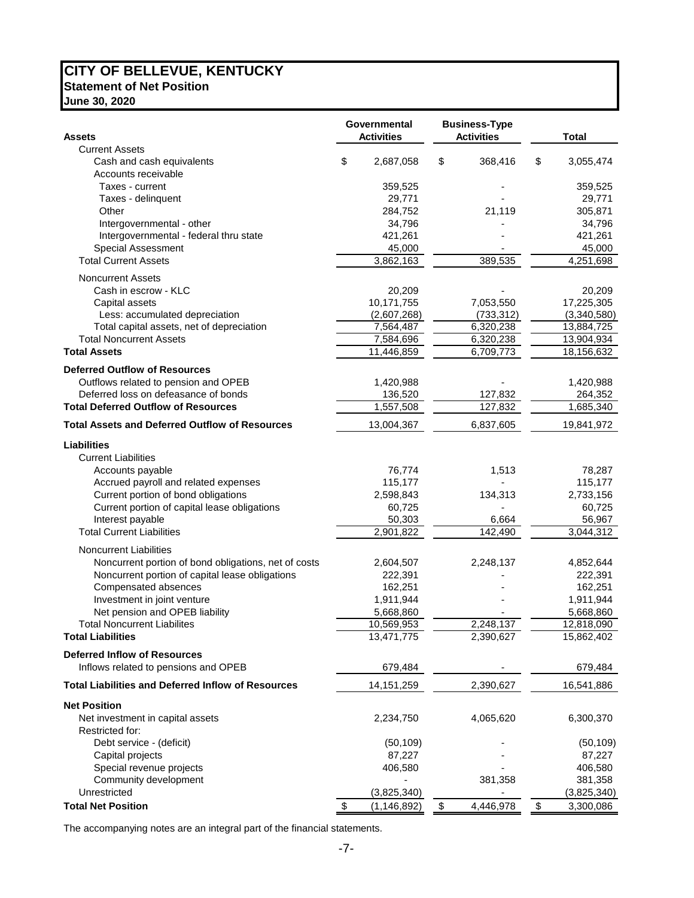# CITY OF BELLEVUE, KENTUCKY
## Statement of Net Position
### June 30, 2020

| Assets | Governmental Activities | Business-Type Activities | Total |
|---|---|---|---|
| Current Assets | | | |
| Cash and cash equivalents | $ 2,687,058 | $ 368,416 | $ 3,055,474 |
| Accounts receivable | | | |
| Taxes - current | 359,525 | - | 359,525 |
| Taxes - delinquent | 29,771 | - | 29,771 |
| Other | 284,752 | 21,119 | 305,871 |
| Intergovernmental - other | 34,796 | - | 34,796 |
| Intergovernmental - federal thru state | 421,261 | - | 421,261 |
| Special Assessment | 45,000 | - | 45,000 |
| Total Current Assets | 3,862,163 | 389,535 | 4,251,698 |
| Noncurrent Assets | | | |
| Cash in escrow - KLC | 20,209 | - | 20,209 |
| Capital assets | 10,171,755 | 7,053,550 | 17,225,305 |
| Less: accumulated depreciation | (2,607,268) | (733,312) | (3,340,580) |
| Total capital assets, net of depreciation | 7,564,487 | 6,320,238 | 13,884,725 |
| Total Noncurrent Assets | 7,584,696 | 6,320,238 | 13,904,934 |
| **Total Assets** | 11,446,859 | 6,709,773 | 18,156,632 |
| **Deferred Outflow of Resources** | | | |
| Outflows related to pension and OPEB | 1,420,988 | - | 1,420,988 |
| Deferred loss on defeasance of bonds | 136,520 | 127,832 | 264,352 |
| **Total Deferred Outflow of Resources** | 1,557,508 | 127,832 | 1,685,340 |
| **Total Assets and Deferred Outflow of Resources** | 13,004,367 | 6,837,605 | 19,841,972 |
| **Liabilities** | | | |
| Current Liabilities | | | |
| Accounts payable | 76,774 | 1,513 | 78,287 |
| Accrued payroll and related expenses | 115,177 | - | 115,177 |
| Current portion of bond obligations | 2,598,843 | 134,313 | 2,733,156 |
| Current portion of capital lease obligations | 60,725 | - | 60,725 |
| Interest payable | 50,303 | 6,664 | 56,967 |
| Total Current Liabilities | 2,901,822 | 142,490 | 3,044,312 |
| Noncurrent Liabilities | | | |
| Noncurrent portion of bond obligations, net of costs | 2,604,507 | 2,248,137 | 4,852,644 |
| Noncurrent portion of capital lease obligations | 222,391 | - | 222,391 |
| Compensated absences | 162,251 | - | 162,251 |
| Investment in joint venture | 1,911,944 | - | 1,911,944 |
| Net pension and OPEB liability | 5,668,860 | - | 5,668,860 |
| Total Noncurrent Liabilites | 10,569,953 | 2,248,137 | 12,818,090 |
| **Total Liabilities** | 13,471,775 | 2,390,627 | 15,862,402 |
| **Deferred Inflow of Resources** | | | |
| Inflows related to pensions and OPEB | 679,484 | - | 679,484 |
| **Total Liabilities and Deferred Inflow of Resources** | 14,151,259 | 2,390,627 | 16,541,886 |
| **Net Position** | | | |
| Net investment in capital assets | 2,234,750 | 4,065,620 | 6,300,370 |
| Restricted for: | | | |
| Debt service - (deficit) | (50,109) | - | (50,109) |
| Capital projects | 87,227 | - | 87,227 |
| Special revenue projects | 406,580 | - | 406,580 |
| Community development | - | 381,358 | 381,358 |
| Unrestricted | (3,825,340) | - | (3,825,340) |
| **Total Net Position** | $ (1,146,892) | $ 4,446,978 | $ 3,300,086 |

The accompanying notes are an integral part of the financial statements.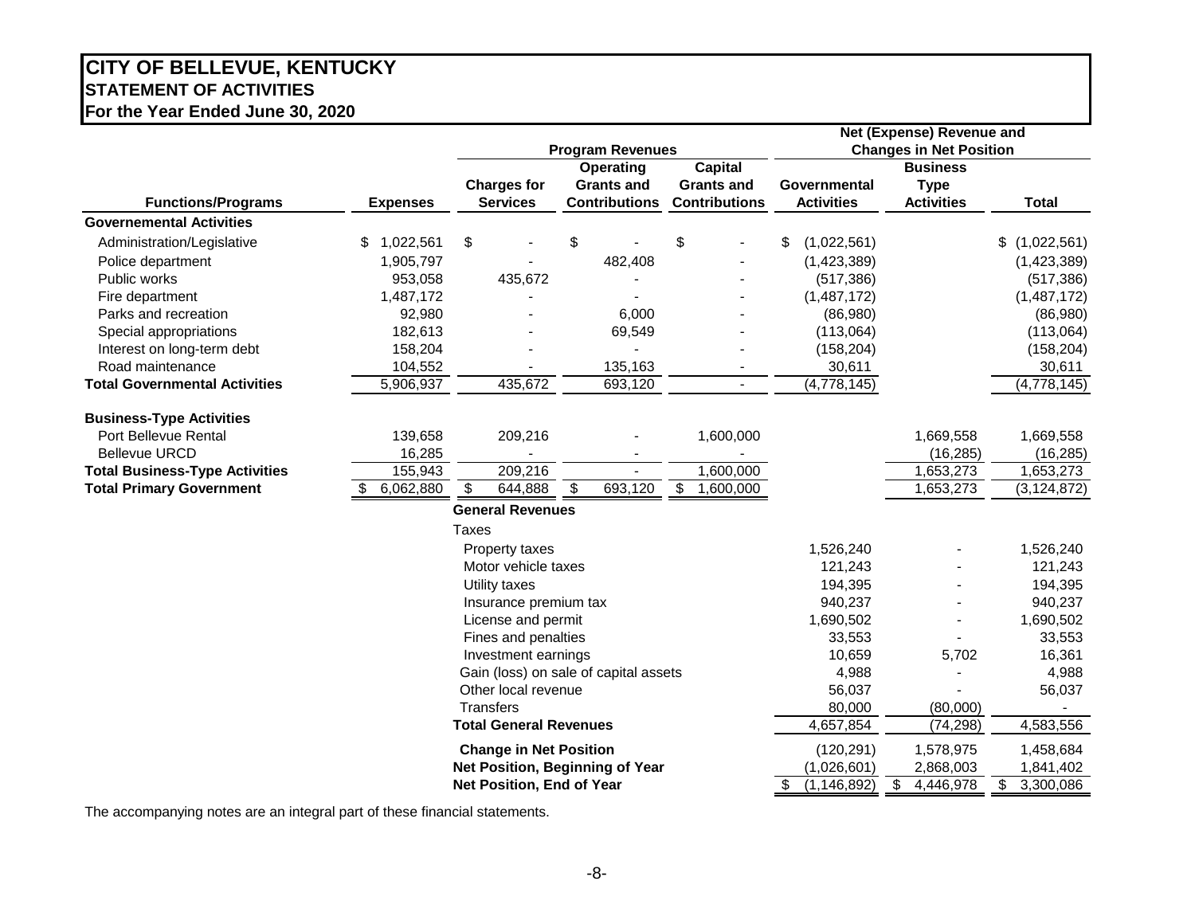# CITY OF BELLEVUE, KENTUCKY
## STATEMENT OF ACTIVITIES
### For the Year Ended June 30, 2020

| | | Program Revenues | | | Net (Expense) Revenue and Changes in Net Position | | |
|---|---|---|---|---|---|---|---|
| **Functions/Programs** | **Expenses** | **Charges for Services** | **Operating Grants and Contributions** | **Capital Grants and Contributions** | **Governmental Activities** | **Business Type Activities** | **Total** |
| **Governemental Activities** | | | | | | | |
| Administration/Legislative | $ 1,022,561 | $ - | $ - | $ - | $ (1,022,561) | | $ (1,022,561) |
| Police department | 1,905,797 | - | 482,408 | - | (1,423,389) | | (1,423,389) |
| Public works | 953,058 | 435,672 | - | - | (517,386) | | (517,386) |
| Fire department | 1,487,172 | - | - | - | (1,487,172) | | (1,487,172) |
| Parks and recreation | 92,980 | - | 6,000 | - | (86,980) | | (86,980) |
| Special appropriations | 182,613 | - | 69,549 | - | (113,064) | | (113,064) |
| Interest on long-term debt | 158,204 | - | - | - | (158,204) | | (158,204) |
| Road maintenance | 104,552 | - | 135,163 | - | 30,611 | | 30,611 |
| **Total Governmental Activities** | 5,906,937 | 435,672 | 693,120 | - | (4,778,145) | | (4,778,145) |
| **Business-Type Activities** | | | | | | | |
| Port Bellevue Rental | 139,658 | 209,216 | - | 1,600,000 | | 1,669,558 | 1,669,558 |
| Bellevue URCD | 16,285 | - | - | - | | (16,285) | (16,285) |
| **Total Business-Type Activities** | 155,943 | 209,216 | - | 1,600,000 | | 1,653,273 | 1,653,273 |
| **Total Primary Government** | $ 6,062,880 | $ 644,888 | $ 693,120 | $ 1,600,000 | | 1,653,273 | (3,124,872) |
| | | **General Revenues** | | | | | |
| | | Taxes | | | | | |
| | | Property taxes | | | 1,526,240 | - | 1,526,240 |
| | | Motor vehicle taxes | | | 121,243 | - | 121,243 |
| | | Utility taxes | | | 194,395 | - | 194,395 |
| | | Insurance premium tax | | | 940,237 | - | 940,237 |
| | | License and permit | | | 1,690,502 | - | 1,690,502 |
| | | Fines and penalties | | | 33,553 | - | 33,553 |
| | | Investment earnings | | | 10,659 | 5,702 | 16,361 |
| | | Gain (loss) on sale of capital assets | | | 4,988 | - | 4,988 |
| | | Other local revenue | | | 56,037 | - | 56,037 |
| | | Transfers | | | 80,000 | (80,000) | - |
| | | **Total General Revenues** | | | 4,657,854 | (74,298) | 4,583,556 |
| | | **Change in Net Position** | | | (120,291) | 1,578,975 | 1,458,684 |
| | | **Net Position, Beginning of Year** | | | (1,026,601) | 2,868,003 | 1,841,402 |
| | | **Net Position, End of Year** | | | $ (1,146,892) | $ 4,446,978 | $ 3,300,086 |

The accompanying notes are an integral part of these financial statements.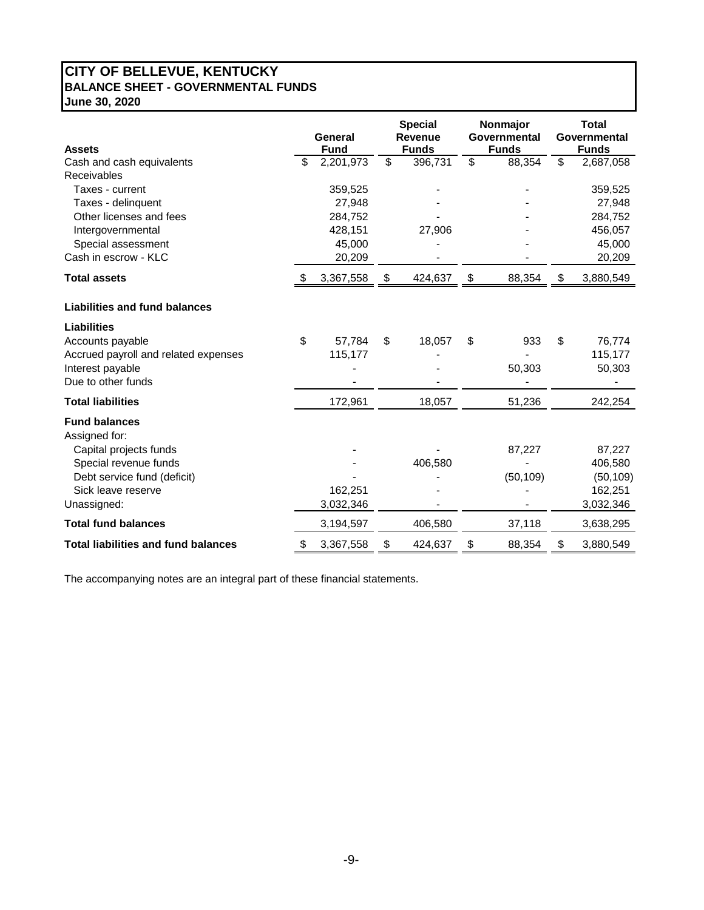# CITY OF BELLEVUE, KENTUCKY
## BALANCE SHEET - GOVERNMENTAL FUNDS
### June 30, 2020

| Assets | General Fund | Special Revenue Funds | Nonmajor Governmental Funds | Total Governmental Funds |
|---|---|---|---|---|
| Cash and cash equivalents | $ 2,201,973 | $ 396,731 | $ 88,354 | $ 2,687,058 |
| Receivables | | | | |
| Taxes - current | 359,525 | - | - | 359,525 |
| Taxes - delinquent | 27,948 | - | - | 27,948 |
| Other licenses and fees | 284,752 | - | - | 284,752 |
| Intergovernmental | 428,151 | 27,906 | - | 456,057 |
| Special assessment | 45,000 | - | - | 45,000 |
| Cash in escrow - KLC | 20,209 | - | - | 20,209 |
| **Total assets** | $ 3,367,558 | $ 424,637 | $ 88,354 | $ 3,880,549 |
| **Liabilities and fund balances** | | | | |
| **Liabilities** | | | | |
| Accounts payable | $ 57,784 | $ 18,057 | $ 933 | $ 76,774 |
| Accrued payroll and related expenses | 115,177 | - | - | 115,177 |
| Interest payable | - | - | 50,303 | 50,303 |
| Due to other funds | - | - | - | - |
| **Total liabilities** | 172,961 | 18,057 | 51,236 | 242,254 |
| **Fund balances** | | | | |
| Assigned for: | | | | |
| Capital projects funds | - | - | 87,227 | 87,227 |
| Special revenue funds | - | 406,580 | - | 406,580 |
| Debt service fund (deficit) | - | - | (50,109) | (50,109) |
| Sick leave reserve | 162,251 | - | - | 162,251 |
| Unassigned: | 3,032,346 | - | - | 3,032,346 |
| **Total fund balances** | 3,194,597 | 406,580 | 37,118 | 3,638,295 |
| **Total liabilities and fund balances** | $ 3,367,558 | $ 424,637 | $ 88,354 | $ 3,880,549 |

The accompanying notes are an integral part of these financial statements.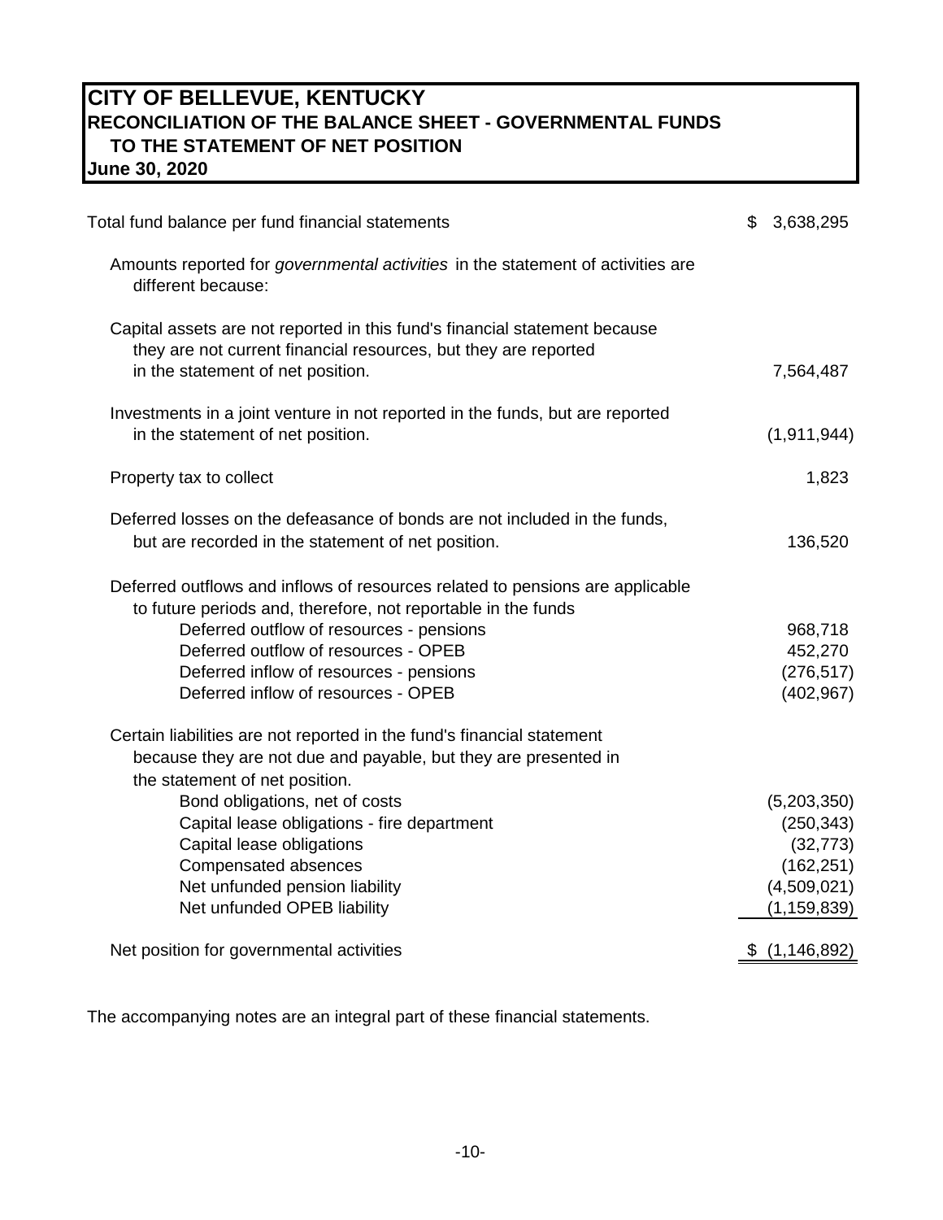# CITY OF BELLEVUE, KENTUCKY
## RECONCILIATION OF THE BALANCE SHEET - GOVERNMENTAL FUNDS TO THE STATEMENT OF NET POSITION
**June 30, 2020**

| | |
|---|---|
| Total fund balance per fund financial statements | $ 3,638,295 |
| Amounts reported for *governmental activities* in the statement of activities are different because: | |
| Capital assets are not reported in this fund's financial statement because they are not current financial resources, but they are reported in the statement of net position. | 7,564,487 |
| Investments in a joint venture in not reported in the funds, but are reported in the statement of net position. | (1,911,944) |
| Property tax to collect | 1,823 |
| Deferred losses on the defeasance of bonds are not included in the funds, but are recorded in the statement of net position. | 136,520 |
| Deferred outflows and inflows of resources related to pensions are applicable to future periods and, therefore, not reportable in the funds | |
| Deferred outflow of resources - pensions | 968,718 |
| Deferred outflow of resources - OPEB | 452,270 |
| Deferred inflow of resources - pensions | (276,517) |
| Deferred inflow of resources - OPEB | (402,967) |
| Certain liabilities are not reported in the fund's financial statement because they are not due and payable, but they are presented in the statement of net position. | |
| Bond obligations, net of costs | (5,203,350) |
| Capital lease obligations - fire department | (250,343) |
| Capital lease obligations | (32,773) |
| Compensated absences | (162,251) |
| Net unfunded pension liability | (4,509,021) |
| Net unfunded OPEB liability | (1,159,839) |
| Net position for governmental activities | $ (1,146,892) |

The accompanying notes are an integral part of these financial statements.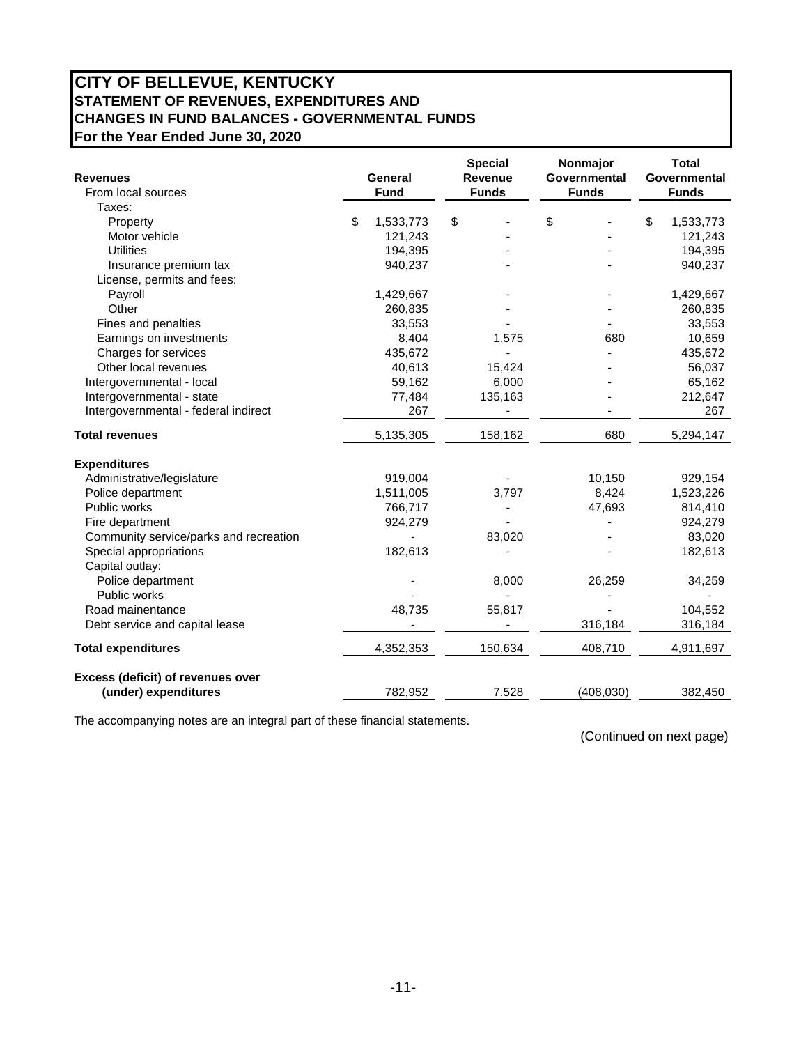# CITY OF BELLEVUE, KENTUCKY
## STATEMENT OF REVENUES, EXPENDITURES AND CHANGES IN FUND BALANCES - GOVERNMENTAL FUNDS
### For the Year Ended June 30, 2020

| Revenues | General Fund | Special Revenue Funds | Nonmajor Governmental Funds | Total Governmental Funds |
|---|---|---|---|---|
| From local sources | | | | |
| Taxes: | | | | |
| Property | $ 1,533,773 | $ - | $ - | $ 1,533,773 |
| Motor vehicle | 121,243 | - | - | 121,243 |
| Utilities | 194,395 | - | - | 194,395 |
| Insurance premium tax | 940,237 | - | - | 940,237 |
| License, permits and fees: | | | | |
| Payroll | 1,429,667 | - | - | 1,429,667 |
| Other | 260,835 | - | - | 260,835 |
| Fines and penalties | 33,553 | - | - | 33,553 |
| Earnings on investments | 8,404 | 1,575 | 680 | 10,659 |
| Charges for services | 435,672 | - | - | 435,672 |
| Other local revenues | 40,613 | 15,424 | - | 56,037 |
| Intergovernmental - local | 59,162 | 6,000 | - | 65,162 |
| Intergovernmental - state | 77,484 | 135,163 | - | 212,647 |
| Intergovernmental - federal indirect | 267 | - | - | 267 |
| **Total revenues** | 5,135,305 | 158,162 | 680 | 5,294,147 |
| **Expenditures** | | | | |
| Administrative/legislature | 919,004 | - | 10,150 | 929,154 |
| Police department | 1,511,005 | 3,797 | 8,424 | 1,523,226 |
| Public works | 766,717 | - | 47,693 | 814,410 |
| Fire department | 924,279 | - | - | 924,279 |
| Community service/parks and recreation | - | 83,020 | - | 83,020 |
| Special appropriations | 182,613 | - | - | 182,613 |
| Capital outlay: | | | | |
| Police department | - | 8,000 | 26,259 | 34,259 |
| Public works | - | - | - | - |
| Road mainentance | 48,735 | 55,817 | - | 104,552 |
| Debt service and capital lease | - | - | 316,184 | 316,184 |
| **Total expenditures** | 4,352,353 | 150,634 | 408,710 | 4,911,697 |
| **Excess (deficit) of revenues over (under) expenditures** | 782,952 | 7,528 | (408,030) | 382,450 |

The accompanying notes are an integral part of these financial statements.

(Continued on next page)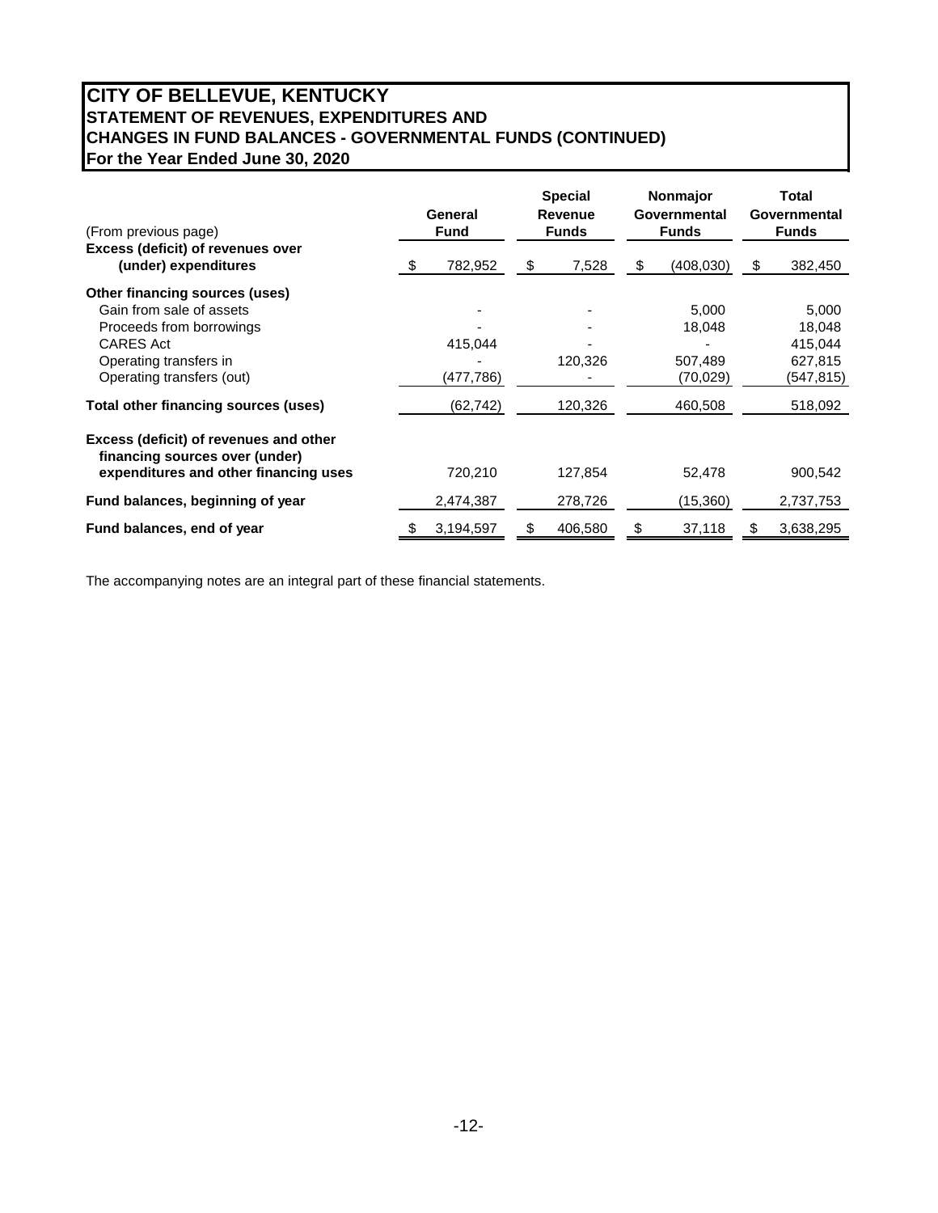# CITY OF BELLEVUE, KENTUCKY
## STATEMENT OF REVENUES, EXPENDITURES AND CHANGES IN FUND BALANCES - GOVERNMENTAL FUNDS (CONTINUED)
### For the Year Ended June 30, 2020

| (From previous page) | General Fund | Special Revenue Funds | Nonmajor Governmental Funds | Total Governmental Funds |
|---|---|---|---|---|
| **Excess (deficit) of revenues over (under) expenditures** | $ 782,952 | $ 7,528 | $ (408,030) | $ 382,450 |
| **Other financing sources (uses)** | | | | |
| Gain from sale of assets | - | - | 5,000 | 5,000 |
| Proceeds from borrowings | - | - | 18,048 | 18,048 |
| CARES Act | 415,044 | - | - | 415,044 |
| Operating transfers in | - | 120,326 | 507,489 | 627,815 |
| Operating transfers (out) | (477,786) | - | (70,029) | (547,815) |
| **Total other financing sources (uses)** | (62,742) | 120,326 | 460,508 | 518,092 |
| **Excess (deficit) of revenues and other financing sources over (under) expenditures and other financing uses** | 720,210 | 127,854 | 52,478 | 900,542 |
| **Fund balances, beginning of year** | 2,474,387 | 278,726 | (15,360) | 2,737,753 |
| **Fund balances, end of year** | $ 3,194,597 | $ 406,580 | $ 37,118 | $ 3,638,295 |

The accompanying notes are an integral part of these financial statements.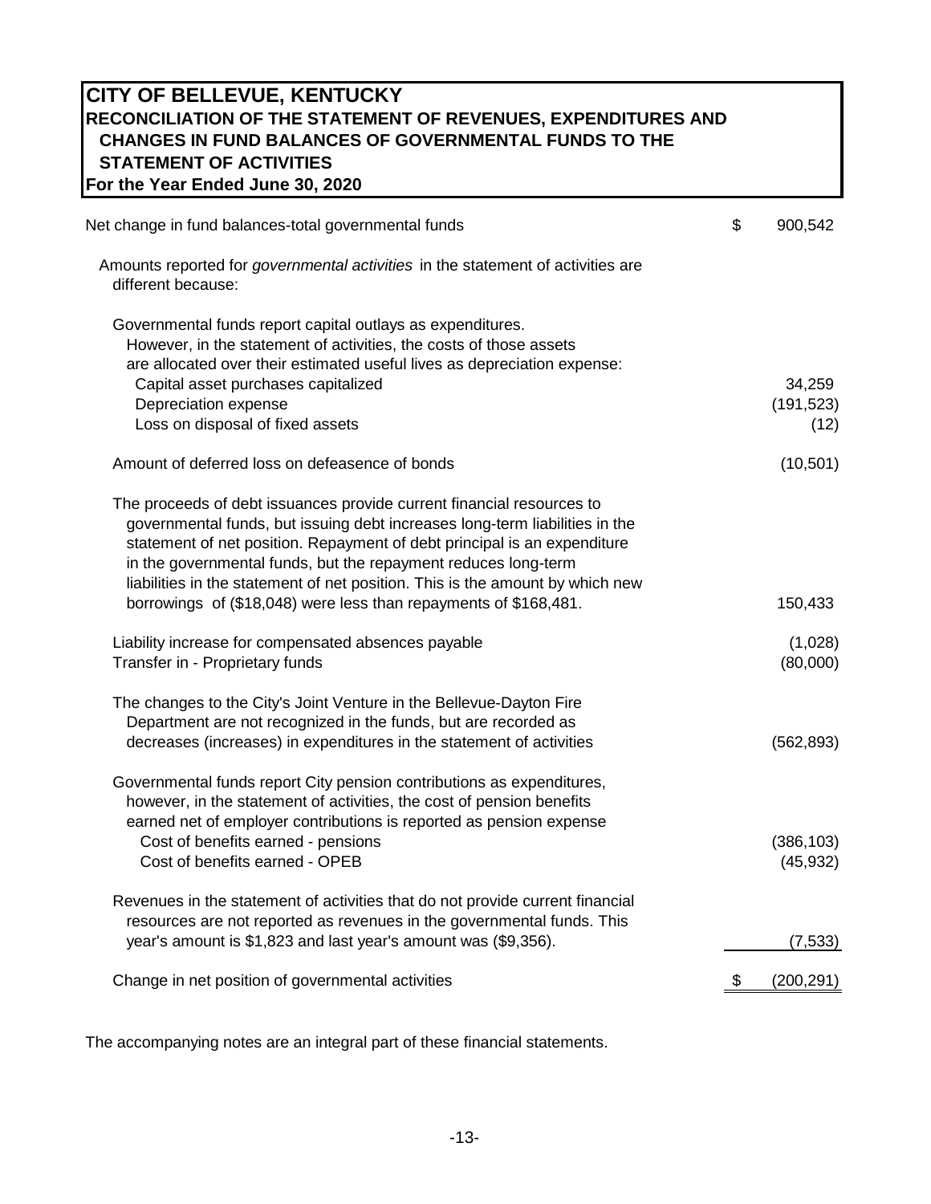# CITY OF BELLEVUE, KENTUCKY
## RECONCILIATION OF THE STATEMENT OF REVENUES, EXPENDITURES AND CHANGES IN FUND BALANCES OF GOVERNMENTAL FUNDS TO THE STATEMENT OF ACTIVITIES
### For the Year Ended June 30, 2020

| | | |
|---|---|---|
| Net change in fund balances-total governmental funds | $ | 900,542 |
| Amounts reported for *governmental activities* in the statement of activities are different because: | | |
| Governmental funds report capital outlays as expenditures. However, in the statement of activities, the costs of those assets are allocated over their estimated useful lives as depreciation expense: | | |
| Capital asset purchases capitalized | | 34,259 |
| Depreciation expense | | (191,523) |
| Loss on disposal of fixed assets | | (12) |
| Amount of deferred loss on defeasence of bonds | | (10,501) |
| The proceeds of debt issuances provide current financial resources to governmental funds, but issuing debt increases long-term liabilities in the statement of net position. Repayment of debt principal is an expenditure in the governmental funds, but the repayment reduces long-term liabilities in the statement of net position. This is the amount by which new borrowings of ($18,048) were less than repayments of $168,481. | | 150,433 |
| Liability increase for compensated absences payable | | (1,028) |
| Transfer in - Proprietary funds | | (80,000) |
| The changes to the City's Joint Venture in the Bellevue-Dayton Fire Department are not recognized in the funds, but are recorded as decreases (increases) in expenditures in the statement of activities | | (562,893) |
| Governmental funds report City pension contributions as expenditures, however, in the statement of activities, the cost of pension benefits earned net of employer contributions is reported as pension expense | | |
| Cost of benefits earned - pensions | | (386,103) |
| Cost of benefits earned - OPEB | | (45,932) |
| Revenues in the statement of activities that do not provide current financial resources are not reported as revenues in the governmental funds. This year's amount is $1,823 and last year's amount was ($9,356). | | (7,533) |
| Change in net position of governmental activities | $ | (200,291) |

The accompanying notes are an integral part of these financial statements.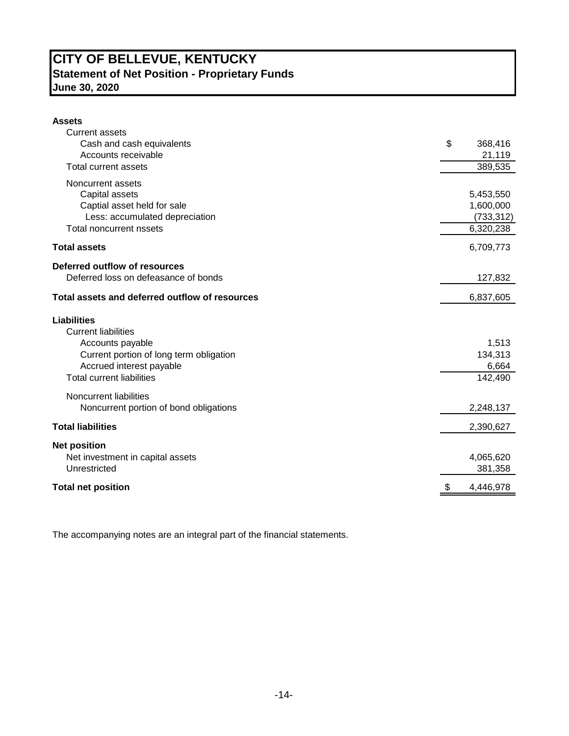# CITY OF BELLEVUE, KENTUCKY
## Statement of Net Position - Proprietary Funds
### June 30, 2020

| | |
|---|---|
| **Assets** | |
| Current assets | |
| Cash and cash equivalents | $ 368,416 |
| Accounts receivable | 21,119 |
| Total current assets | 389,535 |
| Noncurrent assets | |
| Capital assets | 5,453,550 |
| Captial asset held for sale | 1,600,000 |
| Less: accumulated depreciation | (733,312) |
| Total noncurrent nssets | 6,320,238 |
| **Total assets** | 6,709,773 |
| **Deferred outflow of resources** | |
| Deferred loss on defeasance of bonds | 127,832 |
| **Total assets and deferred outflow of resources** | 6,837,605 |
| **Liabilities** | |
| Current liabilities | |
| Accounts payable | 1,513 |
| Current portion of long term obligation | 134,313 |
| Accrued interest payable | 6,664 |
| Total current liabilities | 142,490 |
| Noncurrent liabilities | |
| Noncurrent portion of bond obligations | 2,248,137 |
| **Total liabilities** | 2,390,627 |
| **Net position** | |
| Net investment in capital assets | 4,065,620 |
| Unrestricted | 381,358 |
| **Total net position** | $ 4,446,978 |

The accompanying notes are an integral part of the financial statements.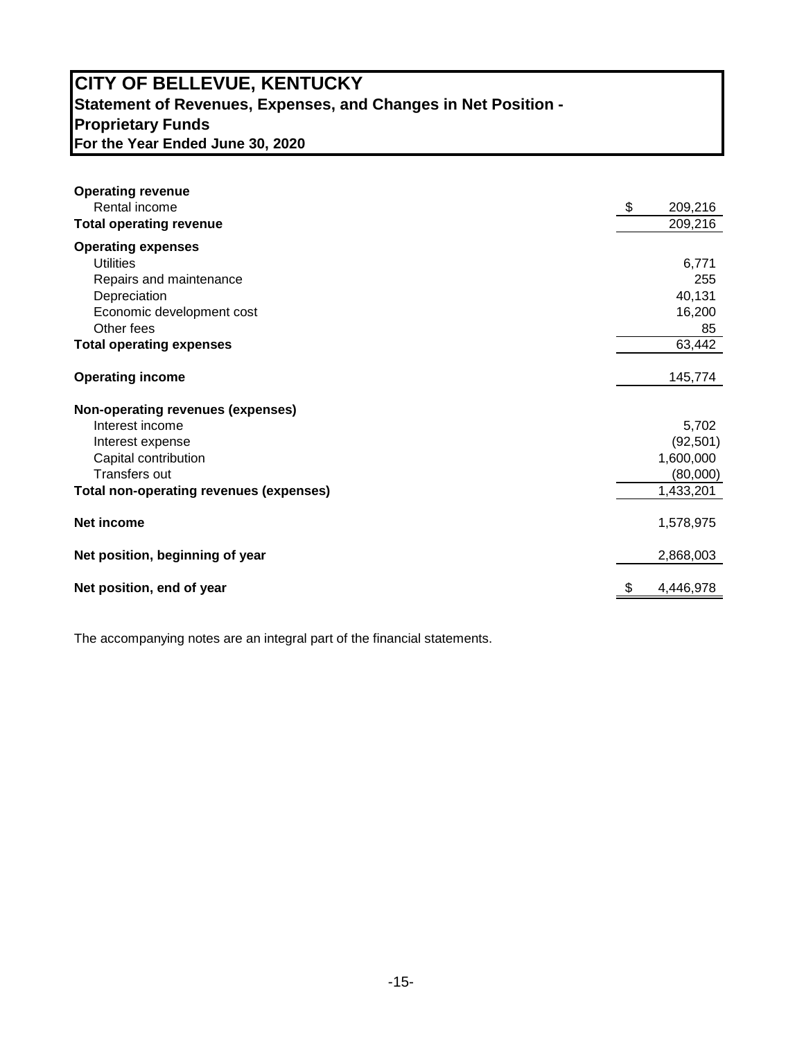# CITY OF BELLEVUE, KENTUCKY
## Statement of Revenues, Expenses, and Changes in Net Position - Proprietary Funds
### For the Year Ended June 30, 2020

| | |
|---|---|
| **Operating revenue** | |
| Rental income | $ 209,216 |
| **Total operating revenue** | 209,216 |
| **Operating expenses** | |
| Utilities | 6,771 |
| Repairs and maintenance | 255 |
| Depreciation | 40,131 |
| Economic development cost | 16,200 |
| Other fees | 85 |
| **Total operating expenses** | 63,442 |
| **Operating income** | 145,774 |
| **Non-operating revenues (expenses)** | |
| Interest income | 5,702 |
| Interest expense | (92,501) |
| Capital contribution | 1,600,000 |
| Transfers out | (80,000) |
| **Total non-operating revenues (expenses)** | 1,433,201 |
| **Net income** | 1,578,975 |
| **Net position, beginning of year** | 2,868,003 |
| **Net position, end of year** | $ 4,446,978 |

The accompanying notes are an integral part of the financial statements.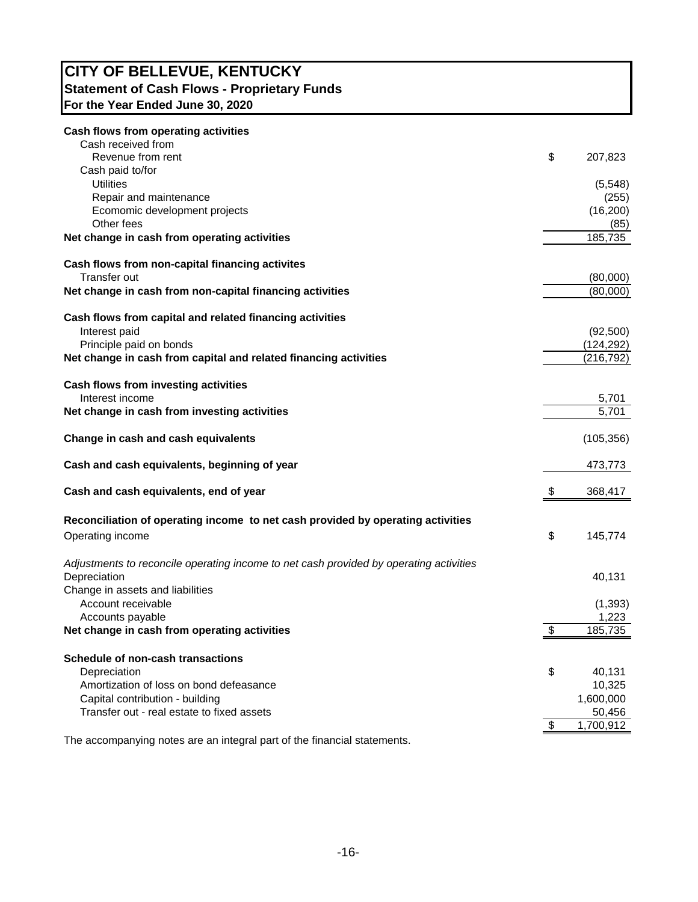# CITY OF BELLEVUE, KENTUCKY
## Statement of Cash Flows - Proprietary Funds
### For the Year Ended June 30, 2020

| | |
|---|---|
| **Cash flows from operating activities** | |
| Cash received from | |
| Revenue from rent | $ 207,823 |
| Cash paid to/for | |
| Utilities | (5,548) |
| Repair and maintenance | (255) |
| Ecomomic development projects | (16,200) |
| Other fees | (85) |
| **Net change in cash from operating activities** | 185,735 |
| | |
| **Cash flows from non-capital financing activites** | |
| Transfer out | (80,000) |
| **Net change in cash from non-capital financing activities** | (80,000) |
| | |
| **Cash flows from capital and related financing activities** | |
| Interest paid | (92,500) |
| Principle paid on bonds | (124,292) |
| **Net change in cash from capital and related financing activities** | (216,792) |
| | |
| **Cash flows from investing activities** | |
| Interest income | 5,701 |
| **Net change in cash from investing activities** | 5,701 |
| | |
| **Change in cash and cash equivalents** | (105,356) |
| | |
| **Cash and cash equivalents, beginning of year** | 473,773 |
| | |
| **Cash and cash equivalents, end of year** | $ 368,417 |
| | |
| **Reconciliation of operating income to net cash provided by operating activities** | |
| Operating income | $ 145,774 |
| | |
| *Adjustments to reconcile operating income to net cash provided by operating activities* | |
| Depreciation | 40,131 |
| Change in assets and liabilities | |
| Account receivable | (1,393) |
| Accounts payable | 1,223 |
| **Net change in cash from operating activities** | $ 185,735 |
| | |
| **Schedule of non-cash transactions** | |
| Depreciation | $ 40,131 |
| Amortization of loss on bond defeasance | 10,325 |
| Capital contribution - building | 1,600,000 |
| Transfer out - real estate to fixed assets | 50,456 |
| | $ 1,700,912 |

The accompanying notes are an integral part of the financial statements.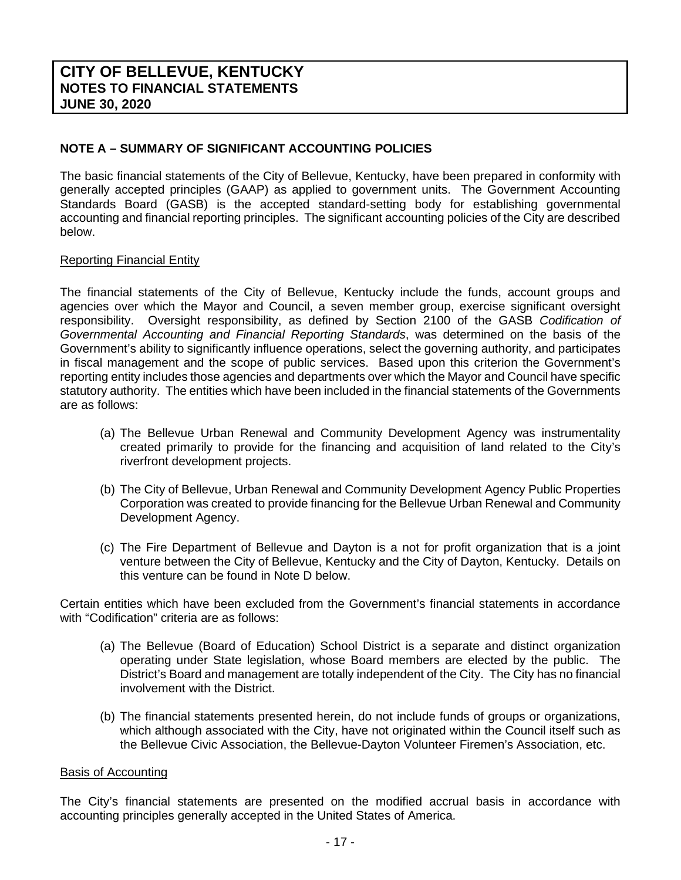# CITY OF BELLEVUE, KENTUCKY
## NOTES TO FINANCIAL STATEMENTS
## JUNE 30, 2020

### NOTE A – SUMMARY OF SIGNIFICANT ACCOUNTING POLICIES

The basic financial statements of the City of Bellevue, Kentucky, have been prepared in conformity with generally accepted principles (GAAP) as applied to government units. The Government Accounting Standards Board (GASB) is the accepted standard-setting body for establishing governmental accounting and financial reporting principles. The significant accounting policies of the City are described below.

Reporting Financial Entity

The financial statements of the City of Bellevue, Kentucky include the funds, account groups and agencies over which the Mayor and Council, a seven member group, exercise significant oversight responsibility. Oversight responsibility, as defined by Section 2100 of the GASB *Codification of Governmental Accounting and Financial Reporting Standards*, was determined on the basis of the Government's ability to significantly influence operations, select the governing authority, and participates in fiscal management and the scope of public services. Based upon this criterion the Government's reporting entity includes those agencies and departments over which the Mayor and Council have specific statutory authority. The entities which have been included in the financial statements of the Governments are as follows:

(a) The Bellevue Urban Renewal and Community Development Agency was instrumentality created primarily to provide for the financing and acquisition of land related to the City's riverfront development projects.

(b) The City of Bellevue, Urban Renewal and Community Development Agency Public Properties Corporation was created to provide financing for the Bellevue Urban Renewal and Community Development Agency.

(c) The Fire Department of Bellevue and Dayton is a not for profit organization that is a joint venture between the City of Bellevue, Kentucky and the City of Dayton, Kentucky. Details on this venture can be found in Note D below.

Certain entities which have been excluded from the Government's financial statements in accordance with "Codification" criteria are as follows:

(a) The Bellevue (Board of Education) School District is a separate and distinct organization operating under State legislation, whose Board members are elected by the public. The District's Board and management are totally independent of the City. The City has no financial involvement with the District.

(b) The financial statements presented herein, do not include funds of groups or organizations, which although associated with the City, have not originated within the Council itself such as the Bellevue Civic Association, the Bellevue-Dayton Volunteer Firemen's Association, etc.

Basis of Accounting

The City's financial statements are presented on the modified accrual basis in accordance with accounting principles generally accepted in the United States of America.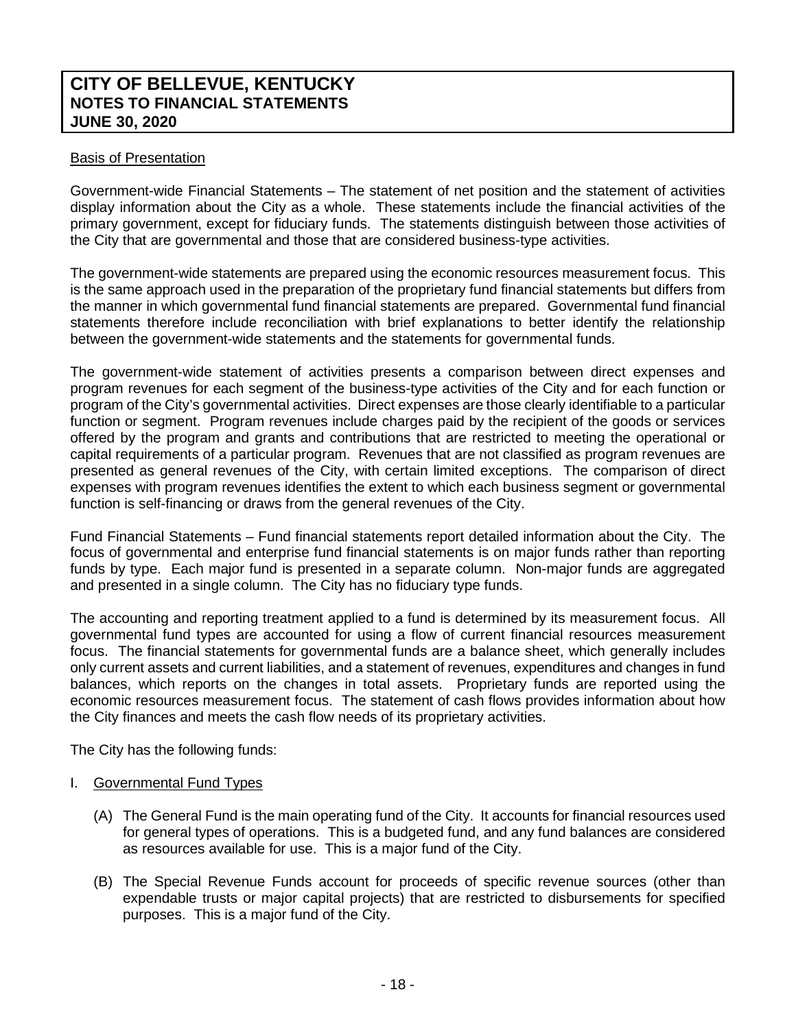Basis of Presentation

Government-wide Financial Statements – The statement of net position and the statement of activities display information about the City as a whole. These statements include the financial activities of the primary government, except for fiduciary funds. The statements distinguish between those activities of the City that are governmental and those that are considered business-type activities.

The government-wide statements are prepared using the economic resources measurement focus. This is the same approach used in the preparation of the proprietary fund financial statements but differs from the manner in which governmental fund financial statements are prepared. Governmental fund financial statements therefore include reconciliation with brief explanations to better identify the relationship between the government-wide statements and the statements for governmental funds.

The government-wide statement of activities presents a comparison between direct expenses and program revenues for each segment of the business-type activities of the City and for each function or program of the City's governmental activities. Direct expenses are those clearly identifiable to a particular function or segment. Program revenues include charges paid by the recipient of the goods or services offered by the program and grants and contributions that are restricted to meeting the operational or capital requirements of a particular program. Revenues that are not classified as program revenues are presented as general revenues of the City, with certain limited exceptions. The comparison of direct expenses with program revenues identifies the extent to which each business segment or governmental function is self-financing or draws from the general revenues of the City.

Fund Financial Statements – Fund financial statements report detailed information about the City. The focus of governmental and enterprise fund financial statements is on major funds rather than reporting funds by type. Each major fund is presented in a separate column. Non-major funds are aggregated and presented in a single column. The City has no fiduciary type funds.

The accounting and reporting treatment applied to a fund is determined by its measurement focus. All governmental fund types are accounted for using a flow of current financial resources measurement focus. The financial statements for governmental funds are a balance sheet, which generally includes only current assets and current liabilities, and a statement of revenues, expenditures and changes in fund balances, which reports on the changes in total assets. Proprietary funds are reported using the economic resources measurement focus. The statement of cash flows provides information about how the City finances and meets the cash flow needs of its proprietary activities.

The City has the following funds:

I. Governmental Fund Types

(A) The General Fund is the main operating fund of the City. It accounts for financial resources used for general types of operations. This is a budgeted fund, and any fund balances are considered as resources available for use. This is a major fund of the City.

(B) The Special Revenue Funds account for proceeds of specific revenue sources (other than expendable trusts or major capital projects) that are restricted to disbursements for specified purposes. This is a major fund of the City.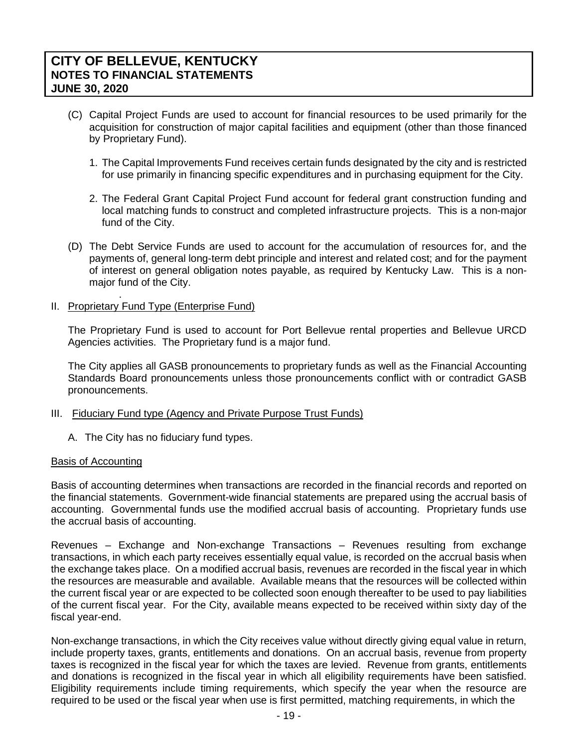(C) Capital Project Funds are used to account for financial resources to be used primarily for the acquisition for construction of major capital facilities and equipment (other than those financed by Proprietary Fund).

   1. The Capital Improvements Fund receives certain funds designated by the city and is restricted for use primarily in financing specific expenditures and in purchasing equipment for the City.

   2. The Federal Grant Capital Project Fund account for federal grant construction funding and local matching funds to construct and completed infrastructure projects. This is a non-major fund of the City.

(D) The Debt Service Funds are used to account for the accumulation of resources for, and the payments of, general long-term debt principle and interest and related cost; and for the payment of interest on general obligation notes payable, as required by Kentucky Law. This is a non-major fund of the City.

II. Proprietary Fund Type (Enterprise Fund)

The Proprietary Fund is used to account for Port Bellevue rental properties and Bellevue URCD Agencies activities. The Proprietary fund is a major fund.

The City applies all GASB pronouncements to proprietary funds as well as the Financial Accounting Standards Board pronouncements unless those pronouncements conflict with or contradict GASB pronouncements.

III. Fiduciary Fund type (Agency and Private Purpose Trust Funds)

A. The City has no fiduciary fund types.

Basis of Accounting

Basis of accounting determines when transactions are recorded in the financial records and reported on the financial statements. Government-wide financial statements are prepared using the accrual basis of accounting. Governmental funds use the modified accrual basis of accounting. Proprietary funds use the accrual basis of accounting.

Revenues – Exchange and Non-exchange Transactions – Revenues resulting from exchange transactions, in which each party receives essentially equal value, is recorded on the accrual basis when the exchange takes place. On a modified accrual basis, revenues are recorded in the fiscal year in which the resources are measurable and available. Available means that the resources will be collected within the current fiscal year or are expected to be collected soon enough thereafter to be used to pay liabilities of the current fiscal year. For the City, available means expected to be received within sixty day of the fiscal year-end.

Non-exchange transactions, in which the City receives value without directly giving equal value in return, include property taxes, grants, entitlements and donations. On an accrual basis, revenue from property taxes is recognized in the fiscal year for which the taxes are levied. Revenue from grants, entitlements and donations is recognized in the fiscal year in which all eligibility requirements have been satisfied. Eligibility requirements include timing requirements, which specify the year when the resource are required to be used or the fiscal year when use is first permitted, matching requirements, in which the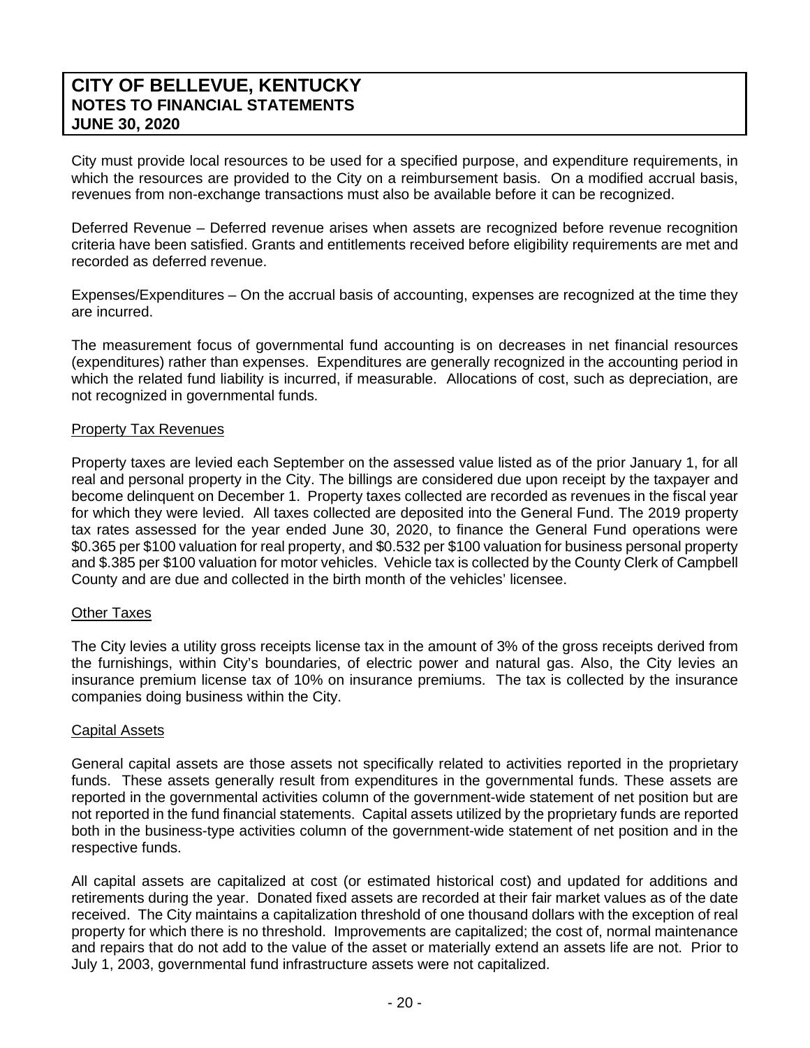City must provide local resources to be used for a specified purpose, and expenditure requirements, in which the resources are provided to the City on a reimbursement basis. On a modified accrual basis, revenues from non-exchange transactions must also be available before it can be recognized.

Deferred Revenue – Deferred revenue arises when assets are recognized before revenue recognition criteria have been satisfied. Grants and entitlements received before eligibility requirements are met and recorded as deferred revenue.

Expenses/Expenditures – On the accrual basis of accounting, expenses are recognized at the time they are incurred.

The measurement focus of governmental fund accounting is on decreases in net financial resources (expenditures) rather than expenses. Expenditures are generally recognized in the accounting period in which the related fund liability is incurred, if measurable. Allocations of cost, such as depreciation, are not recognized in governmental funds.

Property Tax Revenues

Property taxes are levied each September on the assessed value listed as of the prior January 1, for all real and personal property in the City. The billings are considered due upon receipt by the taxpayer and become delinquent on December 1. Property taxes collected are recorded as revenues in the fiscal year for which they were levied. All taxes collected are deposited into the General Fund. The 2019 property tax rates assessed for the year ended June 30, 2020, to finance the General Fund operations were $0.365 per $100 valuation for real property, and $0.532 per $100 valuation for business personal property and $.385 per $100 valuation for motor vehicles. Vehicle tax is collected by the County Clerk of Campbell County and are due and collected in the birth month of the vehicles' licensee.

Other Taxes

The City levies a utility gross receipts license tax in the amount of 3% of the gross receipts derived from the furnishings, within City's boundaries, of electric power and natural gas. Also, the City levies an insurance premium license tax of 10% on insurance premiums. The tax is collected by the insurance companies doing business within the City.

Capital Assets

General capital assets are those assets not specifically related to activities reported in the proprietary funds. These assets generally result from expenditures in the governmental funds. These assets are reported in the governmental activities column of the government-wide statement of net position but are not reported in the fund financial statements. Capital assets utilized by the proprietary funds are reported both in the business-type activities column of the government-wide statement of net position and in the respective funds.

All capital assets are capitalized at cost (or estimated historical cost) and updated for additions and retirements during the year. Donated fixed assets are recorded at their fair market values as of the date received. The City maintains a capitalization threshold of one thousand dollars with the exception of real property for which there is no threshold. Improvements are capitalized; the cost of, normal maintenance and repairs that do not add to the value of the asset or materially extend an assets life are not. Prior to July 1, 2003, governmental fund infrastructure assets were not capitalized.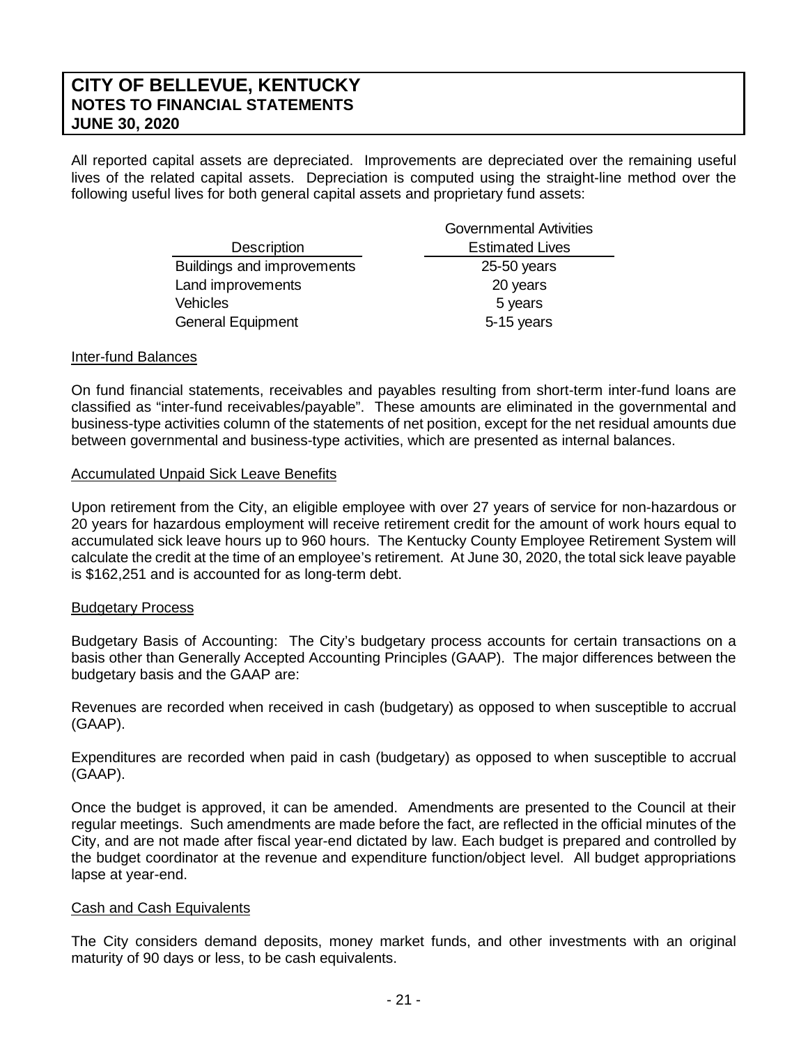All reported capital assets are depreciated. Improvements are depreciated over the remaining useful lives of the related capital assets. Depreciation is computed using the straight-line method over the following useful lives for both general capital assets and proprietary fund assets:

| Description | Governmental Avtivities Estimated Lives |
|---|---|
| Buildings and improvements | 25-50 years |
| Land improvements | 20 years |
| Vehicles | 5 years |
| General Equipment | 5-15 years |

## Inter-fund Balances

On fund financial statements, receivables and payables resulting from short-term inter-fund loans are classified as "inter-fund receivables/payable". These amounts are eliminated in the governmental and business-type activities column of the statements of net position, except for the net residual amounts due between governmental and business-type activities, which are presented as internal balances.

## Accumulated Unpaid Sick Leave Benefits

Upon retirement from the City, an eligible employee with over 27 years of service for non-hazardous or 20 years for hazardous employment will receive retirement credit for the amount of work hours equal to accumulated sick leave hours up to 960 hours. The Kentucky County Employee Retirement System will calculate the credit at the time of an employee's retirement. At June 30, 2020, the total sick leave payable is $162,251 and is accounted for as long-term debt.

## Budgetary Process

Budgetary Basis of Accounting: The City's budgetary process accounts for certain transactions on a basis other than Generally Accepted Accounting Principles (GAAP). The major differences between the budgetary basis and the GAAP are:

Revenues are recorded when received in cash (budgetary) as opposed to when susceptible to accrual (GAAP).

Expenditures are recorded when paid in cash (budgetary) as opposed to when susceptible to accrual (GAAP).

Once the budget is approved, it can be amended. Amendments are presented to the Council at their regular meetings. Such amendments are made before the fact, are reflected in the official minutes of the City, and are not made after fiscal year-end dictated by law. Each budget is prepared and controlled by the budget coordinator at the revenue and expenditure function/object level. All budget appropriations lapse at year-end.

## Cash and Cash Equivalents

The City considers demand deposits, money market funds, and other investments with an original maturity of 90 days or less, to be cash equivalents.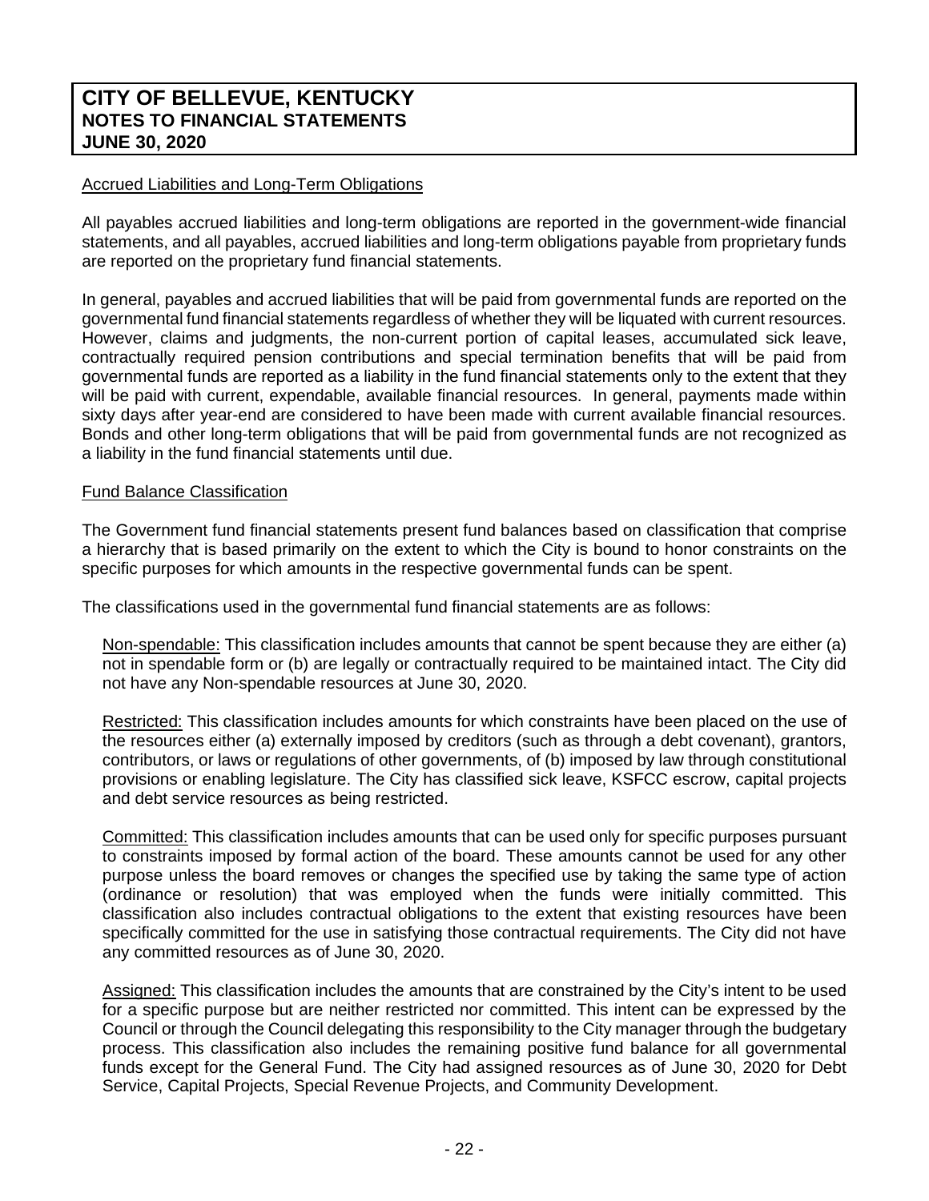Accrued Liabilities and Long-Term Obligations

All payables accrued liabilities and long-term obligations are reported in the government-wide financial statements, and all payables, accrued liabilities and long-term obligations payable from proprietary funds are reported on the proprietary fund financial statements.

In general, payables and accrued liabilities that will be paid from governmental funds are reported on the governmental fund financial statements regardless of whether they will be liquated with current resources. However, claims and judgments, the non-current portion of capital leases, accumulated sick leave, contractually required pension contributions and special termination benefits that will be paid from governmental funds are reported as a liability in the fund financial statements only to the extent that they will be paid with current, expendable, available financial resources. In general, payments made within sixty days after year-end are considered to have been made with current available financial resources. Bonds and other long-term obligations that will be paid from governmental funds are not recognized as a liability in the fund financial statements until due.

Fund Balance Classification

The Government fund financial statements present fund balances based on classification that comprise a hierarchy that is based primarily on the extent to which the City is bound to honor constraints on the specific purposes for which amounts in the respective governmental funds can be spent.

The classifications used in the governmental fund financial statements are as follows:

Non-spendable: This classification includes amounts that cannot be spent because they are either (a) not in spendable form or (b) are legally or contractually required to be maintained intact. The City did not have any Non-spendable resources at June 30, 2020.

Restricted: This classification includes amounts for which constraints have been placed on the use of the resources either (a) externally imposed by creditors (such as through a debt covenant), grantors, contributors, or laws or regulations of other governments, of (b) imposed by law through constitutional provisions or enabling legislature. The City has classified sick leave, KSFCC escrow, capital projects and debt service resources as being restricted.

Committed: This classification includes amounts that can be used only for specific purposes pursuant to constraints imposed by formal action of the board. These amounts cannot be used for any other purpose unless the board removes or changes the specified use by taking the same type of action (ordinance or resolution) that was employed when the funds were initially committed. This classification also includes contractual obligations to the extent that existing resources have been specifically committed for the use in satisfying those contractual requirements. The City did not have any committed resources as of June 30, 2020.

Assigned: This classification includes the amounts that are constrained by the City's intent to be used for a specific purpose but are neither restricted nor committed. This intent can be expressed by the Council or through the Council delegating this responsibility to the City manager through the budgetary process. This classification also includes the remaining positive fund balance for all governmental funds except for the General Fund. The City had assigned resources as of June 30, 2020 for Debt Service, Capital Projects, Special Revenue Projects, and Community Development.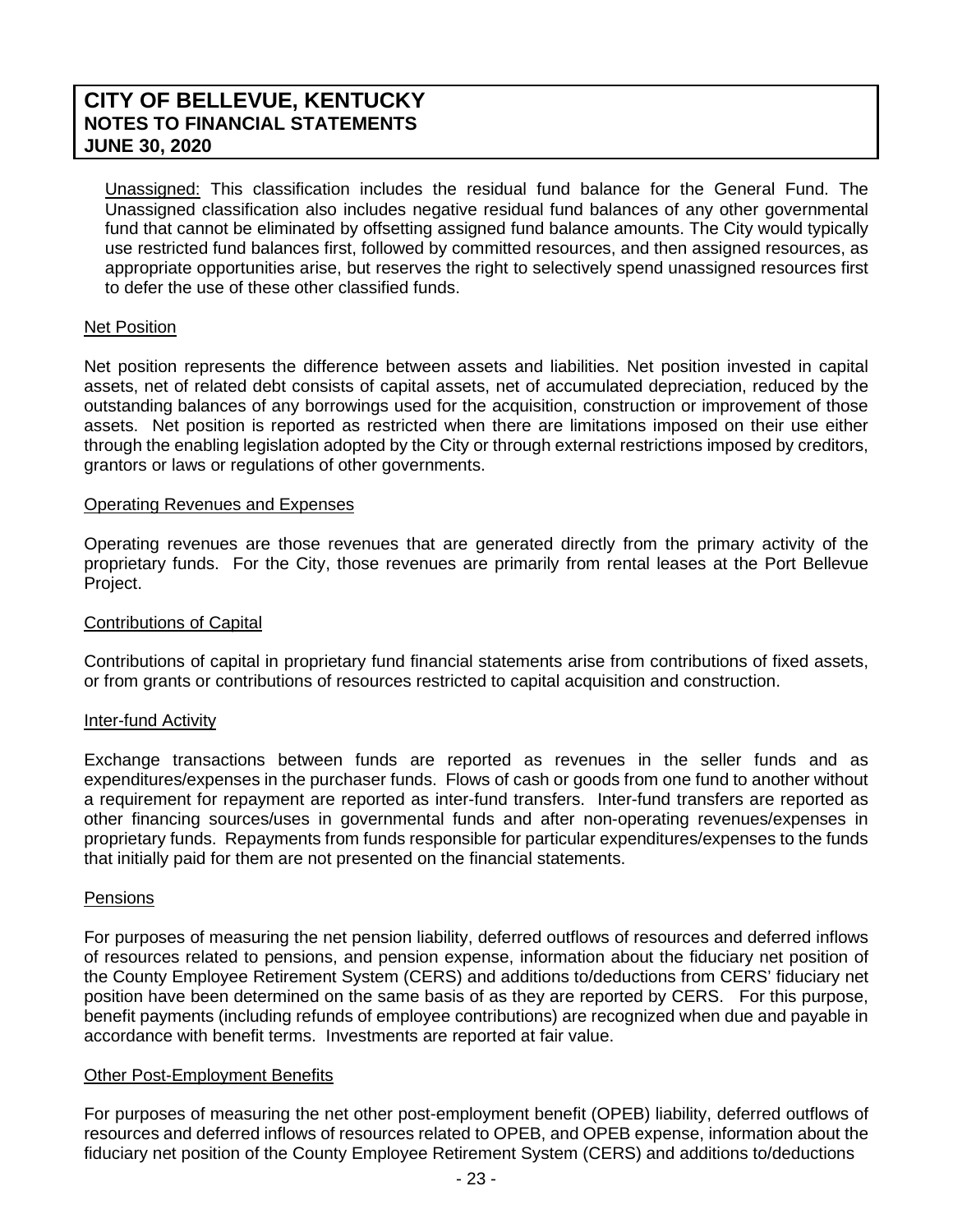Unassigned: This classification includes the residual fund balance for the General Fund. The Unassigned classification also includes negative residual fund balances of any other governmental fund that cannot be eliminated by offsetting assigned fund balance amounts. The City would typically use restricted fund balances first, followed by committed resources, and then assigned resources, as appropriate opportunities arise, but reserves the right to selectively spend unassigned resources first to defer the use of these other classified funds.

Net Position

Net position represents the difference between assets and liabilities. Net position invested in capital assets, net of related debt consists of capital assets, net of accumulated depreciation, reduced by the outstanding balances of any borrowings used for the acquisition, construction or improvement of those assets. Net position is reported as restricted when there are limitations imposed on their use either through the enabling legislation adopted by the City or through external restrictions imposed by creditors, grantors or laws or regulations of other governments.

Operating Revenues and Expenses

Operating revenues are those revenues that are generated directly from the primary activity of the proprietary funds. For the City, those revenues are primarily from rental leases at the Port Bellevue Project.

Contributions of Capital

Contributions of capital in proprietary fund financial statements arise from contributions of fixed assets, or from grants or contributions of resources restricted to capital acquisition and construction.

Inter-fund Activity

Exchange transactions between funds are reported as revenues in the seller funds and as expenditures/expenses in the purchaser funds. Flows of cash or goods from one fund to another without a requirement for repayment are reported as inter-fund transfers. Inter-fund transfers are reported as other financing sources/uses in governmental funds and after non-operating revenues/expenses in proprietary funds. Repayments from funds responsible for particular expenditures/expenses to the funds that initially paid for them are not presented on the financial statements.

Pensions

For purposes of measuring the net pension liability, deferred outflows of resources and deferred inflows of resources related to pensions, and pension expense, information about the fiduciary net position of the County Employee Retirement System (CERS) and additions to/deductions from CERS' fiduciary net position have been determined on the same basis of as they are reported by CERS. For this purpose, benefit payments (including refunds of employee contributions) are recognized when due and payable in accordance with benefit terms. Investments are reported at fair value.

Other Post-Employment Benefits

For purposes of measuring the net other post-employment benefit (OPEB) liability, deferred outflows of resources and deferred inflows of resources related to OPEB, and OPEB expense, information about the fiduciary net position of the County Employee Retirement System (CERS) and additions to/deductions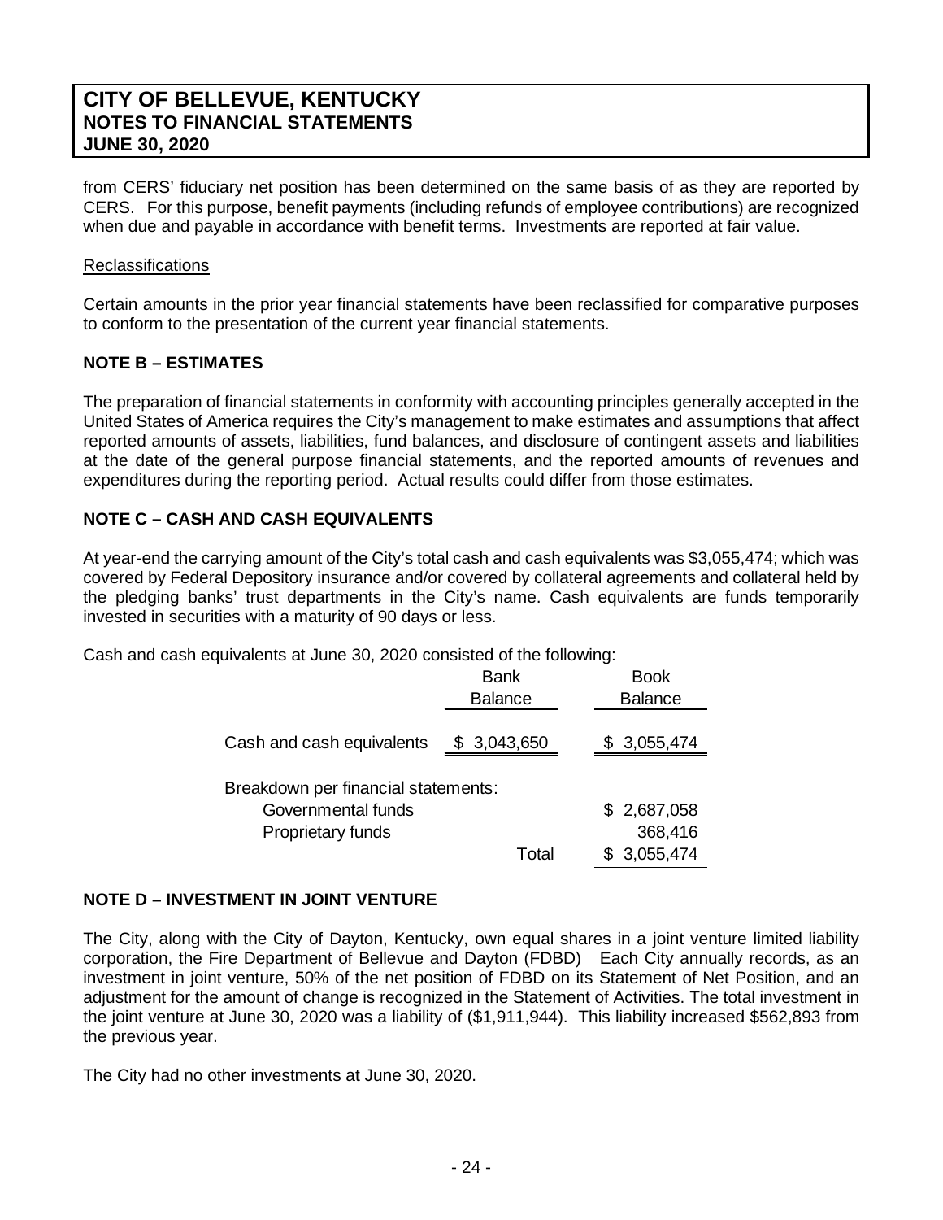from CERS' fiduciary net position has been determined on the same basis of as they are reported by CERS. For this purpose, benefit payments (including refunds of employee contributions) are recognized when due and payable in accordance with benefit terms. Investments are reported at fair value.

Reclassifications

Certain amounts in the prior year financial statements have been reclassified for comparative purposes to conform to the presentation of the current year financial statements.

## NOTE B – ESTIMATES

The preparation of financial statements in conformity with accounting principles generally accepted in the United States of America requires the City's management to make estimates and assumptions that affect reported amounts of assets, liabilities, fund balances, and disclosure of contingent assets and liabilities at the date of the general purpose financial statements, and the reported amounts of revenues and expenditures during the reporting period. Actual results could differ from those estimates.

## NOTE C – CASH AND CASH EQUIVALENTS

At year-end the carrying amount of the City's total cash and cash equivalents was $3,055,474; which was covered by Federal Depository insurance and/or covered by collateral agreements and collateral held by the pledging banks' trust departments in the City's name. Cash equivalents are funds temporarily invested in securities with a maturity of 90 days or less.

Cash and cash equivalents at June 30, 2020 consisted of the following:

| | Bank Balance | Book Balance |
|---|---|---|
| Cash and cash equivalents | $ 3,043,650 | $ 3,055,474 |
| Breakdown per financial statements: | | |
| Governmental funds | | $ 2,687,058 |
| Proprietary funds | | 368,416 |
| | Total | $ 3,055,474 |

## NOTE D – INVESTMENT IN JOINT VENTURE

The City, along with the City of Dayton, Kentucky, own equal shares in a joint venture limited liability corporation, the Fire Department of Bellevue and Dayton (FDBD) Each City annually records, as an investment in joint venture, 50% of the net position of FDBD on its Statement of Net Position, and an adjustment for the amount of change is recognized in the Statement of Activities. The total investment in the joint venture at June 30, 2020 was a liability of ($1,911,944). This liability increased $562,893 from the previous year.

The City had no other investments at June 30, 2020.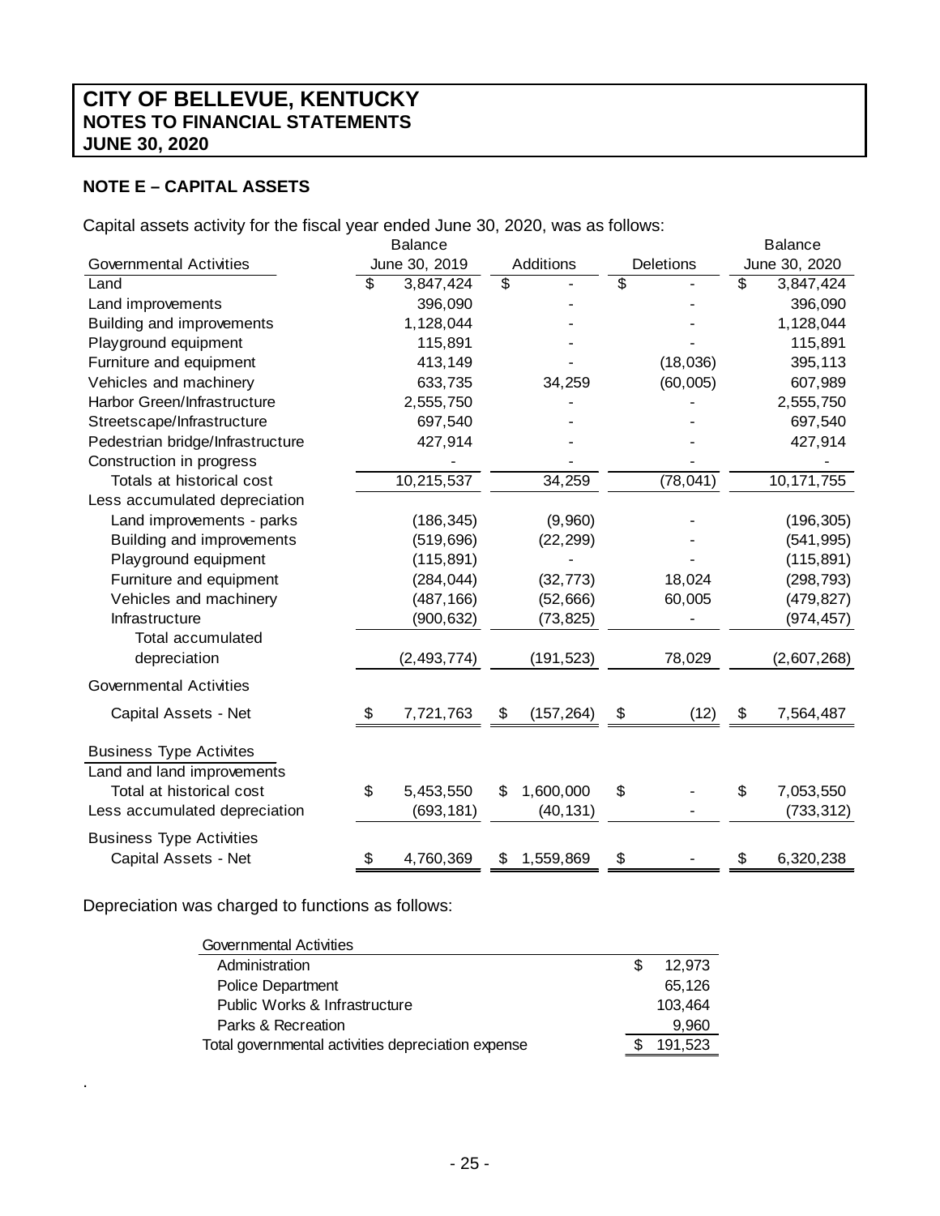# CITY OF BELLEVUE, KENTUCKY
## NOTES TO FINANCIAL STATEMENTS
## JUNE 30, 2020

### NOTE E – CAPITAL ASSETS

Capital assets activity for the fiscal year ended June 30, 2020, was as follows:

| Governmental Activities | Balance June 30, 2019 | Additions | Deletions | Balance June 30, 2020 |
|---|---|---|---|---|
| Land | $ 3,847,424 | $ - | $ - | $ 3,847,424 |
| Land improvements | 396,090 | - | - | 396,090 |
| Building and improvements | 1,128,044 | - | - | 1,128,044 |
| Playground equipment | 115,891 | - | - | 115,891 |
| Furniture and equipment | 413,149 | - | (18,036) | 395,113 |
| Vehicles and machinery | 633,735 | 34,259 | (60,005) | 607,989 |
| Harbor Green/Infrastructure | 2,555,750 | - | - | 2,555,750 |
| Streetscape/Infrastructure | 697,540 | - | - | 697,540 |
| Pedestrian bridge/Infrastructure | 427,914 | - | - | 427,914 |
| Construction in progress | - | - | - | - |
| Totals at historical cost | 10,215,537 | 34,259 | (78,041) | 10,171,755 |
| Less accumulated depreciation | | | | |
| Land improvements - parks | (186,345) | (9,960) | - | (196,305) |
| Building and improvements | (519,696) | (22,299) | - | (541,995) |
| Playground equipment | (115,891) | - | - | (115,891) |
| Furniture and equipment | (284,044) | (32,773) | 18,024 | (298,793) |
| Vehicles and machinery | (487,166) | (52,666) | 60,005 | (479,827) |
| Infrastructure | (900,632) | (73,825) | - | (974,457) |
| Total accumulated depreciation | (2,493,774) | (191,523) | 78,029 | (2,607,268) |
| Governmental Activities | | | | |
| Capital Assets - Net | $ 7,721,763 | $ (157,264) | $ (12) | $ 7,564,487 |
| Business Type Activites | | | | |
| Land and land improvements | | | | |
| Total at historical cost | $ 5,453,550 | $ 1,600,000 | $ - | $ 7,053,550 |
| Less accumulated depreciation | (693,181) | (40,131) | - | (733,312) |
| Business Type Activities | | | | |
| Capital Assets - Net | $ 4,760,369 | $ 1,559,869 | $ - | $ 6,320,238 |

Depreciation was charged to functions as follows:

| Governmental Activities | |
|---|---|
| Administration | $ 12,973 |
| Police Department | 65,126 |
| Public Works & Infrastructure | 103,464 |
| Parks & Recreation | 9,960 |
| Total governmental activities depreciation expense | $ 191,523 |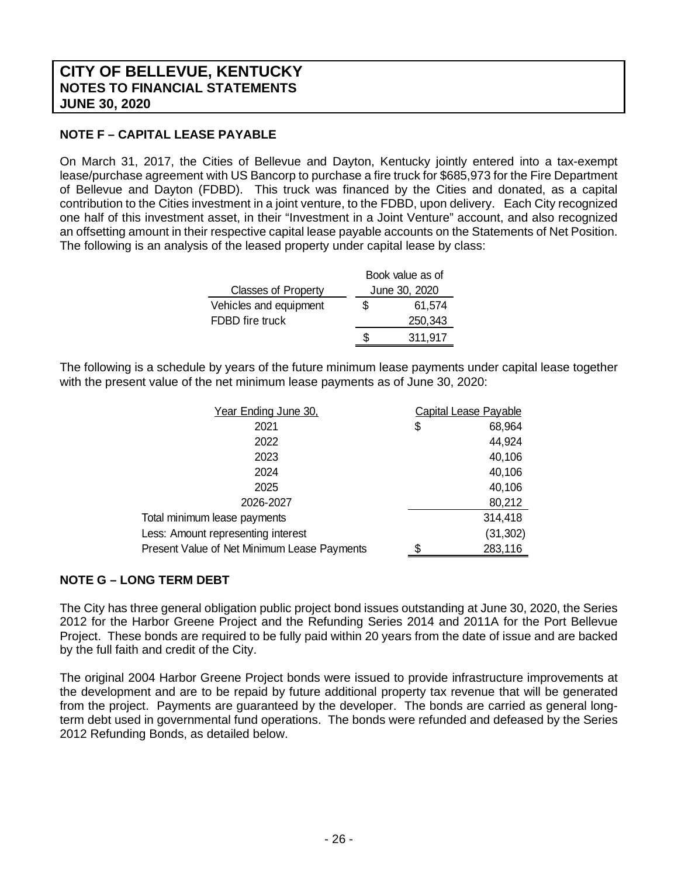**CITY OF BELLEVUE, KENTUCKY**
**NOTES TO FINANCIAL STATEMENTS**
**JUNE 30, 2020**

## NOTE F – CAPITAL LEASE PAYABLE

On March 31, 2017, the Cities of Bellevue and Dayton, Kentucky jointly entered into a tax-exempt lease/purchase agreement with US Bancorp to purchase a fire truck for $685,973 for the Fire Department of Bellevue and Dayton (FDBD). This truck was financed by the Cities and donated, as a capital contribution to the Cities investment in a joint venture, to the FDBD, upon delivery. Each City recognized one half of this investment asset, in their "Investment in a Joint Venture" account, and also recognized an offsetting amount in their respective capital lease payable accounts on the Statements of Net Position. The following is an analysis of the leased property under capital lease by class:

| Classes of Property | Book value as of June 30, 2020 |
|---|---|
| Vehicles and equipment | $ 61,574 |
| FDBD fire truck | 250,343 |
| | $ 311,917 |

The following is a schedule by years of the future minimum lease payments under capital lease together with the present value of the net minimum lease payments as of June 30, 2020:

| Year Ending June 30, | Capital Lease Payable |
|---|---|
| 2021 | $ 68,964 |
| 2022 | 44,924 |
| 2023 | 40,106 |
| 2024 | 40,106 |
| 2025 | 40,106 |
| 2026-2027 | 80,212 |
| Total minimum lease payments | 314,418 |
| Less: Amount representing interest | (31,302) |
| Present Value of Net Minimum Lease Payments | $ 283,116 |

## NOTE G – LONG TERM DEBT

The City has three general obligation public project bond issues outstanding at June 30, 2020, the Series 2012 for the Harbor Greene Project and the Refunding Series 2014 and 2011A for the Port Bellevue Project. These bonds are required to be fully paid within 20 years from the date of issue and are backed by the full faith and credit of the City.

The original 2004 Harbor Greene Project bonds were issued to provide infrastructure improvements at the development and are to be repaid by future additional property tax revenue that will be generated from the project. Payments are guaranteed by the developer. The bonds are carried as general long-term debt used in governmental fund operations. The bonds were refunded and defeased by the Series 2012 Refunding Bonds, as detailed below.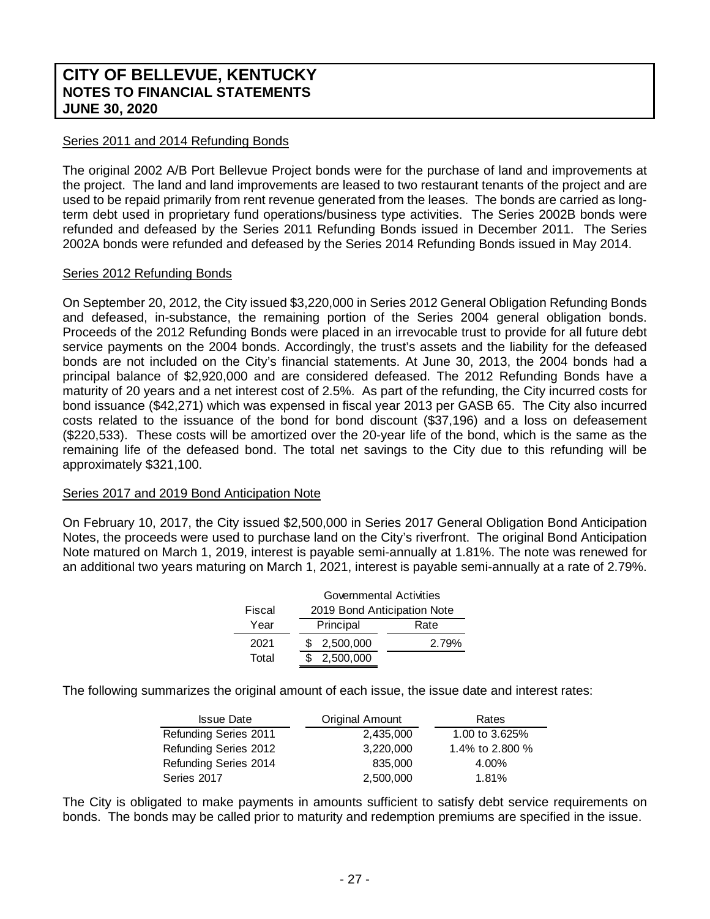# CITY OF BELLEVUE, KENTUCKY
## NOTES TO FINANCIAL STATEMENTS
## JUNE 30, 2020

Series 2011 and 2014 Refunding Bonds

The original 2002 A/B Port Bellevue Project bonds were for the purchase of land and improvements at the project. The land and land improvements are leased to two restaurant tenants of the project and are used to be repaid primarily from rent revenue generated from the leases. The bonds are carried as long-term debt used in proprietary fund operations/business type activities. The Series 2002B bonds were refunded and defeased by the Series 2011 Refunding Bonds issued in December 2011. The Series 2002A bonds were refunded and defeased by the Series 2014 Refunding Bonds issued in May 2014.

Series 2012 Refunding Bonds

On September 20, 2012, the City issued $3,220,000 in Series 2012 General Obligation Refunding Bonds and defeased, in-substance, the remaining portion of the Series 2004 general obligation bonds. Proceeds of the 2012 Refunding Bonds were placed in an irrevocable trust to provide for all future debt service payments on the 2004 bonds. Accordingly, the trust's assets and the liability for the defeased bonds are not included on the City's financial statements. At June 30, 2013, the 2004 bonds had a principal balance of $2,920,000 and are considered defeased. The 2012 Refunding Bonds have a maturity of 20 years and a net interest cost of 2.5%. As part of the refunding, the City incurred costs for bond issuance ($42,271) which was expensed in fiscal year 2013 per GASB 65. The City also incurred costs related to the issuance of the bond for bond discount ($37,196) and a loss on defeasement ($220,533). These costs will be amortized over the 20-year life of the bond, which is the same as the remaining life of the defeased bond. The total net savings to the City due to this refunding will be approximately $321,100.

Series 2017 and 2019 Bond Anticipation Note

On February 10, 2017, the City issued $2,500,000 in Series 2017 General Obligation Bond Anticipation Notes, the proceeds were used to purchase land on the City's riverfront. The original Bond Anticipation Note matured on March 1, 2019, interest is payable semi-annually at 1.81%. The note was renewed for an additional two years maturing on March 1, 2021, interest is payable semi-annually at a rate of 2.79%.

| | Governmental Activities | |
|---|---|---|
| Fiscal | 2019 Bond Anticipation Note | |
| Year | Principal | Rate |
| 2021 | $ 2,500,000 | 2.79% |
| Total | $ 2,500,000 | |

The following summarizes the original amount of each issue, the issue date and interest rates:

| Issue Date | Original Amount | Rates |
|---|---|---|
| Refunding Series 2011 | 2,435,000 | 1.00 to 3.625% |
| Refunding Series 2012 | 3,220,000 | 1.4% to 2.800 % |
| Refunding Series 2014 | 835,000 | 4.00% |
| Series 2017 | 2,500,000 | 1.81% |

The City is obligated to make payments in amounts sufficient to satisfy debt service requirements on bonds. The bonds may be called prior to maturity and redemption premiums are specified in the issue.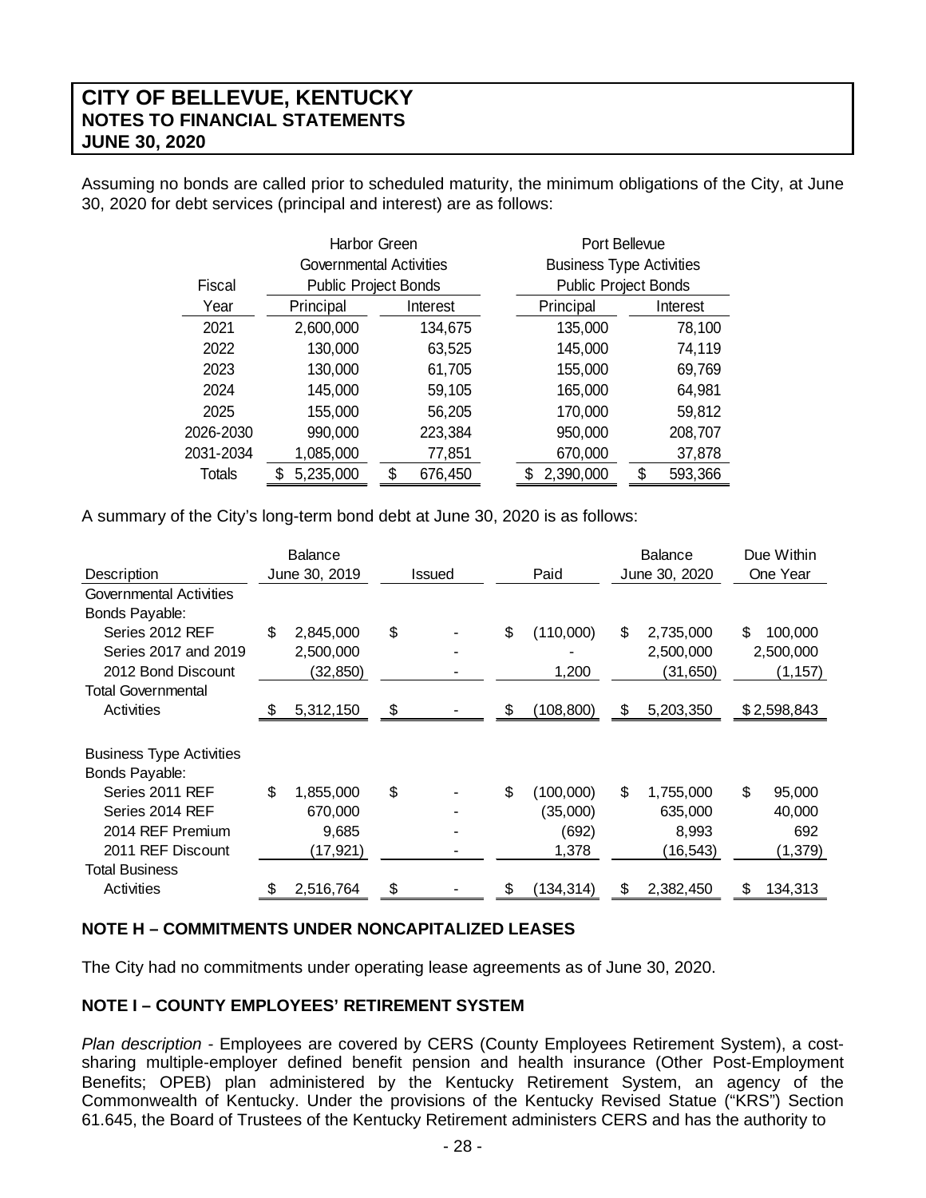Assuming no bonds are called prior to scheduled maturity, the minimum obligations of the City, at June 30, 2020 for debt services (principal and interest) are as follows:

| Fiscal Year | Harbor Green Governmental Activities Public Project Bonds Principal | Interest | Port Bellevue Business Type Activities Public Project Bonds Principal | Interest |
|---|---|---|---|---|
| 2021 | 2,600,000 | 134,675 | 135,000 | 78,100 |
| 2022 | 130,000 | 63,525 | 145,000 | 74,119 |
| 2023 | 130,000 | 61,705 | 155,000 | 69,769 |
| 2024 | 145,000 | 59,105 | 165,000 | 64,981 |
| 2025 | 155,000 | 56,205 | 170,000 | 59,812 |
| 2026-2030 | 990,000 | 223,384 | 950,000 | 208,707 |
| 2031-2034 | 1,085,000 | 77,851 | 670,000 | 37,878 |
| Totals | $ 5,235,000 | $ 676,450 | $ 2,390,000 | $ 593,366 |

A summary of the City's long-term bond debt at June 30, 2020 is as follows:

| Description | Balance June 30, 2019 | Issued | Paid | Balance June 30, 2020 | Due Within One Year |
|---|---|---|---|---|---|
| Governmental Activities | | | | | |
| Bonds Payable: | | | | | |
| Series 2012 REF | $ 2,845,000 | $ - | $ (110,000) | $ 2,735,000 | $ 100,000 |
| Series 2017 and 2019 | 2,500,000 | - | - | 2,500,000 | 2,500,000 |
| 2012 Bond Discount | (32,850) | - | 1,200 | (31,650) | (1,157) |
| Total Governmental Activities | $ 5,312,150 | $ - | $ (108,800) | $ 5,203,350 | $ 2,598,843 |
| | | | | | |
| Business Type Activities | | | | | |
| Bonds Payable: | | | | | |
| Series 2011 REF | $ 1,855,000 | $ - | $ (100,000) | $ 1,755,000 | $ 95,000 |
| Series 2014 REF | 670,000 | - | (35,000) | 635,000 | 40,000 |
| 2014 REF Premium | 9,685 | - | (692) | 8,993 | 692 |
| 2011 REF Discount | (17,921) | - | 1,378 | (16,543) | (1,379) |
| Total Business Activities | $ 2,516,764 | $ - | $ (134,314) | $ 2,382,450 | $ 134,313 |

## NOTE H – COMMITMENTS UNDER NONCAPITALIZED LEASES

The City had no commitments under operating lease agreements as of June 30, 2020.

## NOTE I – COUNTY EMPLOYEES' RETIREMENT SYSTEM

*Plan description* - Employees are covered by CERS (County Employees Retirement System), a cost-sharing multiple-employer defined benefit pension and health insurance (Other Post-Employment Benefits; OPEB) plan administered by the Kentucky Retirement System, an agency of the Commonwealth of Kentucky. Under the provisions of the Kentucky Revised Statue ("KRS") Section 61.645, the Board of Trustees of the Kentucky Retirement administers CERS and has the authority to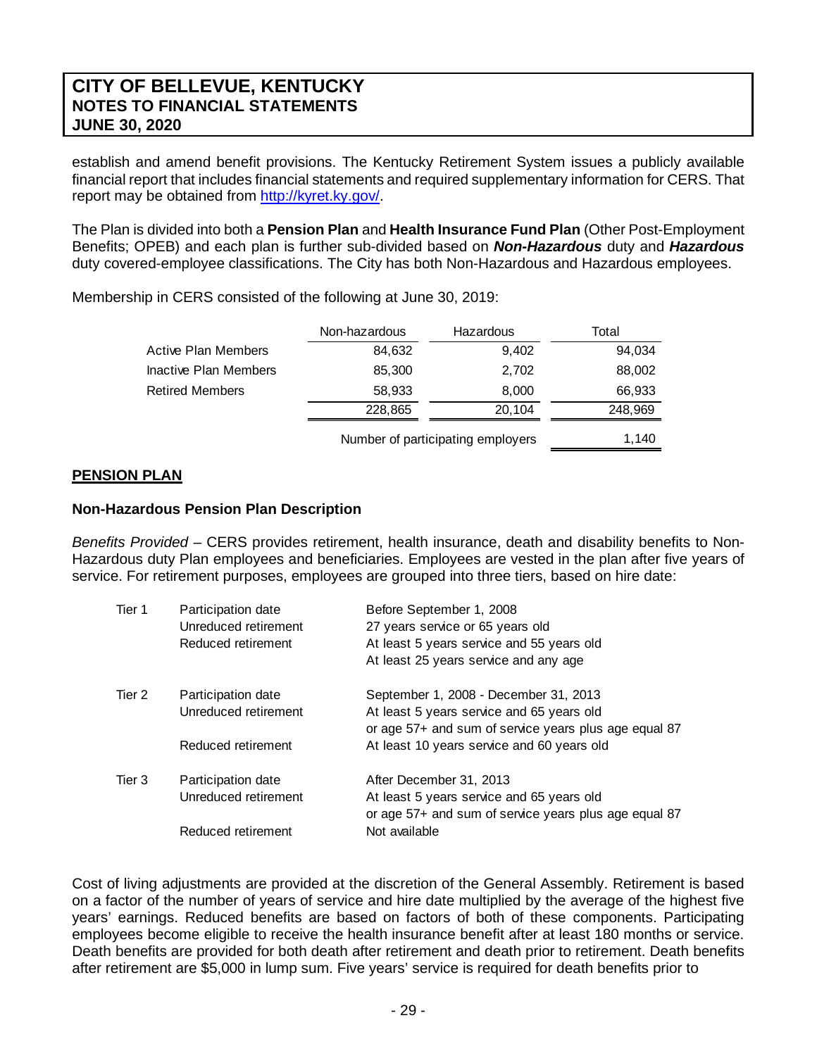establish and amend benefit provisions. The Kentucky Retirement System issues a publicly available financial report that includes financial statements and required supplementary information for CERS. That report may be obtained from [http://kyret.ky.gov/](http://kyret.ky.gov/).

The Plan is divided into both a **Pension Plan** and **Health Insurance Fund Plan** (Other Post-Employment Benefits; OPEB) and each plan is further sub-divided based on ***Non-Hazardous*** duty and ***Hazardous*** duty covered-employee classifications. The City has both Non-Hazardous and Hazardous employees.

Membership in CERS consisted of the following at June 30, 2019:

| | Non-hazardous | Hazardous | Total |
|---|---|---|---|
| Active Plan Members | 84,632 | 9,402 | 94,034 |
| Inactive Plan Members | 85,300 | 2,702 | 88,002 |
| Retired Members | 58,933 | 8,000 | 66,933 |
| | 228,865 | 20,104 | 248,969 |
| | Number of participating employers | | 1,140 |

## PENSION PLAN

### Non-Hazardous Pension Plan Description

*Benefits Provided* – CERS provides retirement, health insurance, death and disability benefits to Non-Hazardous duty Plan employees and beneficiaries. Employees are vested in the plan after five years of service. For retirement purposes, employees are grouped into three tiers, based on hire date:

| | | |
|---|---|---|
| Tier 1 | Participation date | Before September 1, 2008 |
| | Unreduced retirement | 27 years service or 65 years old |
| | Reduced retirement | At least 5 years service and 55 years old |
| | | At least 25 years service and any age |
| Tier 2 | Participation date | September 1, 2008 - December 31, 2013 |
| | Unreduced retirement | At least 5 years service and 65 years old |
| | | or age 57+ and sum of service years plus age equal 87 |
| | Reduced retirement | At least 10 years service and 60 years old |
| Tier 3 | Participation date | After December 31, 2013 |
| | Unreduced retirement | At least 5 years service and 65 years old |
| | | or age 57+ and sum of service years plus age equal 87 |
| | Reduced retirement | Not available |

Cost of living adjustments are provided at the discretion of the General Assembly. Retirement is based on a factor of the number of years of service and hire date multiplied by the average of the highest five years' earnings. Reduced benefits are based on factors of both of these components. Participating employees become eligible to receive the health insurance benefit after at least 180 months or service. Death benefits are provided for both death after retirement and death prior to retirement. Death benefits after retirement are $5,000 in lump sum. Five years' service is required for death benefits prior to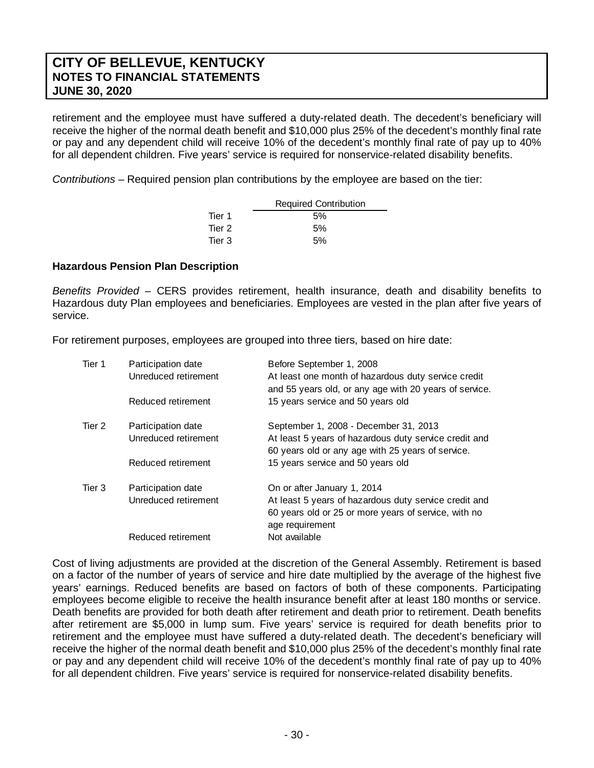retirement and the employee must have suffered a duty-related death. The decedent's beneficiary will receive the higher of the normal death benefit and $10,000 plus 25% of the decedent's monthly final rate or pay and any dependent child will receive 10% of the decedent's monthly final rate of pay up to 40% for all dependent children. Five years' service is required for nonservice-related disability benefits.

*Contributions* – Required pension plan contributions by the employee are based on the tier:

| | Required Contribution |
|---|---|
| Tier 1 | 5% |
| Tier 2 | 5% |
| Tier 3 | 5% |

**Hazardous Pension Plan Description**

*Benefits Provided* – CERS provides retirement, health insurance, death and disability benefits to Hazardous duty Plan employees and beneficiaries. Employees are vested in the plan after five years of service.

For retirement purposes, employees are grouped into three tiers, based on hire date:

| | | |
|---|---|---|
| Tier 1 | Participation date | Before September 1, 2008 |
| | Unreduced retirement | At least one month of hazardous duty service credit and 55 years old, or any age with 20 years of service. |
| | Reduced retirement | 15 years service and 50 years old |
| Tier 2 | Participation date | September 1, 2008 - December 31, 2013 |
| | Unreduced retirement | At least 5 years of hazardous duty service credit and 60 years old or any age with 25 years of service. |
| | Reduced retirement | 15 years service and 50 years old |
| Tier 3 | Participation date | On or after January 1, 2014 |
| | Unreduced retirement | At least 5 years of hazardous duty service credit and 60 years old or 25 or more years of service, with no age requirement |
| | Reduced retirement | Not available |

Cost of living adjustments are provided at the discretion of the General Assembly. Retirement is based on a factor of the number of years of service and hire date multiplied by the average of the highest five years' earnings. Reduced benefits are based on factors of both of these components. Participating employees become eligible to receive the health insurance benefit after at least 180 months or service. Death benefits are provided for both death after retirement and death prior to retirement. Death benefits after retirement are $5,000 in lump sum. Five years' service is required for death benefits prior to retirement and the employee must have suffered a duty-related death. The decedent's beneficiary will receive the higher of the normal death benefit and $10,000 plus 25% of the decedent's monthly final rate or pay and any dependent child will receive 10% of the decedent's monthly final rate of pay up to 40% for all dependent children. Five years' service is required for nonservice-related disability benefits.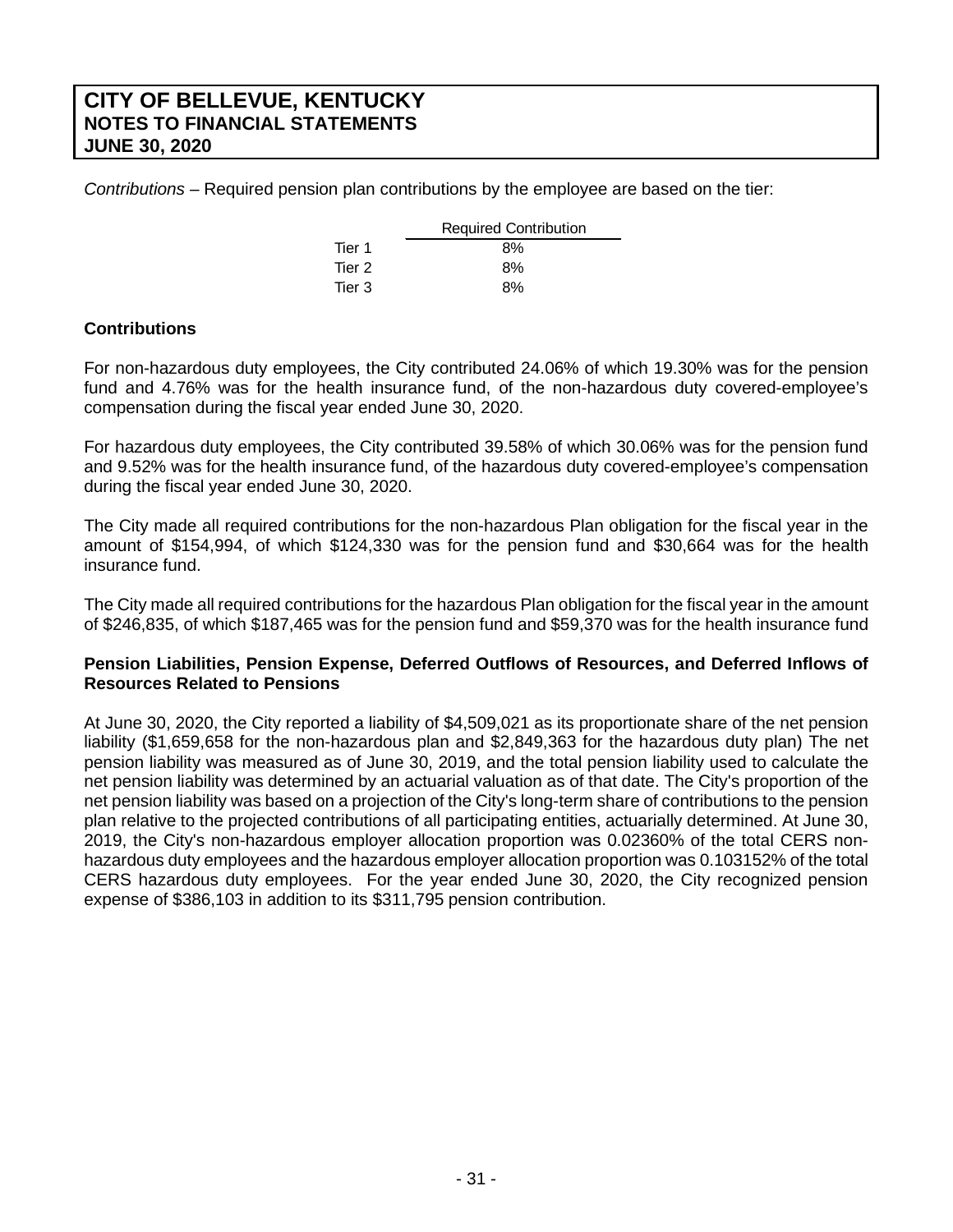*Contributions* – Required pension plan contributions by the employee are based on the tier:

| | Required Contribution |
|---|---|
| Tier 1 | 8% |
| Tier 2 | 8% |
| Tier 3 | 8% |

### Contributions

For non-hazardous duty employees, the City contributed 24.06% of which 19.30% was for the pension fund and 4.76% was for the health insurance fund, of the non-hazardous duty covered-employee's compensation during the fiscal year ended June 30, 2020.

For hazardous duty employees, the City contributed 39.58% of which 30.06% was for the pension fund and 9.52% was for the health insurance fund, of the hazardous duty covered-employee's compensation during the fiscal year ended June 30, 2020.

The City made all required contributions for the non-hazardous Plan obligation for the fiscal year in the amount of $154,994, of which $124,330 was for the pension fund and $30,664 was for the health insurance fund.

The City made all required contributions for the hazardous Plan obligation for the fiscal year in the amount of $246,835, of which $187,465 was for the pension fund and $59,370 was for the health insurance fund

### Pension Liabilities, Pension Expense, Deferred Outflows of Resources, and Deferred Inflows of Resources Related to Pensions

At June 30, 2020, the City reported a liability of $4,509,021 as its proportionate share of the net pension liability ($1,659,658 for the non-hazardous plan and $2,849,363 for the hazardous duty plan) The net pension liability was measured as of June 30, 2019, and the total pension liability used to calculate the net pension liability was determined by an actuarial valuation as of that date. The City's proportion of the net pension liability was based on a projection of the City's long-term share of contributions to the pension plan relative to the projected contributions of all participating entities, actuarially determined. At June 30, 2019, the City's non-hazardous employer allocation proportion was 0.02360% of the total CERS non-hazardous duty employees and the hazardous employer allocation proportion was 0.103152% of the total CERS hazardous duty employees. For the year ended June 30, 2020, the City recognized pension expense of $386,103 in addition to its $311,795 pension contribution.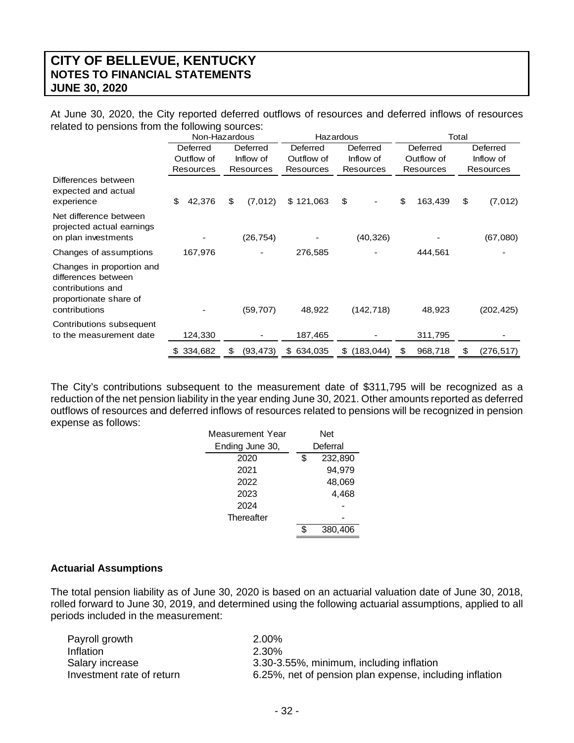# CITY OF BELLEVUE, KENTUCKY
## NOTES TO FINANCIAL STATEMENTS
## JUNE 30, 2020

At June 30, 2020, the City reported deferred outflows of resources and deferred inflows of resources related to pensions from the following sources:

| | Non-Hazardous | | Hazardous | | Total | |
|---|---|---|---|---|---|---|
| | Deferred Outflow of Resources | Deferred Inflow of Resources | Deferred Outflow of Resources | Deferred Inflow of Resources | Deferred Outflow of Resources | Deferred Inflow of Resources |
| Differences between expected and actual experience | $ 42,376 | $ (7,012) | $ 121,063 | $ - | $ 163,439 | $ (7,012) |
| Net difference between projected actual earnings on plan investments | - | (26,754) | - | (40,326) | - | (67,080) |
| Changes of assumptions | 167,976 | - | 276,585 | - | 444,561 | - |
| Changes in proportion and differences between contributions and proportionate share of contributions | - | (59,707) | 48,922 | (142,718) | 48,923 | (202,425) |
| Contributions subsequent to the measurement date | 124,330 | - | 187,465 | - | 311,795 | - |
| | $ 334,682 | $ (93,473) | $ 634,035 | $ (183,044) | $ 968,718 | $ (276,517) |

The City's contributions subsequent to the measurement date of $311,795 will be recognized as a reduction of the net pension liability in the year ending June 30, 2021. Other amounts reported as deferred outflows of resources and deferred inflows of resources related to pensions will be recognized in pension expense as follows:

| Measurement Year Ending June 30, | Net Deferral |
|---|---|
| 2020 | $ 232,890 |
| 2021 | 94,979 |
| 2022 | 48,069 |
| 2023 | 4,468 |
| 2024 | - |
| Thereafter | - |
| | $ 380,406 |

### Actuarial Assumptions

The total pension liability as of June 30, 2020 is based on an actuarial valuation date of June 30, 2018, rolled forward to June 30, 2019, and determined using the following actuarial assumptions, applied to all periods included in the measurement:

| | |
|---|---|
| Payroll growth | 2.00% |
| Inflation | 2.30% |
| Salary increase | 3.30-3.55%, minimum, including inflation |
| Investment rate of return | 6.25%, net of pension plan expense, including inflation |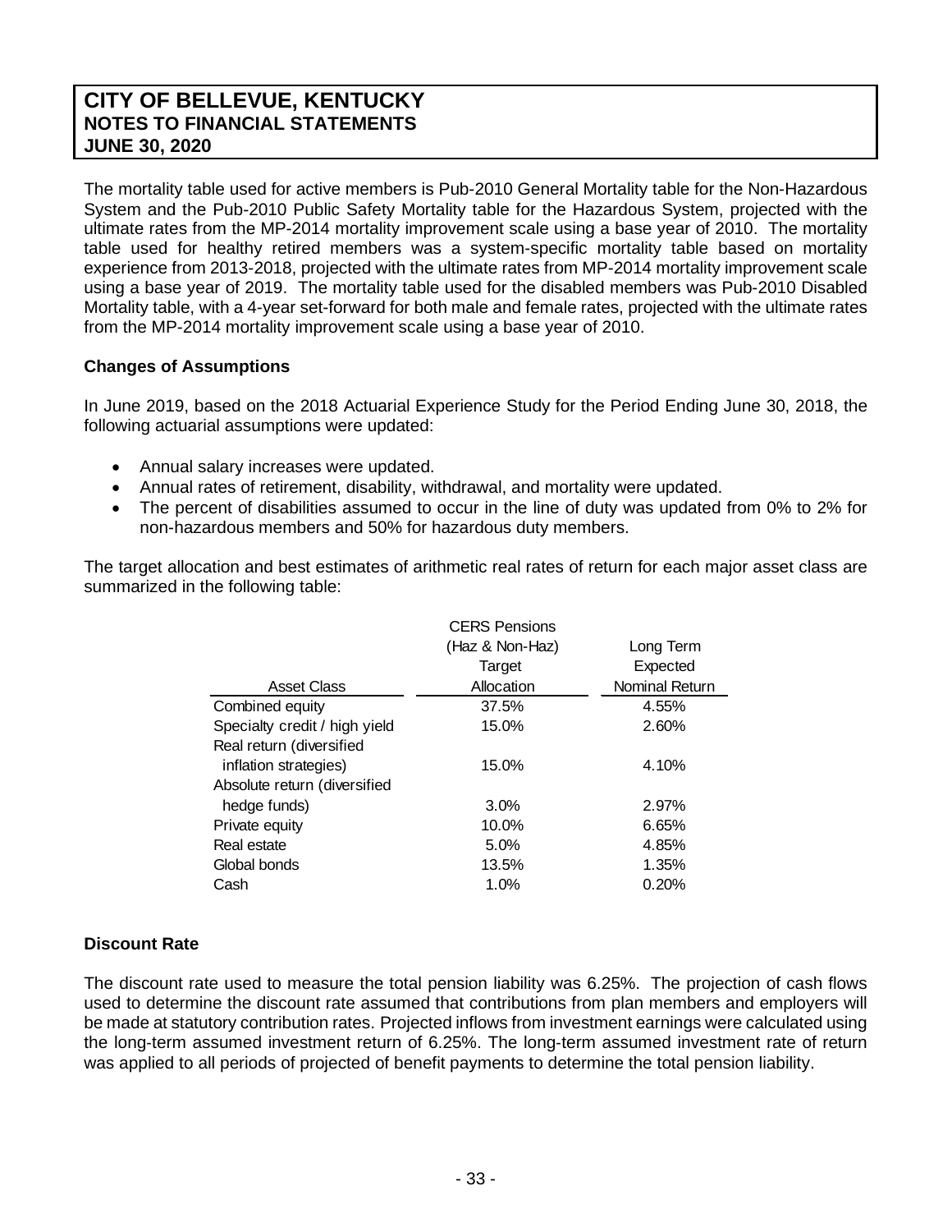# CITY OF BELLEVUE, KENTUCKY
## NOTES TO FINANCIAL STATEMENTS
## JUNE 30, 2020

The mortality table used for active members is Pub-2010 General Mortality table for the Non-Hazardous System and the Pub-2010 Public Safety Mortality table for the Hazardous System, projected with the ultimate rates from the MP-2014 mortality improvement scale using a base year of 2010. The mortality table used for healthy retired members was a system-specific mortality table based on mortality experience from 2013-2018, projected with the ultimate rates from MP-2014 mortality improvement scale using a base year of 2019. The mortality table used for the disabled members was Pub-2010 Disabled Mortality table, with a 4-year set-forward for both male and female rates, projected with the ultimate rates from the MP-2014 mortality improvement scale using a base year of 2010.

**Changes of Assumptions**

In June 2019, based on the 2018 Actuarial Experience Study for the Period Ending June 30, 2018, the following actuarial assumptions were updated:

- Annual salary increases were updated.
- Annual rates of retirement, disability, withdrawal, and mortality were updated.
- The percent of disabilities assumed to occur in the line of duty was updated from 0% to 2% for non-hazardous members and 50% for hazardous duty members.

The target allocation and best estimates of arithmetic real rates of return for each major asset class are summarized in the following table:

| Asset Class | CERS Pensions (Haz & Non-Haz) Target Allocation | Long Term Expected Nominal Return |
|---|---|---|
| Combined equity | 37.5% | 4.55% |
| Specialty credit / high yield | 15.0% | 2.60% |
| Real return (diversified inflation strategies) | 15.0% | 4.10% |
| Absolute return (diversified hedge funds) | 3.0% | 2.97% |
| Private equity | 10.0% | 6.65% |
| Real estate | 5.0% | 4.85% |
| Global bonds | 13.5% | 1.35% |
| Cash | 1.0% | 0.20% |

**Discount Rate**

The discount rate used to measure the total pension liability was 6.25%. The projection of cash flows used to determine the discount rate assumed that contributions from plan members and employers will be made at statutory contribution rates. Projected inflows from investment earnings were calculated using the long-term assumed investment return of 6.25%. The long-term assumed investment rate of return was applied to all periods of projected of benefit payments to determine the total pension liability.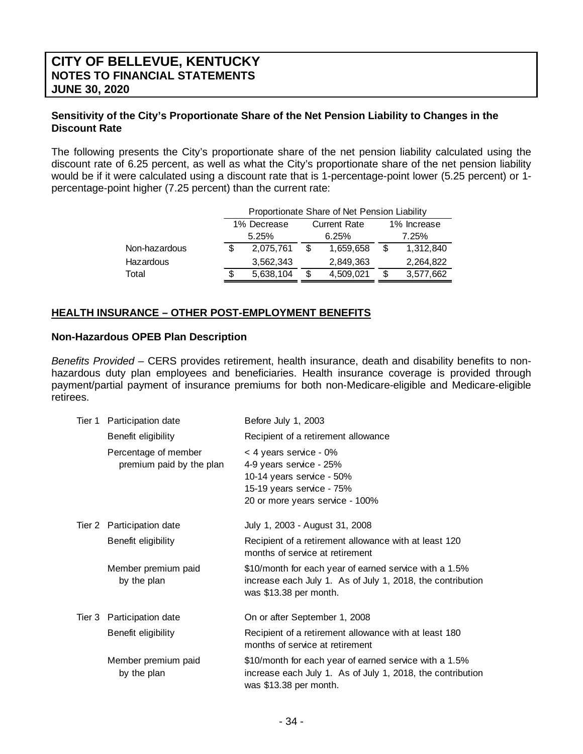# CITY OF BELLEVUE, KENTUCKY
## NOTES TO FINANCIAL STATEMENTS
## JUNE 30, 2020

**Sensitivity of the City's Proportionate Share of the Net Pension Liability to Changes in the Discount Rate**

The following presents the City's proportionate share of the net pension liability calculated using the discount rate of 6.25 percent, as well as what the City's proportionate share of the net pension liability would be if it were calculated using a discount rate that is 1-percentage-point lower (5.25 percent) or 1-percentage-point higher (7.25 percent) than the current rate:

| | Proportionate Share of Net Pension Liability | | |
|---|---|---|---|
| | 1% Decrease 5.25% | Current Rate 6.25% | 1% Increase 7.25% |
| Non-hazardous | $ 2,075,761 | $ 1,659,658 | $ 1,312,840 |
| Hazardous | 3,562,343 | 2,849,363 | 2,264,822 |
| Total | $ 5,638,104 | $ 4,509,021 | $ 3,577,662 |

## HEALTH INSURANCE – OTHER POST-EMPLOYMENT BENEFITS

**Non-Hazardous OPEB Plan Description**

*Benefits Provided* – CERS provides retirement, health insurance, death and disability benefits to non-hazardous duty plan employees and beneficiaries. Health insurance coverage is provided through payment/partial payment of insurance premiums for both non-Medicare-eligible and Medicare-eligible retirees.

| | | |
|---|---|---|
| Tier 1 | Participation date | Before July 1, 2003 |
| | Benefit eligibility | Recipient of a retirement allowance |
| | Percentage of member premium paid by the plan | < 4 years service - 0%<br>4-9 years service - 25%<br>10-14 years service - 50%<br>15-19 years service - 75%<br>20 or more years service - 100% |
| Tier 2 | Participation date | July 1, 2003 - August 31, 2008 |
| | Benefit eligibility | Recipient of a retirement allowance with at least 120 months of service at retirement |
| | Member premium paid by the plan | $10/month for each year of earned service with a 1.5% increase each July 1. As of July 1, 2018, the contribution was $13.38 per month. |
| Tier 3 | Participation date | On or after September 1, 2008 |
| | Benefit eligibility | Recipient of a retirement allowance with at least 180 months of service at retirement |
| | Member premium paid by the plan | $10/month for each year of earned service with a 1.5% increase each July 1. As of July 1, 2018, the contribution was $13.38 per month. |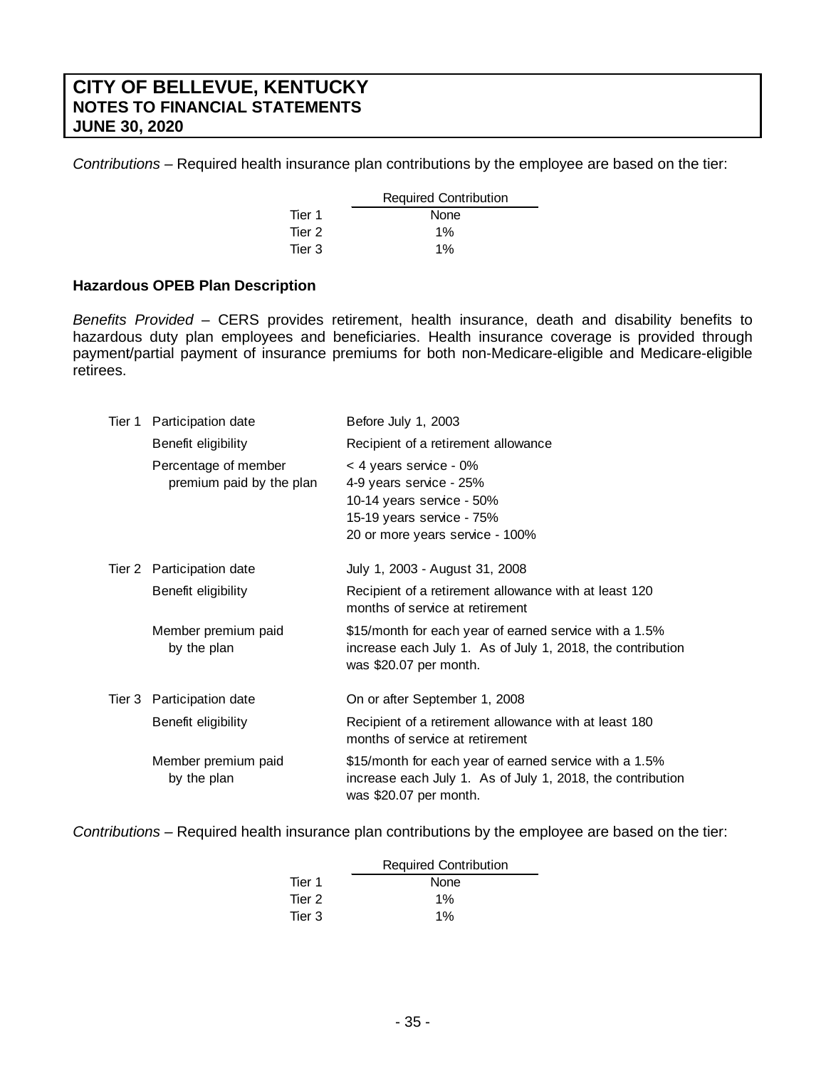*Contributions* – Required health insurance plan contributions by the employee are based on the tier:

| | Required Contribution |
|---|---|
| Tier 1 | None |
| Tier 2 | 1% |
| Tier 3 | 1% |

**Hazardous OPEB Plan Description**

*Benefits Provided* – CERS provides retirement, health insurance, death and disability benefits to hazardous duty plan employees and beneficiaries. Health insurance coverage is provided through payment/partial payment of insurance premiums for both non-Medicare-eligible and Medicare-eligible retirees.

| | | |
|---|---|---|
| Tier 1 | Participation date | Before July 1, 2003 |
| | Benefit eligibility | Recipient of a retirement allowance |
| | Percentage of member premium paid by the plan | < 4 years service - 0%<br>4-9 years service - 25%<br>10-14 years service - 50%<br>15-19 years service - 75%<br>20 or more years service - 100% |
| Tier 2 | Participation date | July 1, 2003 - August 31, 2008 |
| | Benefit eligibility | Recipient of a retirement allowance with at least 120 months of service at retirement |
| | Member premium paid by the plan | \$15/month for each year of earned service with a 1.5% increase each July 1. As of July 1, 2018, the contribution was \$20.07 per month. |
| Tier 3 | Participation date | On or after September 1, 2008 |
| | Benefit eligibility | Recipient of a retirement allowance with at least 180 months of service at retirement |
| | Member premium paid by the plan | \$15/month for each year of earned service with a 1.5% increase each July 1. As of July 1, 2018, the contribution was \$20.07 per month. |

*Contributions* – Required health insurance plan contributions by the employee are based on the tier:

| | Required Contribution |
|---|---|
| Tier 1 | None |
| Tier 2 | 1% |
| Tier 3 | 1% |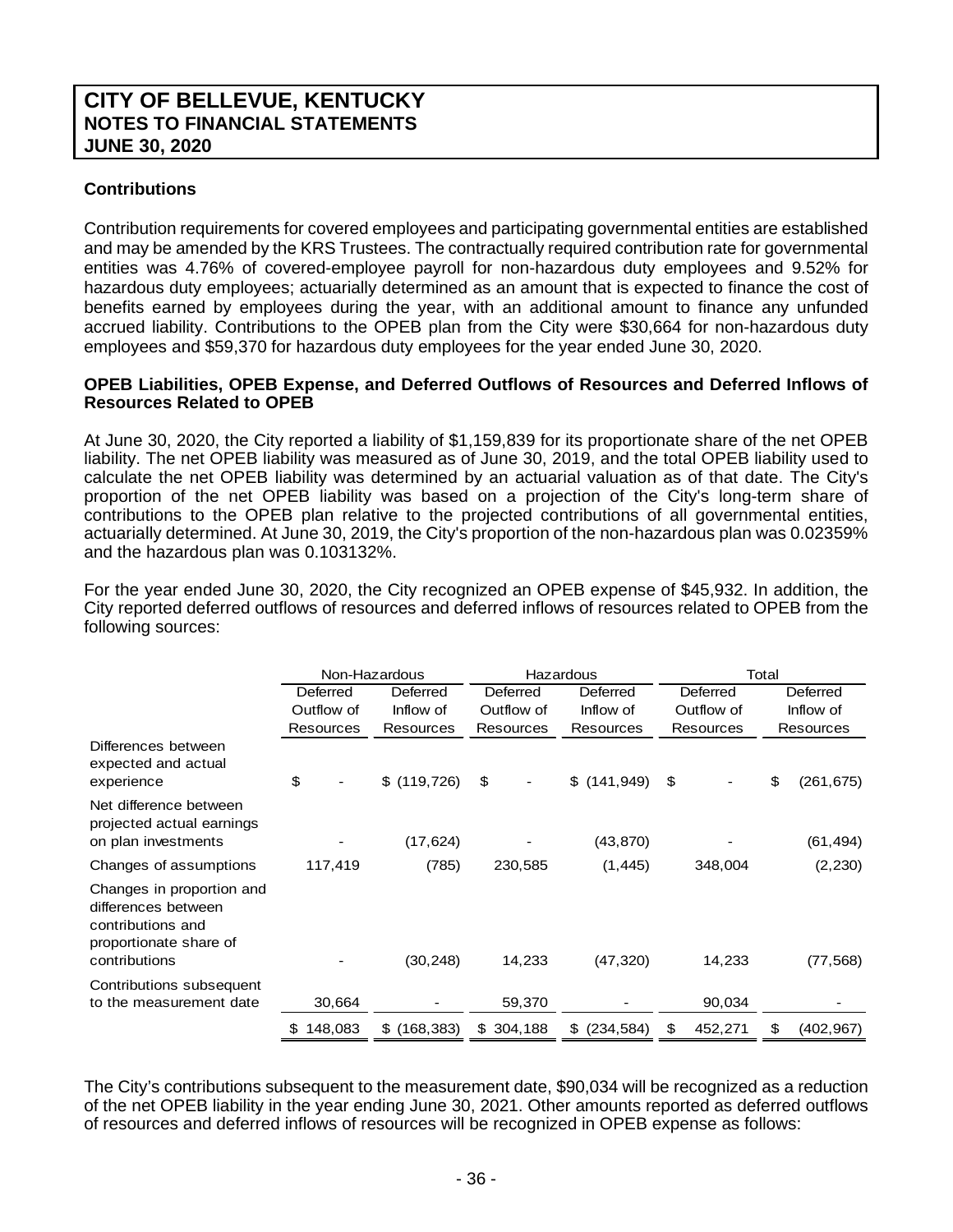# CITY OF BELLEVUE, KENTUCKY
## NOTES TO FINANCIAL STATEMENTS
## JUNE 30, 2020

**Contributions**

Contribution requirements for covered employees and participating governmental entities are established and may be amended by the KRS Trustees. The contractually required contribution rate for governmental entities was 4.76% of covered-employee payroll for non-hazardous duty employees and 9.52% for hazardous duty employees; actuarially determined as an amount that is expected to finance the cost of benefits earned by employees during the year, with an additional amount to finance any unfunded accrued liability. Contributions to the OPEB plan from the City were $30,664 for non-hazardous duty employees and $59,370 for hazardous duty employees for the year ended June 30, 2020.

**OPEB Liabilities, OPEB Expense, and Deferred Outflows of Resources and Deferred Inflows of Resources Related to OPEB**

At June 30, 2020, the City reported a liability of $1,159,839 for its proportionate share of the net OPEB liability. The net OPEB liability was measured as of June 30, 2019, and the total OPEB liability used to calculate the net OPEB liability was determined by an actuarial valuation as of that date. The City's proportion of the net OPEB liability was based on a projection of the City's long-term share of contributions to the OPEB plan relative to the projected contributions of all governmental entities, actuarially determined. At June 30, 2019, the City's proportion of the non-hazardous plan was 0.02359% and the hazardous plan was 0.103132%.

For the year ended June 30, 2020, the City recognized an OPEB expense of $45,932. In addition, the City reported deferred outflows of resources and deferred inflows of resources related to OPEB from the following sources:

| | Non-Hazardous | | Hazardous | | Total | |
|---|---|---|---|---|---|---|
| | Deferred Outflow of Resources | Deferred Inflow of Resources | Deferred Outflow of Resources | Deferred Inflow of Resources | Deferred Outflow of Resources | Deferred Inflow of Resources |
| Differences between expected and actual experience | $ - | $ (119,726) | $ - | $ (141,949) | $ - | $ (261,675) |
| Net difference between projected actual earnings on plan investments | - | (17,624) | - | (43,870) | - | (61,494) |
| Changes of assumptions | 117,419 | (785) | 230,585 | (1,445) | 348,004 | (2,230) |
| Changes in proportion and differences between contributions and proportionate share of contributions | - | (30,248) | 14,233 | (47,320) | 14,233 | (77,568) |
| Contributions subsequent to the measurement date | 30,664 | - | 59,370 | - | 90,034 | - |
| | $ 148,083 | $ (168,383) | $ 304,188 | $ (234,584) | $ 452,271 | $ (402,967) |

The City's contributions subsequent to the measurement date, $90,034 will be recognized as a reduction of the net OPEB liability in the year ending June 30, 2021. Other amounts reported as deferred outflows of resources and deferred inflows of resources will be recognized in OPEB expense as follows: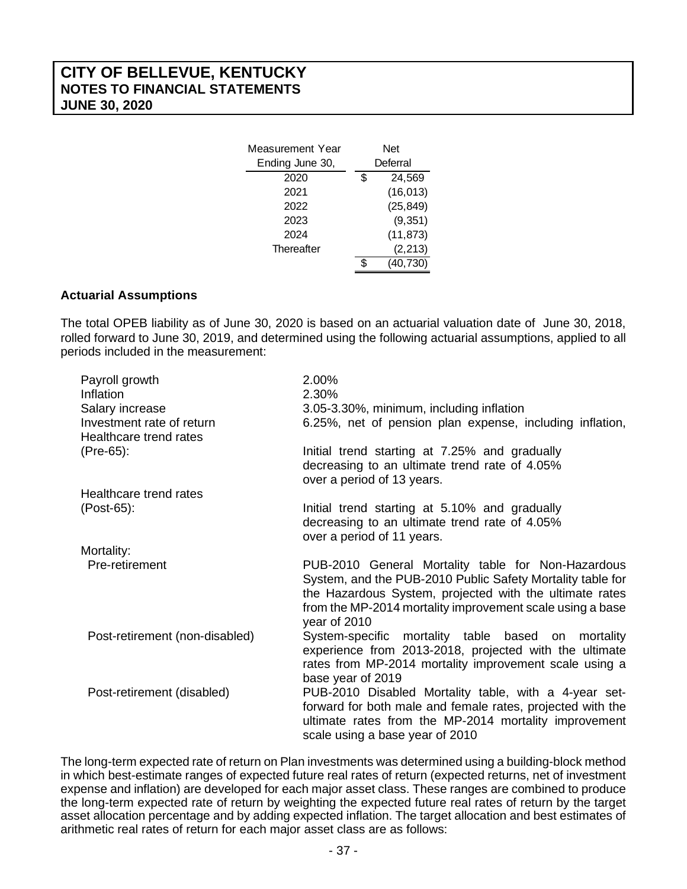| Measurement Year Ending June 30, | Net Deferral |
|---|---|
| 2020 | $ 24,569 |
| 2021 | (16,013) |
| 2022 | (25,849) |
| 2023 | (9,351) |
| 2024 | (11,873) |
| Thereafter | (2,213) |
| | $ (40,730) |

**Actuarial Assumptions**

The total OPEB liability as of June 30, 2020 is based on an actuarial valuation date of June 30, 2018, rolled forward to June 30, 2019, and determined using the following actuarial assumptions, applied to all periods included in the measurement:

| | |
|---|---|
| Payroll growth | 2.00% |
| Inflation | 2.30% |
| Salary increase | 3.05-3.30%, minimum, including inflation |
| Investment rate of return | 6.25%, net of pension plan expense, including inflation, |
| Healthcare trend rates (Pre-65): | Initial trend starting at 7.25% and gradually decreasing to an ultimate trend rate of 4.05% over a period of 13 years. |
| Healthcare trend rates (Post-65): | Initial trend starting at 5.10% and gradually decreasing to an ultimate trend rate of 4.05% over a period of 11 years. |
| Mortality: | |
| Pre-retirement | PUB-2010 General Mortality table for Non-Hazardous System, and the PUB-2010 Public Safety Mortality table for the Hazardous System, projected with the ultimate rates from the MP-2014 mortality improvement scale using a base year of 2010 |
| Post-retirement (non-disabled) | System-specific mortality table based on mortality experience from 2013-2018, projected with the ultimate rates from MP-2014 mortality improvement scale using a base year of 2019 |
| Post-retirement (disabled) | PUB-2010 Disabled Mortality table, with a 4-year set-forward for both male and female rates, projected with the ultimate rates from the MP-2014 mortality improvement scale using a base year of 2010 |

The long-term expected rate of return on Plan investments was determined using a building-block method in which best-estimate ranges of expected future real rates of return (expected returns, net of investment expense and inflation) are developed for each major asset class. These ranges are combined to produce the long-term expected rate of return by weighting the expected future real rates of return by the target asset allocation percentage and by adding expected inflation. The target allocation and best estimates of arithmetic real rates of return for each major asset class are as follows: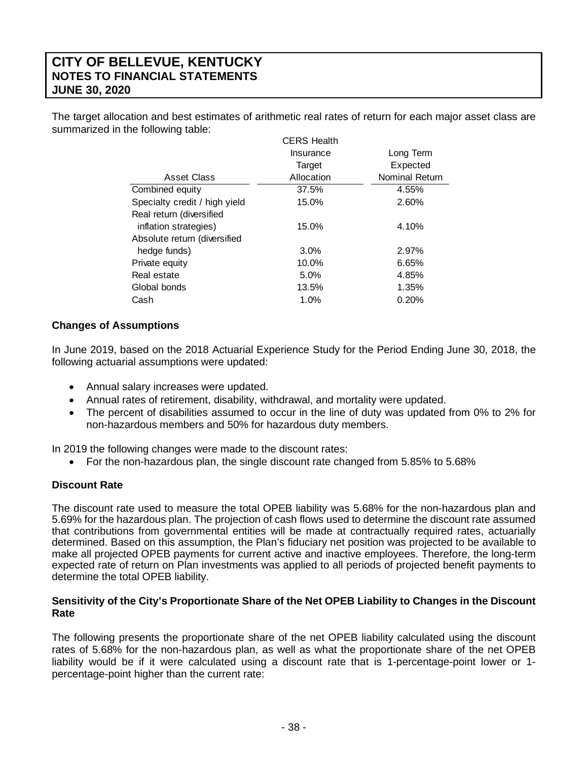The target allocation and best estimates of arithmetic real rates of return for each major asset class are summarized in the following table:

| Asset Class | CERS Health Insurance Target Allocation | Long Term Expected Nominal Return |
|---|---|---|
| Combined equity | 37.5% | 4.55% |
| Specialty credit / high yield | 15.0% | 2.60% |
| Real return (diversified inflation strategies) | 15.0% | 4.10% |
| Absolute return (diversified hedge funds) | 3.0% | 2.97% |
| Private equity | 10.0% | 6.65% |
| Real estate | 5.0% | 4.85% |
| Global bonds | 13.5% | 1.35% |
| Cash | 1.0% | 0.20% |

### Changes of Assumptions

In June 2019, based on the 2018 Actuarial Experience Study for the Period Ending June 30, 2018, the following actuarial assumptions were updated:

- Annual salary increases were updated.
- Annual rates of retirement, disability, withdrawal, and mortality were updated.
- The percent of disabilities assumed to occur in the line of duty was updated from 0% to 2% for non-hazardous members and 50% for hazardous duty members.

In 2019 the following changes were made to the discount rates:

- For the non-hazardous plan, the single discount rate changed from 5.85% to 5.68%

### Discount Rate

The discount rate used to measure the total OPEB liability was 5.68% for the non-hazardous plan and 5.69% for the hazardous plan. The projection of cash flows used to determine the discount rate assumed that contributions from governmental entities will be made at contractually required rates, actuarially determined. Based on this assumption, the Plan's fiduciary net position was projected to be available to make all projected OPEB payments for current active and inactive employees. Therefore, the long-term expected rate of return on Plan investments was applied to all periods of projected benefit payments to determine the total OPEB liability.

### Sensitivity of the City's Proportionate Share of the Net OPEB Liability to Changes in the Discount Rate

The following presents the proportionate share of the net OPEB liability calculated using the discount rates of 5.68% for the non-hazardous plan, as well as what the proportionate share of the net OPEB liability would be if it were calculated using a discount rate that is 1-percentage-point lower or 1-percentage-point higher than the current rate: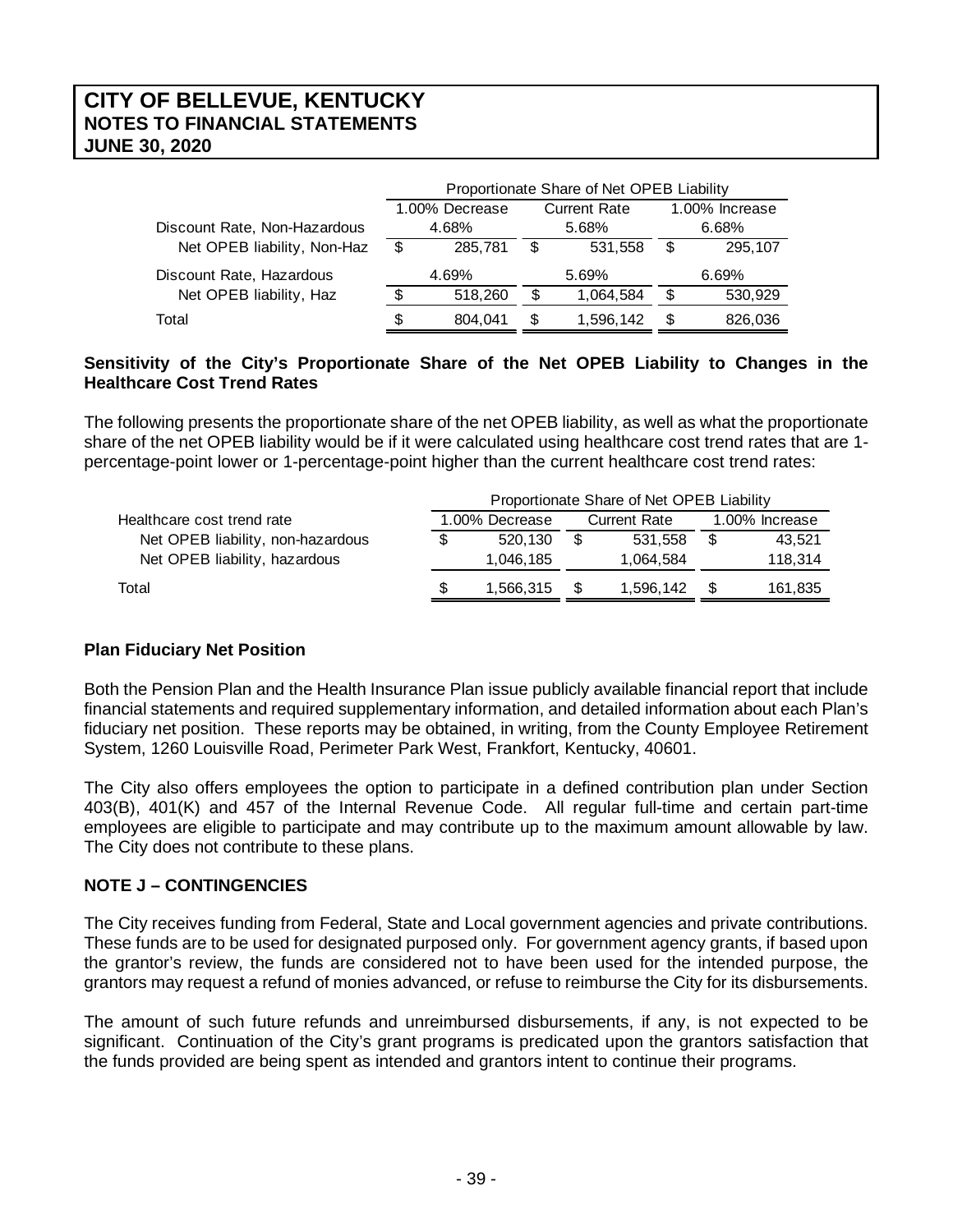| | Proportionate Share of Net OPEB Liability | | |
|---|---|---|---|
| | 1.00% Decrease | Current Rate | 1.00% Increase |
| Discount Rate, Non-Hazardous | 4.68% | 5.68% | 6.68% |
| Net OPEB liability, Non-Haz | $ 285,781 | $ 531,558 | $ 295,107 |
| Discount Rate, Hazardous | 4.69% | 5.69% | 6.69% |
| Net OPEB liability, Haz | $ 518,260 | $ 1,064,584 | $ 530,929 |
| Total | $ 804,041 | $ 1,596,142 | $ 826,036 |

**Sensitivity of the City's Proportionate Share of the Net OPEB Liability to Changes in the Healthcare Cost Trend Rates**

The following presents the proportionate share of the net OPEB liability, as well as what the proportionate share of the net OPEB liability would be if it were calculated using healthcare cost trend rates that are 1-percentage-point lower or 1-percentage-point higher than the current healthcare cost trend rates:

| | Proportionate Share of Net OPEB Liability | | |
|---|---|---|---|
| Healthcare cost trend rate | 1.00% Decrease | Current Rate | 1.00% Increase |
| Net OPEB liability, non-hazardous | $ 520,130 | $ 531,558 | $ 43,521 |
| Net OPEB liability, hazardous | 1,046,185 | 1,064,584 | 118,314 |
| Total | $ 1,566,315 | $ 1,596,142 | $ 161,835 |

**Plan Fiduciary Net Position**

Both the Pension Plan and the Health Insurance Plan issue publicly available financial report that include financial statements and required supplementary information, and detailed information about each Plan's fiduciary net position. These reports may be obtained, in writing, from the County Employee Retirement System, 1260 Louisville Road, Perimeter Park West, Frankfort, Kentucky, 40601.

The City also offers employees the option to participate in a defined contribution plan under Section 403(B), 401(K) and 457 of the Internal Revenue Code. All regular full-time and certain part-time employees are eligible to participate and may contribute up to the maximum amount allowable by law. The City does not contribute to these plans.

**NOTE J – CONTINGENCIES**

The City receives funding from Federal, State and Local government agencies and private contributions. These funds are to be used for designated purposed only. For government agency grants, if based upon the grantor's review, the funds are considered not to have been used for the intended purpose, the grantors may request a refund of monies advanced, or refuse to reimburse the City for its disbursements.

The amount of such future refunds and unreimbursed disbursements, if any, is not expected to be significant. Continuation of the City's grant programs is predicated upon the grantors satisfaction that the funds provided are being spent as intended and grantors intent to continue their programs.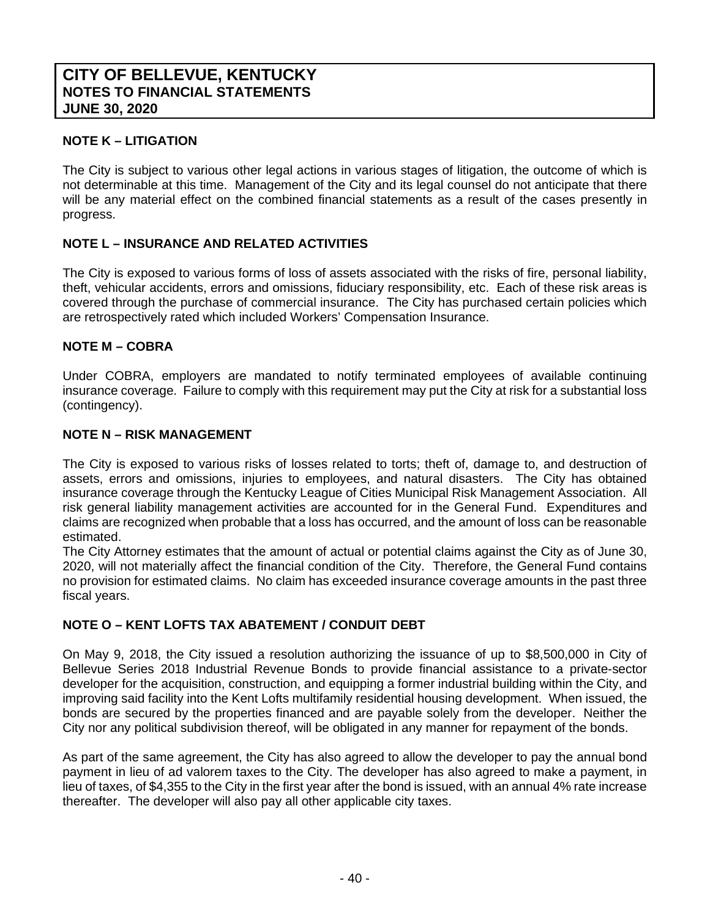## NOTE K – LITIGATION

The City is subject to various other legal actions in various stages of litigation, the outcome of which is not determinable at this time. Management of the City and its legal counsel do not anticipate that there will be any material effect on the combined financial statements as a result of the cases presently in progress.

## NOTE L – INSURANCE AND RELATED ACTIVITIES

The City is exposed to various forms of loss of assets associated with the risks of fire, personal liability, theft, vehicular accidents, errors and omissions, fiduciary responsibility, etc. Each of these risk areas is covered through the purchase of commercial insurance. The City has purchased certain policies which are retrospectively rated which included Workers' Compensation Insurance.

## NOTE M – COBRA

Under COBRA, employers are mandated to notify terminated employees of available continuing insurance coverage. Failure to comply with this requirement may put the City at risk for a substantial loss (contingency).

## NOTE N – RISK MANAGEMENT

The City is exposed to various risks of losses related to torts; theft of, damage to, and destruction of assets, errors and omissions, injuries to employees, and natural disasters. The City has obtained insurance coverage through the Kentucky League of Cities Municipal Risk Management Association. All risk general liability management activities are accounted for in the General Fund. Expenditures and claims are recognized when probable that a loss has occurred, and the amount of loss can be reasonable estimated.

The City Attorney estimates that the amount of actual or potential claims against the City as of June 30, 2020, will not materially affect the financial condition of the City. Therefore, the General Fund contains no provision for estimated claims. No claim has exceeded insurance coverage amounts in the past three fiscal years.

## NOTE O – KENT LOFTS TAX ABATEMENT / CONDUIT DEBT

On May 9, 2018, the City issued a resolution authorizing the issuance of up to $8,500,000 in City of Bellevue Series 2018 Industrial Revenue Bonds to provide financial assistance to a private-sector developer for the acquisition, construction, and equipping a former industrial building within the City, and improving said facility into the Kent Lofts multifamily residential housing development. When issued, the bonds are secured by the properties financed and are payable solely from the developer. Neither the City nor any political subdivision thereof, will be obligated in any manner for repayment of the bonds.

As part of the same agreement, the City has also agreed to allow the developer to pay the annual bond payment in lieu of ad valorem taxes to the City. The developer has also agreed to make a payment, in lieu of taxes, of $4,355 to the City in the first year after the bond is issued, with an annual 4% rate increase thereafter. The developer will also pay all other applicable city taxes.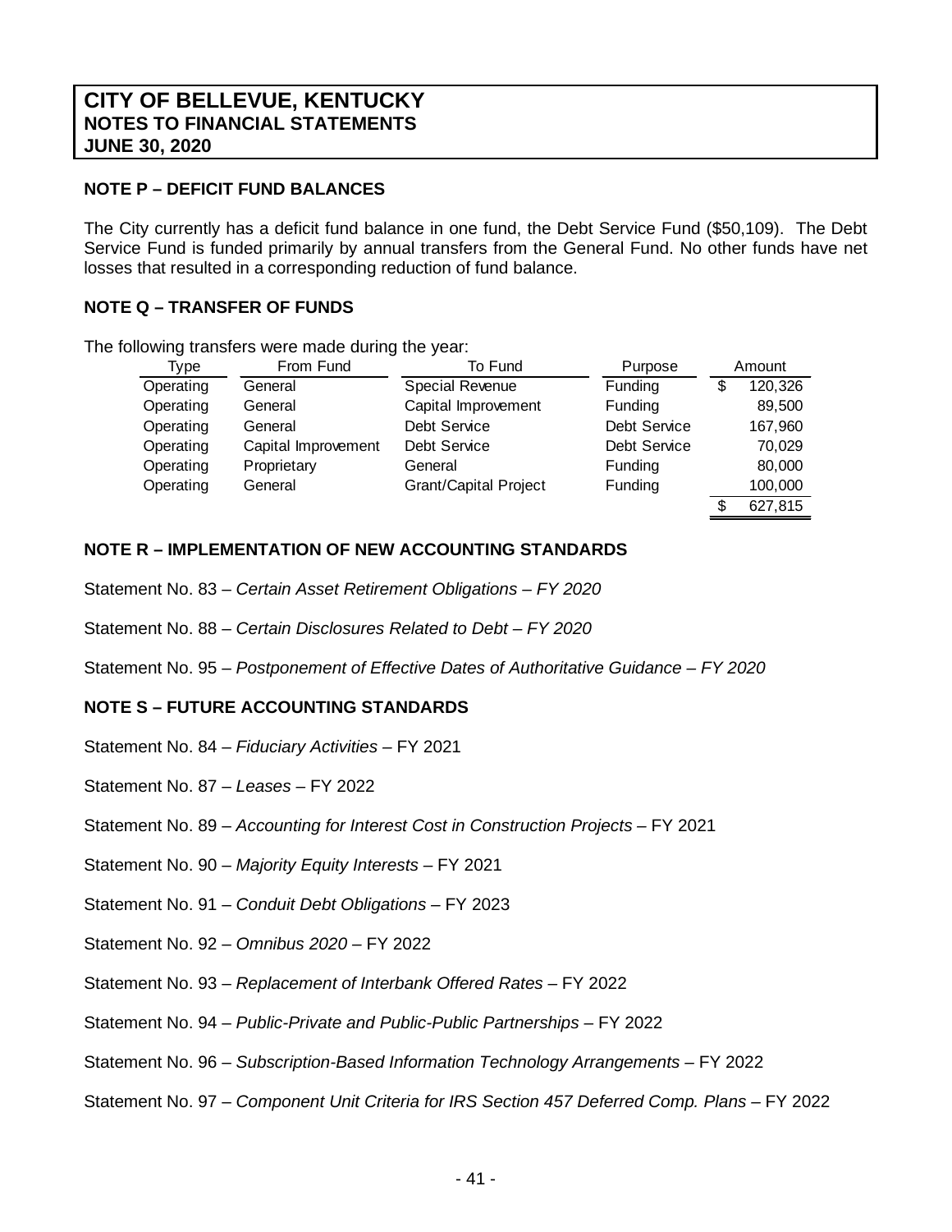# CITY OF BELLEVUE, KENTUCKY
## NOTES TO FINANCIAL STATEMENTS
## JUNE 30, 2020

### NOTE P – DEFICIT FUND BALANCES

The City currently has a deficit fund balance in one fund, the Debt Service Fund ($50,109). The Debt Service Fund is funded primarily by annual transfers from the General Fund. No other funds have net losses that resulted in a corresponding reduction of fund balance.

### NOTE Q – TRANSFER OF FUNDS

The following transfers were made during the year:

| Type | From Fund | To Fund | Purpose | Amount |
|---|---|---|---|---|
| Operating | General | Special Revenue | Funding | $ 120,326 |
| Operating | General | Capital Improvement | Funding | 89,500 |
| Operating | General | Debt Service | Debt Service | 167,960 |
| Operating | Capital Improvement | Debt Service | Debt Service | 70,029 |
| Operating | Proprietary | General | Funding | 80,000 |
| Operating | General | Grant/Capital Project | Funding | 100,000 |
| | | | | $ 627,815 |

### NOTE R – IMPLEMENTATION OF NEW ACCOUNTING STANDARDS

Statement No. 83 – *Certain Asset Retirement Obligations – FY 2020*

Statement No. 88 – *Certain Disclosures Related to Debt – FY 2020*

Statement No. 95 – *Postponement of Effective Dates of Authoritative Guidance – FY 2020*

### NOTE S – FUTURE ACCOUNTING STANDARDS

Statement No. 84 – *Fiduciary Activities* – FY 2021

Statement No. 87 – *Leases* – FY 2022

Statement No. 89 – *Accounting for Interest Cost in Construction Projects* – FY 2021

Statement No. 90 – *Majority Equity Interests* – FY 2021

Statement No. 91 – *Conduit Debt Obligations* – FY 2023

Statement No. 92 – *Omnibus 2020* – FY 2022

Statement No. 93 – *Replacement of Interbank Offered Rates* – FY 2022

Statement No. 94 – *Public-Private and Public-Public Partnerships* – FY 2022

Statement No. 96 – *Subscription-Based Information Technology Arrangements* – FY 2022

Statement No. 97 – *Component Unit Criteria for IRS Section 457 Deferred Comp. Plans* – FY 2022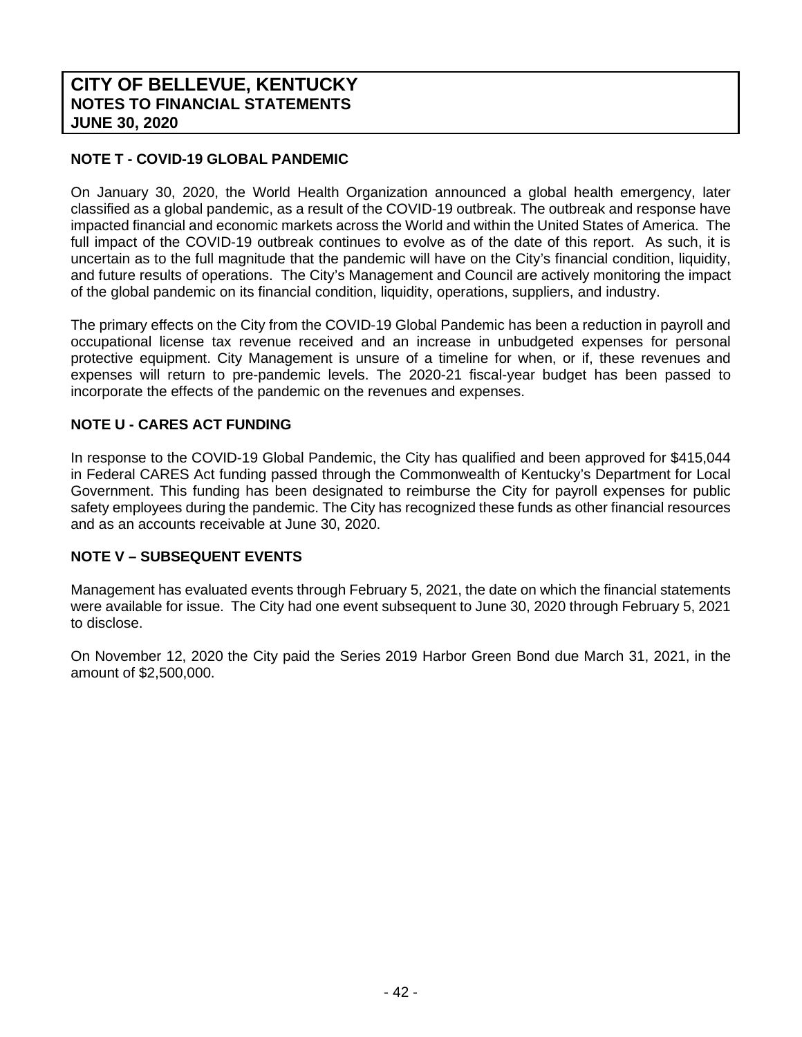# CITY OF BELLEVUE, KENTUCKY
## NOTES TO FINANCIAL STATEMENTS
## JUNE 30, 2020

### NOTE T - COVID-19 GLOBAL PANDEMIC

On January 30, 2020, the World Health Organization announced a global health emergency, later classified as a global pandemic, as a result of the COVID-19 outbreak. The outbreak and response have impacted financial and economic markets across the World and within the United States of America. The full impact of the COVID-19 outbreak continues to evolve as of the date of this report. As such, it is uncertain as to the full magnitude that the pandemic will have on the City's financial condition, liquidity, and future results of operations. The City's Management and Council are actively monitoring the impact of the global pandemic on its financial condition, liquidity, operations, suppliers, and industry.

The primary effects on the City from the COVID-19 Global Pandemic has been a reduction in payroll and occupational license tax revenue received and an increase in unbudgeted expenses for personal protective equipment. City Management is unsure of a timeline for when, or if, these revenues and expenses will return to pre-pandemic levels. The 2020-21 fiscal-year budget has been passed to incorporate the effects of the pandemic on the revenues and expenses.

### NOTE U - CARES ACT FUNDING

In response to the COVID-19 Global Pandemic, the City has qualified and been approved for $415,044 in Federal CARES Act funding passed through the Commonwealth of Kentucky's Department for Local Government. This funding has been designated to reimburse the City for payroll expenses for public safety employees during the pandemic. The City has recognized these funds as other financial resources and as an accounts receivable at June 30, 2020.

### NOTE V – SUBSEQUENT EVENTS

Management has evaluated events through February 5, 2021, the date on which the financial statements were available for issue. The City had one event subsequent to June 30, 2020 through February 5, 2021 to disclose.

On November 12, 2020 the City paid the Series 2019 Harbor Green Bond due March 31, 2021, in the amount of $2,500,000.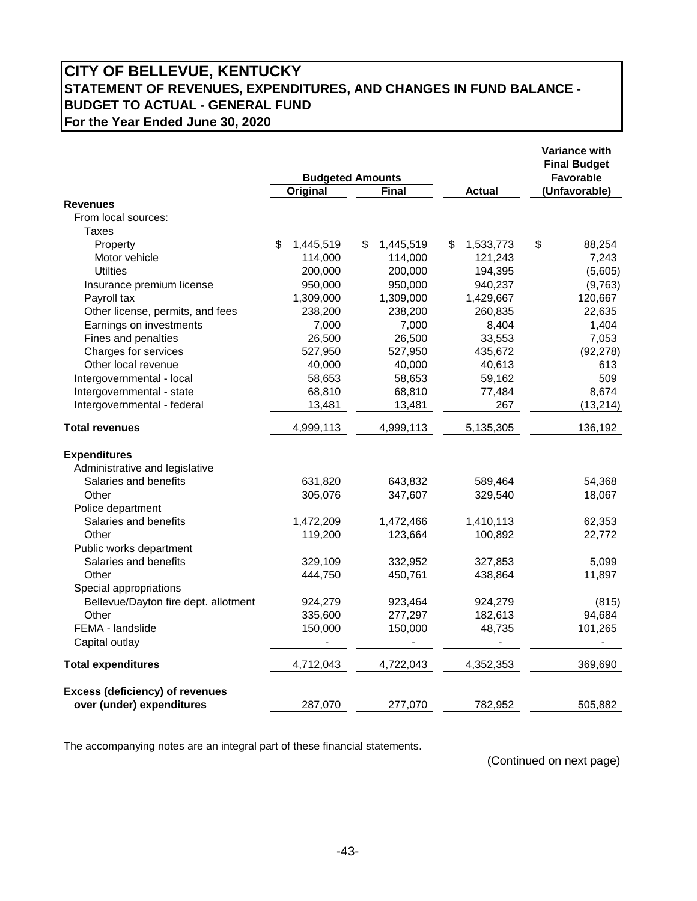# CITY OF BELLEVUE, KENTUCKY
## STATEMENT OF REVENUES, EXPENDITURES, AND CHANGES IN FUND BALANCE - BUDGET TO ACTUAL - GENERAL FUND
### For the Year Ended June 30, 2020

| | Budgeted Amounts | | | Variance with Final Budget Favorable |
|---|---|---|---|---|
| | Original | Final | Actual | (Unfavorable) |
| **Revenues** | | | | |
| From local sources: | | | | |
| Taxes | | | | |
| Property | $ 1,445,519 | $ 1,445,519 | $ 1,533,773 | $ 88,254 |
| Motor vehicle | 114,000 | 114,000 | 121,243 | 7,243 |
| Utilties | 200,000 | 200,000 | 194,395 | (5,605) |
| Insurance premium license | 950,000 | 950,000 | 940,237 | (9,763) |
| Payroll tax | 1,309,000 | 1,309,000 | 1,429,667 | 120,667 |
| Other license, permits, and fees | 238,200 | 238,200 | 260,835 | 22,635 |
| Earnings on investments | 7,000 | 7,000 | 8,404 | 1,404 |
| Fines and penalties | 26,500 | 26,500 | 33,553 | 7,053 |
| Charges for services | 527,950 | 527,950 | 435,672 | (92,278) |
| Other local revenue | 40,000 | 40,000 | 40,613 | 613 |
| Intergovernmental - local | 58,653 | 58,653 | 59,162 | 509 |
| Intergovernmental - state | 68,810 | 68,810 | 77,484 | 8,674 |
| Intergovernmental - federal | 13,481 | 13,481 | 267 | (13,214) |
| **Total revenues** | 4,999,113 | 4,999,113 | 5,135,305 | 136,192 |
| **Expenditures** | | | | |
| Administrative and legislative | | | | |
| Salaries and benefits | 631,820 | 643,832 | 589,464 | 54,368 |
| Other | 305,076 | 347,607 | 329,540 | 18,067 |
| Police department | | | | |
| Salaries and benefits | 1,472,209 | 1,472,466 | 1,410,113 | 62,353 |
| Other | 119,200 | 123,664 | 100,892 | 22,772 |
| Public works department | | | | |
| Salaries and benefits | 329,109 | 332,952 | 327,853 | 5,099 |
| Other | 444,750 | 450,761 | 438,864 | 11,897 |
| Special appropriations | | | | |
| Bellevue/Dayton fire dept. allotment | 924,279 | 923,464 | 924,279 | (815) |
| Other | 335,600 | 277,297 | 182,613 | 94,684 |
| FEMA - landslide | 150,000 | 150,000 | 48,735 | 101,265 |
| Capital outlay | - | - | - | - |
| **Total expenditures** | 4,712,043 | 4,722,043 | 4,352,353 | 369,690 |
| **Excess (deficiency) of revenues over (under) expenditures** | 287,070 | 277,070 | 782,952 | 505,882 |

The accompanying notes are an integral part of these financial statements.

(Continued on next page)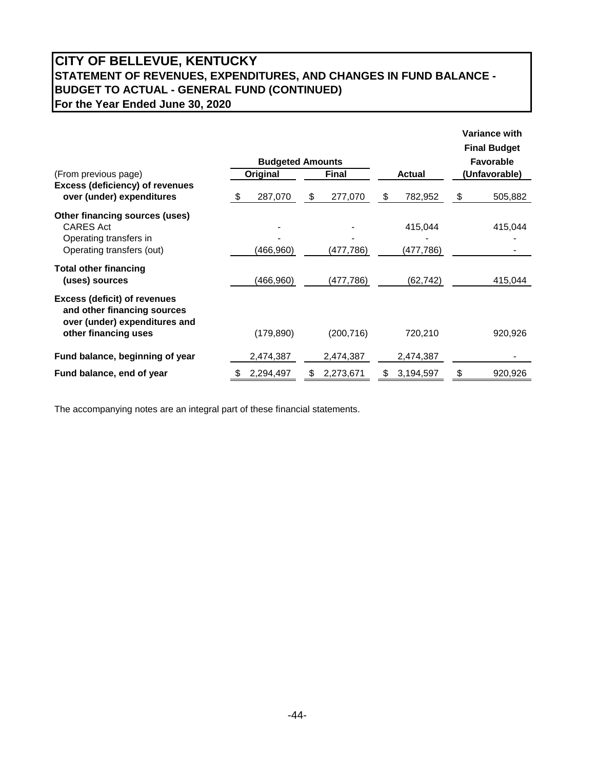# CITY OF BELLEVUE, KENTUCKY
## STATEMENT OF REVENUES, EXPENDITURES, AND CHANGES IN FUND BALANCE - BUDGET TO ACTUAL - GENERAL FUND (CONTINUED)
### For the Year Ended June 30, 2020

| | Budgeted Amounts | | | Variance with Final Budget Favorable |
|---|---|---|---|---|
| (From previous page) | Original | Final | Actual | (Unfavorable) |
| **Excess (deficiency) of revenues over (under) expenditures** | $ 287,070 | $ 277,070 | $ 782,952 | $ 505,882 |
| **Other financing sources (uses)** | | | | |
| CARES Act | - | - | 415,044 | 415,044 |
| Operating transfers in | - | - | - | - |
| Operating transfers (out) | (466,960) | (477,786) | (477,786) | - |
| **Total other financing (uses) sources** | (466,960) | (477,786) | (62,742) | 415,044 |
| **Excess (deficit) of revenues and other financing sources over (under) expenditures and other financing uses** | (179,890) | (200,716) | 720,210 | 920,926 |
| **Fund balance, beginning of year** | 2,474,387 | 2,474,387 | 2,474,387 | - |
| **Fund balance, end of year** | $ 2,294,497 | $ 2,273,671 | $ 3,194,597 | $ 920,926 |

The accompanying notes are an integral part of these financial statements.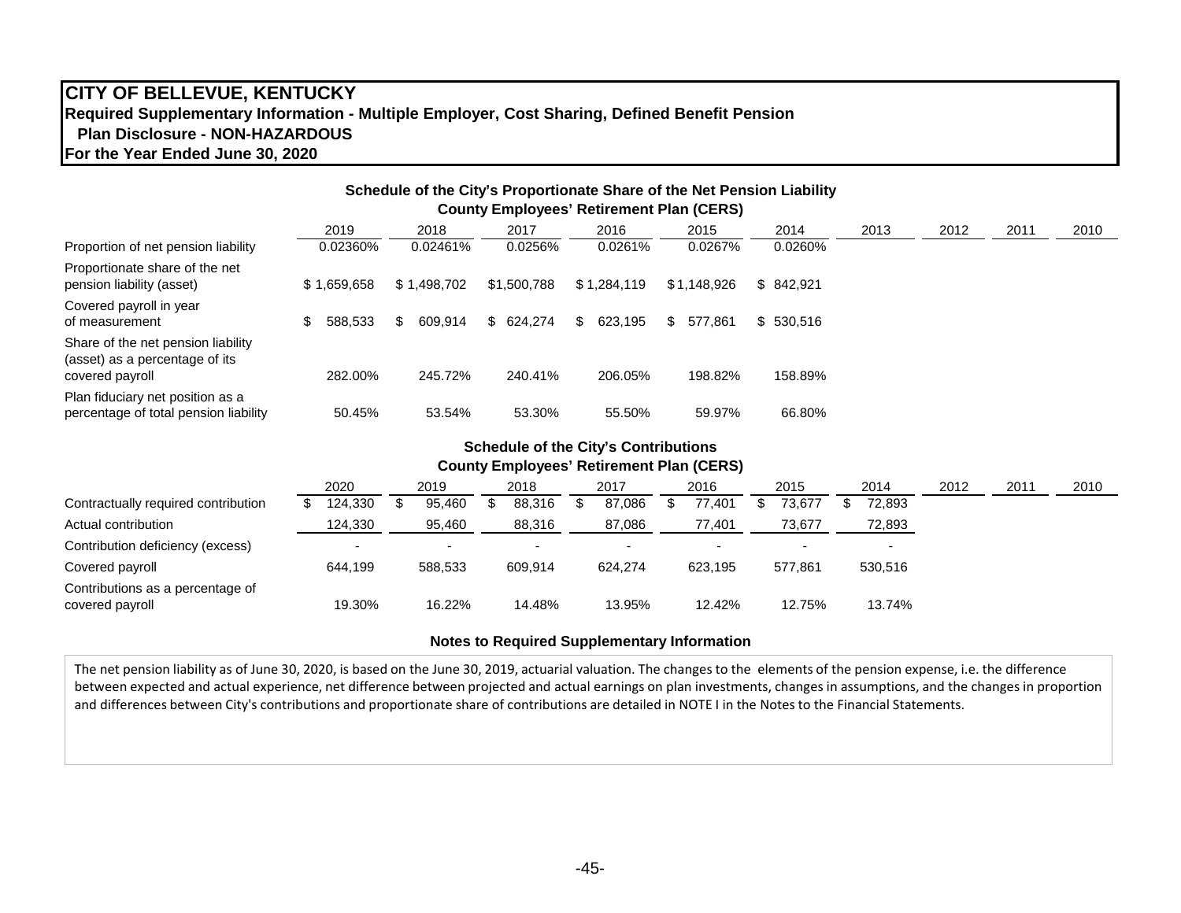# CITY OF BELLEVUE, KENTUCKY

**Required Supplementary Information - Multiple Employer, Cost Sharing, Defined Benefit Pension Plan Disclosure - NON-HAZARDOUS**

**For the Year Ended June 30, 2020**

### Schedule of the City's Proportionate Share of the Net Pension Liability
### County Employees' Retirement Plan (CERS)

| | 2019 | 2018 | 2017 | 2016 | 2015 | 2014 | 2013 | 2012 | 2011 | 2010 |
|---|---|---|---|---|---|---|---|---|---|---|
| Proportion of net pension liability | 0.02360% | 0.02461% | 0.0256% | 0.0261% | 0.0267% | 0.0260% | | | | |
| Proportionate share of the net pension liability (asset) | $ 1,659,658 | $ 1,498,702 | $1,500,788 | $ 1,284,119 | $ 1,148,926 | $ 842,921 | | | | |
| Covered payroll in year of measurement | $ 588,533 | $ 609,914 | $ 624,274 | $ 623,195 | $ 577,861 | $ 530,516 | | | | |
| Share of the net pension liability (asset) as a percentage of its covered payroll | 282.00% | 245.72% | 240.41% | 206.05% | 198.82% | 158.89% | | | | |
| Plan fiduciary net position as a percentage of total pension liability | 50.45% | 53.54% | 53.30% | 55.50% | 59.97% | 66.80% | | | | |

### Schedule of the City's Contributions
### County Employees' Retirement Plan (CERS)

| | 2020 | 2019 | 2018 | 2017 | 2016 | 2015 | 2014 | 2012 | 2011 | 2010 |
|---|---|---|---|---|---|---|---|---|---|---|
| Contractually required contribution | $ 124,330 | $ 95,460 | $ 88,316 | $ 87,086 | $ 77,401 | $ 73,677 | $ 72,893 | | | |
| Actual contribution | 124,330 | 95,460 | 88,316 | 87,086 | 77,401 | 73,677 | 72,893 | | | |
| Contribution deficiency (excess) | - | - | - | - | - | - | - | | | |
| Covered payroll | 644,199 | 588,533 | 609,914 | 624,274 | 623,195 | 577,861 | 530,516 | | | |
| Contributions as a percentage of covered payroll | 19.30% | 16.22% | 14.48% | 13.95% | 12.42% | 12.75% | 13.74% | | | |

### Notes to Required Supplementary Information

The net pension liability as of June 30, 2020, is based on the June 30, 2019, actuarial valuation. The changes to the elements of the pension expense, i.e. the difference between expected and actual experience, net difference between projected and actual earnings on plan investments, changes in assumptions, and the changes in proportion and differences between City's contributions and proportionate share of contributions are detailed in NOTE I in the Notes to the Financial Statements.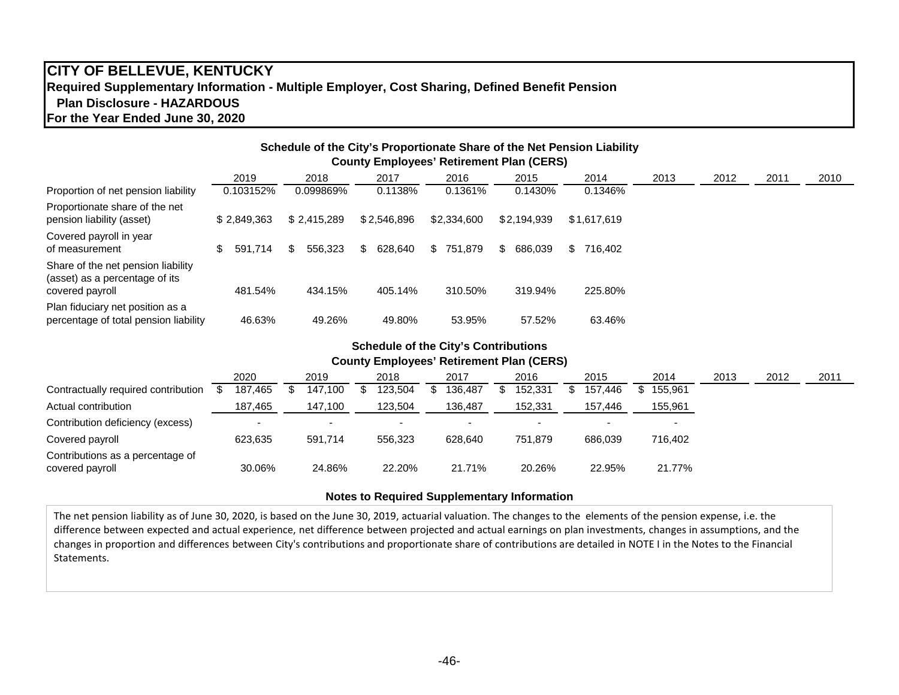# CITY OF BELLEVUE, KENTUCKY

**Required Supplementary Information - Multiple Employer, Cost Sharing, Defined Benefit Pension Plan Disclosure - HAZARDOUS**

**For the Year Ended June 30, 2020**

## Schedule of the City's Proportionate Share of the Net Pension Liability
### County Employees' Retirement Plan (CERS)

| | 2019 | 2018 | 2017 | 2016 | 2015 | 2014 | 2013 | 2012 | 2011 | 2010 |
|---|---|---|---|---|---|---|---|---|---|---|
| Proportion of net pension liability | 0.103152% | 0.099869% | 0.1138% | 0.1361% | 0.1430% | 0.1346% | | | | |
| Proportionate share of the net pension liability (asset) | $ 2,849,363 | $ 2,415,289 | $ 2,546,896 | $2,334,600 | $2,194,939 | $1,617,619 | | | | |
| Covered payroll in year of measurement | $ 591,714 | $ 556,323 | $ 628,640 | $ 751,879 | $ 686,039 | $ 716,402 | | | | |
| Share of the net pension liability (asset) as a percentage of its covered payroll | 481.54% | 434.15% | 405.14% | 310.50% | 319.94% | 225.80% | | | | |
| Plan fiduciary net position as a percentage of total pension liability | 46.63% | 49.26% | 49.80% | 53.95% | 57.52% | 63.46% | | | | |

## Schedule of the City's Contributions
### County Employees' Retirement Plan (CERS)

| | 2020 | 2019 | 2018 | 2017 | 2016 | 2015 | 2014 | 2013 | 2012 | 2011 |
|---|---|---|---|---|---|---|---|---|---|---|
| Contractually required contribution | $ 187,465 | $ 147,100 | $ 123,504 | $ 136,487 | $ 152,331 | $ 157,446 | $ 155,961 | | | |
| Actual contribution | 187,465 | 147,100 | 123,504 | 136,487 | 152,331 | 157,446 | 155,961 | | | |
| Contribution deficiency (excess) | - | - | - | - | - | - | - | | | |
| Covered payroll | 623,635 | 591,714 | 556,323 | 628,640 | 751,879 | 686,039 | 716,402 | | | |
| Contributions as a percentage of covered payroll | 30.06% | 24.86% | 22.20% | 21.71% | 20.26% | 22.95% | 21.77% | | | |

### Notes to Required Supplementary Information

The net pension liability as of June 30, 2020, is based on the June 30, 2019, actuarial valuation. The changes to the elements of the pension expense, i.e. the difference between expected and actual experience, net difference between projected and actual earnings on plan investments, changes in assumptions, and the changes in proportion and differences between City's contributions and proportionate share of contributions are detailed in NOTE I in the Notes to the Financial Statements.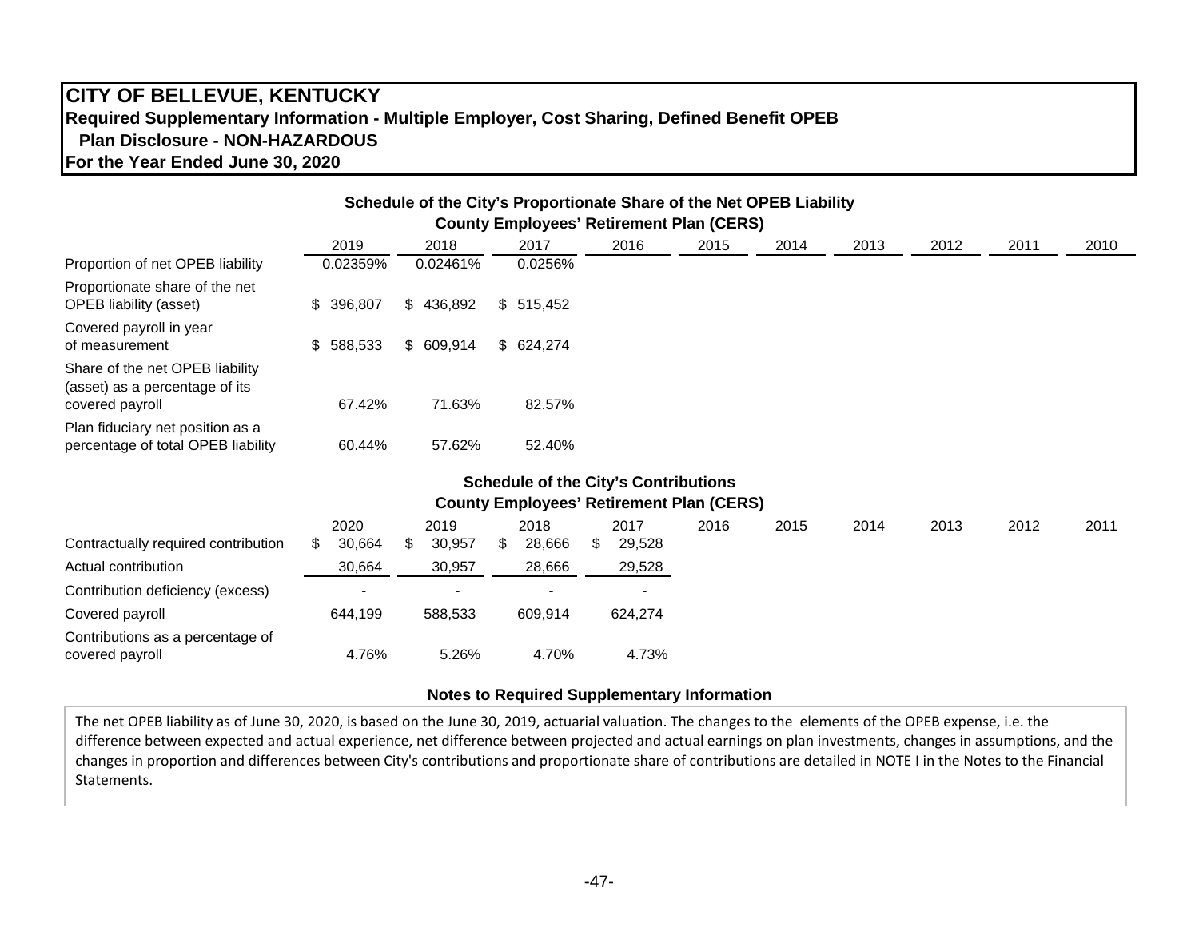# CITY OF BELLEVUE, KENTUCKY

**Required Supplementary Information - Multiple Employer, Cost Sharing, Defined Benefit OPEB**
**Plan Disclosure - NON-HAZARDOUS**
**For the Year Ended June 30, 2020**

### Schedule of the City's Proportionate Share of the Net OPEB Liability
### County Employees' Retirement Plan (CERS)

| | 2019 | 2018 | 2017 | 2016 | 2015 | 2014 | 2013 | 2012 | 2011 | 2010 |
|---|---|---|---|---|---|---|---|---|---|---|
| Proportion of net OPEB liability | 0.02359% | 0.02461% | 0.0256% | | | | | | | |
| Proportionate share of the net OPEB liability (asset) | $ 396,807 | $ 436,892 | $ 515,452 | | | | | | | |
| Covered payroll in year of measurement | $ 588,533 | $ 609,914 | $ 624,274 | | | | | | | |
| Share of the net OPEB liability (asset) as a percentage of its covered payroll | 67.42% | 71.63% | 82.57% | | | | | | | |
| Plan fiduciary net position as a percentage of total OPEB liability | 60.44% | 57.62% | 52.40% | | | | | | | |

### Schedule of the City's Contributions
### County Employees' Retirement Plan (CERS)

| | 2020 | 2019 | 2018 | 2017 | 2016 | 2015 | 2014 | 2013 | 2012 | 2011 |
|---|---|---|---|---|---|---|---|---|---|---|
| Contractually required contribution | $ 30,664 | $ 30,957 | $ 28,666 | $ 29,528 | | | | | | |
| Actual contribution | 30,664 | 30,957 | 28,666 | 29,528 | | | | | | |
| Contribution deficiency (excess) | - | - | - | - | | | | | | |
| Covered payroll | 644,199 | 588,533 | 609,914 | 624,274 | | | | | | |
| Contributions as a percentage of covered payroll | 4.76% | 5.26% | 4.70% | 4.73% | | | | | | |

### Notes to Required Supplementary Information

The net OPEB liability as of June 30, 2020, is based on the June 30, 2019, actuarial valuation. The changes to the elements of the OPEB expense, i.e. the difference between expected and actual experience, net difference between projected and actual earnings on plan investments, changes in assumptions, and the changes in proportion and differences between City's contributions and proportionate share of contributions are detailed in NOTE I in the Notes to the Financial Statements.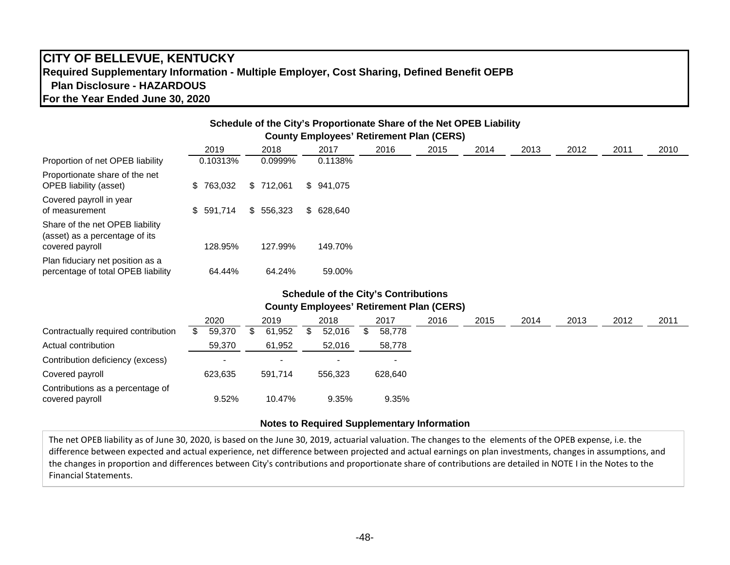# CITY OF BELLEVUE, KENTUCKY

**Required Supplementary Information - Multiple Employer, Cost Sharing, Defined Benefit OEPB Plan Disclosure - HAZARDOUS**

**For the Year Ended June 30, 2020**

### Schedule of the City's Proportionate Share of the Net OPEB Liability
### County Employees' Retirement Plan (CERS)

| | 2019 | 2018 | 2017 | 2016 | 2015 | 2014 | 2013 | 2012 | 2011 | 2010 |
|---|---|---|---|---|---|---|---|---|---|---|
| Proportion of net OPEB liability | 0.10313% | 0.0999% | 0.1138% | | | | | | | |
| Proportionate share of the net OPEB liability (asset) | $ 763,032 | $ 712,061 | $ 941,075 | | | | | | | |
| Covered payroll in year of measurement | $ 591,714 | $ 556,323 | $ 628,640 | | | | | | | |
| Share of the net OPEB liability (asset) as a percentage of its covered payroll | 128.95% | 127.99% | 149.70% | | | | | | | |
| Plan fiduciary net position as a percentage of total OPEB liability | 64.44% | 64.24% | 59.00% | | | | | | | |

### Schedule of the City's Contributions
### County Employees' Retirement Plan (CERS)

| | 2020 | 2019 | 2018 | 2017 | 2016 | 2015 | 2014 | 2013 | 2012 | 2011 |
|---|---|---|---|---|---|---|---|---|---|---|
| Contractually required contribution | $ 59,370 | $ 61,952 | $ 52,016 | $ 58,778 | | | | | | |
| Actual contribution | 59,370 | 61,952 | 52,016 | 58,778 | | | | | | |
| Contribution deficiency (excess) | - | - | - | - | | | | | | |
| Covered payroll | 623,635 | 591,714 | 556,323 | 628,640 | | | | | | |
| Contributions as a percentage of covered payroll | 9.52% | 10.47% | 9.35% | 9.35% | | | | | | |

### Notes to Required Supplementary Information

The net OPEB liability as of June 30, 2020, is based on the June 30, 2019, actuarial valuation. The changes to the elements of the OPEB expense, i.e. the difference between expected and actual experience, net difference between projected and actual earnings on plan investments, changes in assumptions, and the changes in proportion and differences between City's contributions and proportionate share of contributions are detailed in NOTE I in the Notes to the Financial Statements.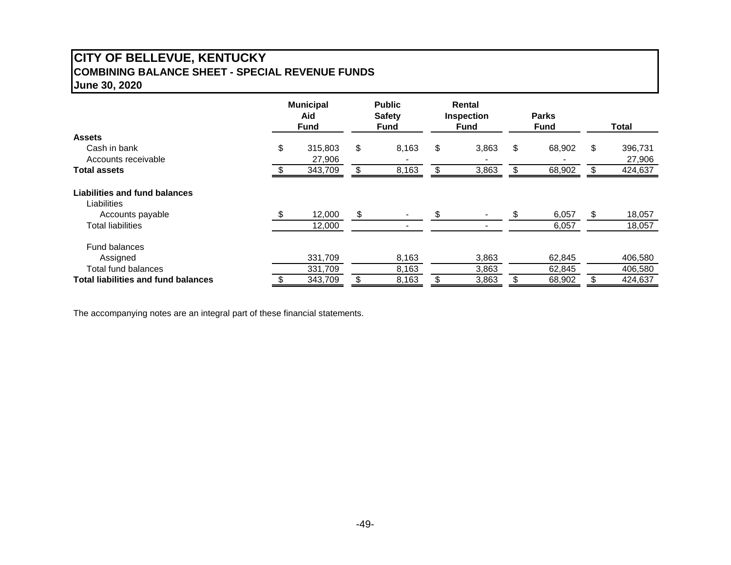# CITY OF BELLEVUE, KENTUCKY
## COMBINING BALANCE SHEET - SPECIAL REVENUE FUNDS
### June 30, 2020

| | Municipal Aid Fund | Public Safety Fund | Rental Inspection Fund | Parks Fund | Total |
|---|---|---|---|---|---|
| **Assets** | | | | | |
| Cash in bank | $ 315,803 | $ 8,163 | $ 3,863 | $ 68,902 | $ 396,731 |
| Accounts receivable | 27,906 | - | - | - | 27,906 |
| **Total assets** | $ 343,709 | $ 8,163 | $ 3,863 | $ 68,902 | $ 424,637 |
| **Liabilities and fund balances** | | | | | |
| Liabilities | | | | | |
| Accounts payable | $ 12,000 | $ - | $ - | $ 6,057 | $ 18,057 |
| Total liabilities | 12,000 | - | - | 6,057 | 18,057 |
| Fund balances | | | | | |
| Assigned | 331,709 | 8,163 | 3,863 | 62,845 | 406,580 |
| Total fund balances | 331,709 | 8,163 | 3,863 | 62,845 | 406,580 |
| **Total liabilities and fund balances** | $ 343,709 | $ 8,163 | $ 3,863 | $ 68,902 | $ 424,637 |

The accompanying notes are an integral part of these financial statements.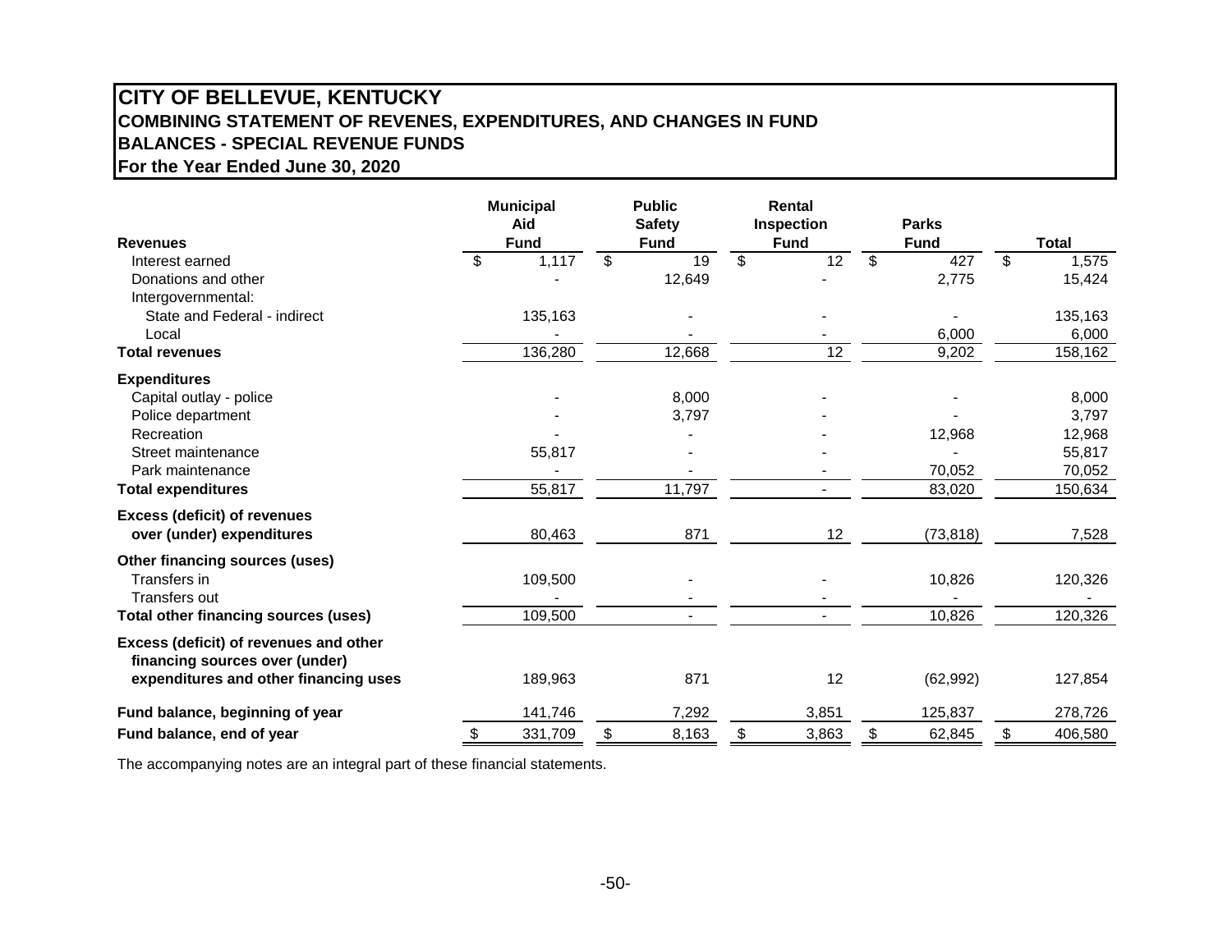# CITY OF BELLEVUE, KENTUCKY
## COMBINING STATEMENT OF REVENES, EXPENDITURES, AND CHANGES IN FUND BALANCES - SPECIAL REVENUE FUNDS
### For the Year Ended June 30, 2020

| Revenues | Municipal Aid Fund | Public Safety Fund | Rental Inspection Fund | Parks Fund | Total |
|---|---|---|---|---|---|
| Interest earned | $ 1,117 | $ 19 | $ 12 | $ 427 | $ 1,575 |
| Donations and other | - | 12,649 | - | 2,775 | 15,424 |
| Intergovernmental: | | | | | |
| State and Federal - indirect | 135,163 | - | - | - | 135,163 |
| Local | - | - | - | 6,000 | 6,000 |
| **Total revenues** | 136,280 | 12,668 | 12 | 9,202 | 158,162 |
| **Expenditures** | | | | | |
| Capital outlay - police | - | 8,000 | - | - | 8,000 |
| Police department | - | 3,797 | - | - | 3,797 |
| Recreation | - | - | - | 12,968 | 12,968 |
| Street maintenance | 55,817 | - | - | - | 55,817 |
| Park maintenance | - | - | - | 70,052 | 70,052 |
| **Total expenditures** | 55,817 | 11,797 | - | 83,020 | 150,634 |
| **Excess (deficit) of revenues over (under) expenditures** | 80,463 | 871 | 12 | (73,818) | 7,528 |
| **Other financing sources (uses)** | | | | | |
| Transfers in | 109,500 | - | - | 10,826 | 120,326 |
| Transfers out | - | - | - | - | - |
| **Total other financing sources (uses)** | 109,500 | - | - | 10,826 | 120,326 |
| **Excess (deficit) of revenues and other financing sources over (under) expenditures and other financing uses** | 189,963 | 871 | 12 | (62,992) | 127,854 |
| **Fund balance, beginning of year** | 141,746 | 7,292 | 3,851 | 125,837 | 278,726 |
| **Fund balance, end of year** | $ 331,709 | $ 8,163 | $ 3,863 | $ 62,845 | $ 406,580 |

The accompanying notes are an integral part of these financial statements.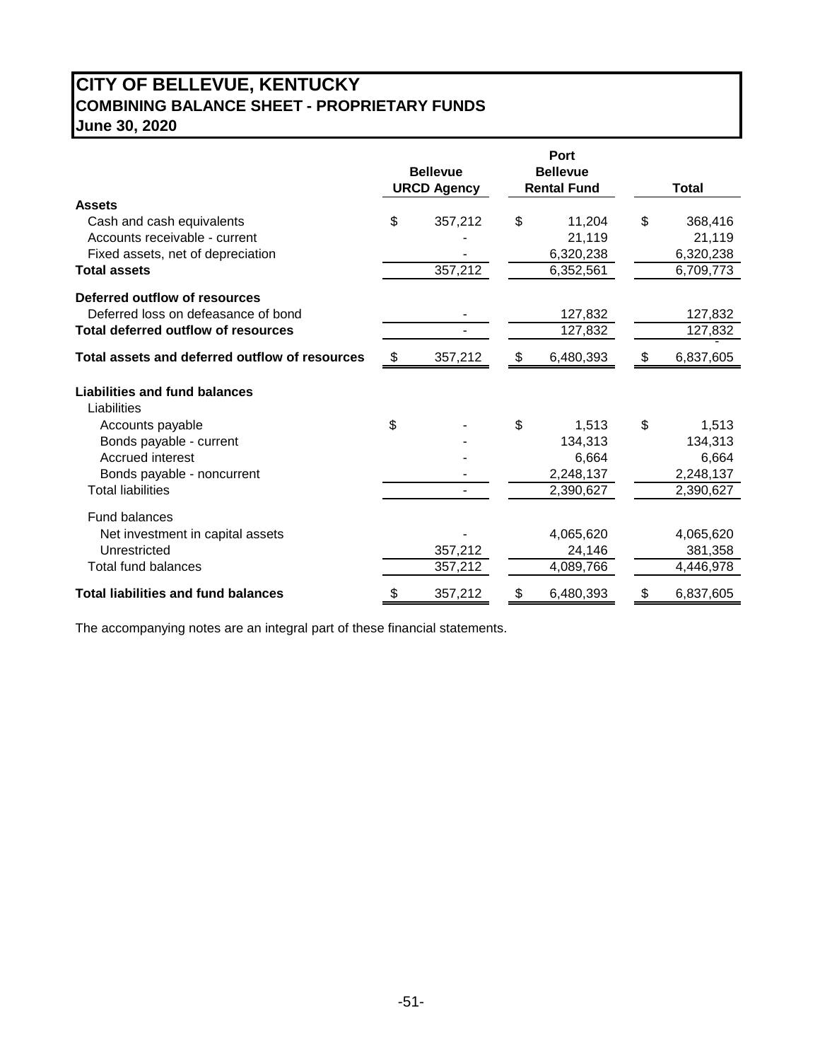# CITY OF BELLEVUE, KENTUCKY
## COMBINING BALANCE SHEET - PROPRIETARY FUNDS
### June 30, 2020

| | Bellevue URCD Agency | Port Bellevue Rental Fund | Total |
|---|---|---|---|
| **Assets** | | | |
| Cash and cash equivalents | $ 357,212 | $ 11,204 | $ 368,416 |
| Accounts receivable - current | - | 21,119 | 21,119 |
| Fixed assets, net of depreciation | - | 6,320,238 | 6,320,238 |
| **Total assets** | 357,212 | 6,352,561 | 6,709,773 |
| **Deferred outflow of resources** | | | |
| Deferred loss on defeasance of bond | - | 127,832 | 127,832 |
| **Total deferred outflow of resources** | - | 127,832 | 127,832 |
| **Total assets and deferred outflow of resources** | $ 357,212 | $ 6,480,393 | $ 6,837,605 |
| **Liabilities and fund balances** | | | |
| Liabilities | | | |
| Accounts payable | $ - | $ 1,513 | $ 1,513 |
| Bonds payable - current | - | 134,313 | 134,313 |
| Accrued interest | - | 6,664 | 6,664 |
| Bonds payable - noncurrent | - | 2,248,137 | 2,248,137 |
| Total liabilities | - | 2,390,627 | 2,390,627 |
| Fund balances | | | |
| Net investment in capital assets | - | 4,065,620 | 4,065,620 |
| Unrestricted | 357,212 | 24,146 | 381,358 |
| Total fund balances | 357,212 | 4,089,766 | 4,446,978 |
| **Total liabilities and fund balances** | $ 357,212 | $ 6,480,393 | $ 6,837,605 |

The accompanying notes are an integral part of these financial statements.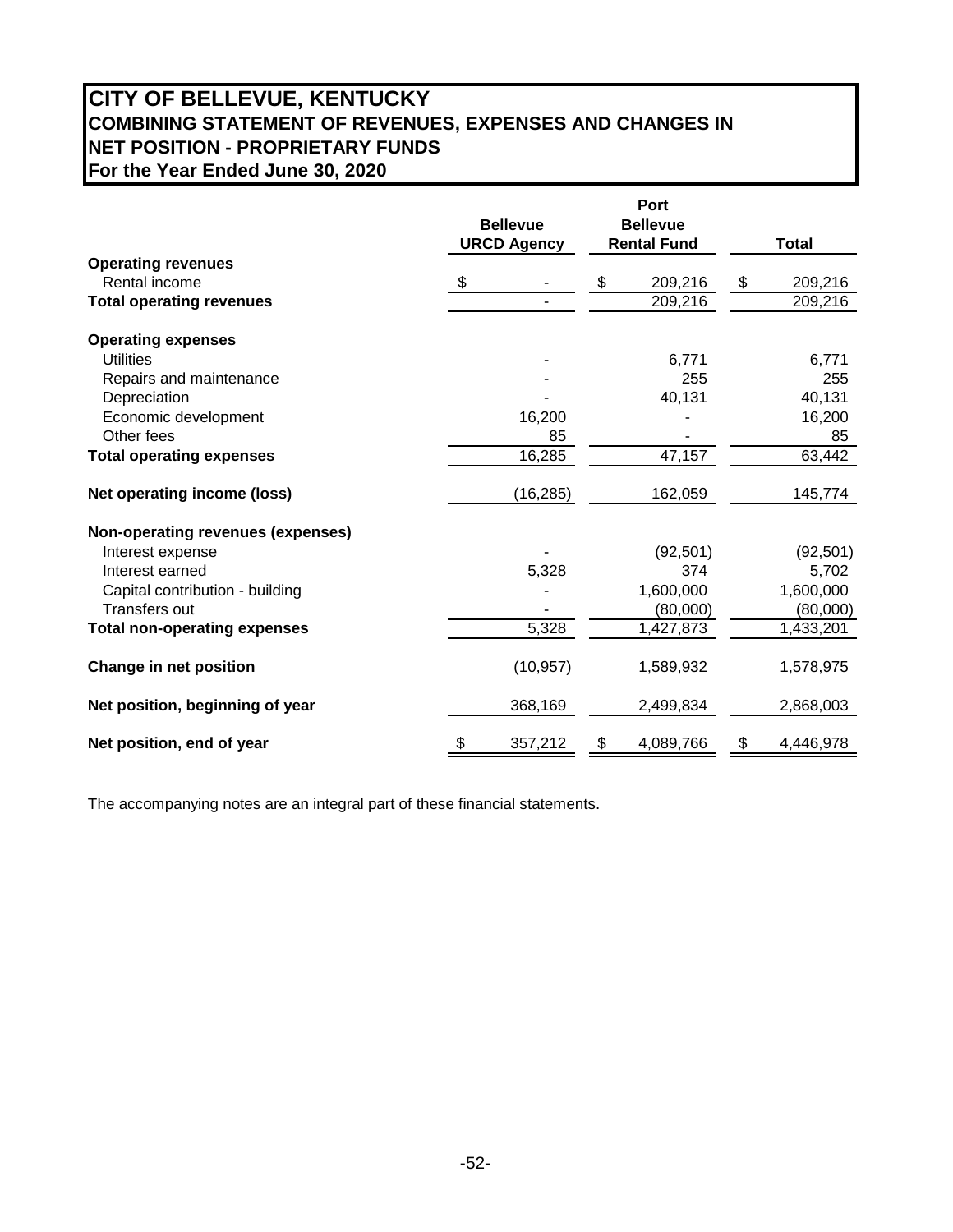# CITY OF BELLEVUE, KENTUCKY
## COMBINING STATEMENT OF REVENUES, EXPENSES AND CHANGES IN NET POSITION - PROPRIETARY FUNDS
## For the Year Ended June 30, 2020

| | Bellevue URCD Agency | Port Bellevue Rental Fund | Total |
|---|---|---|---|
| **Operating revenues** | | | |
| Rental income | $ - | $ 209,216 | $ 209,216 |
| **Total operating revenues** | - | 209,216 | 209,216 |
| **Operating expenses** | | | |
| Utilities | - | 6,771 | 6,771 |
| Repairs and maintenance | - | 255 | 255 |
| Depreciation | - | 40,131 | 40,131 |
| Economic development | 16,200 | - | 16,200 |
| Other fees | 85 | - | 85 |
| **Total operating expenses** | 16,285 | 47,157 | 63,442 |
| **Net operating income (loss)** | (16,285) | 162,059 | 145,774 |
| **Non-operating revenues (expenses)** | | | |
| Interest expense | - | (92,501) | (92,501) |
| Interest earned | 5,328 | 374 | 5,702 |
| Capital contribution - building | - | 1,600,000 | 1,600,000 |
| Transfers out | - | (80,000) | (80,000) |
| **Total non-operating expenses** | 5,328 | 1,427,873 | 1,433,201 |
| **Change in net position** | (10,957) | 1,589,932 | 1,578,975 |
| **Net position, beginning of year** | 368,169 | 2,499,834 | 2,868,003 |
| **Net position, end of year** | $ 357,212 | $ 4,089,766 | $ 4,446,978 |

The accompanying notes are an integral part of these financial statements.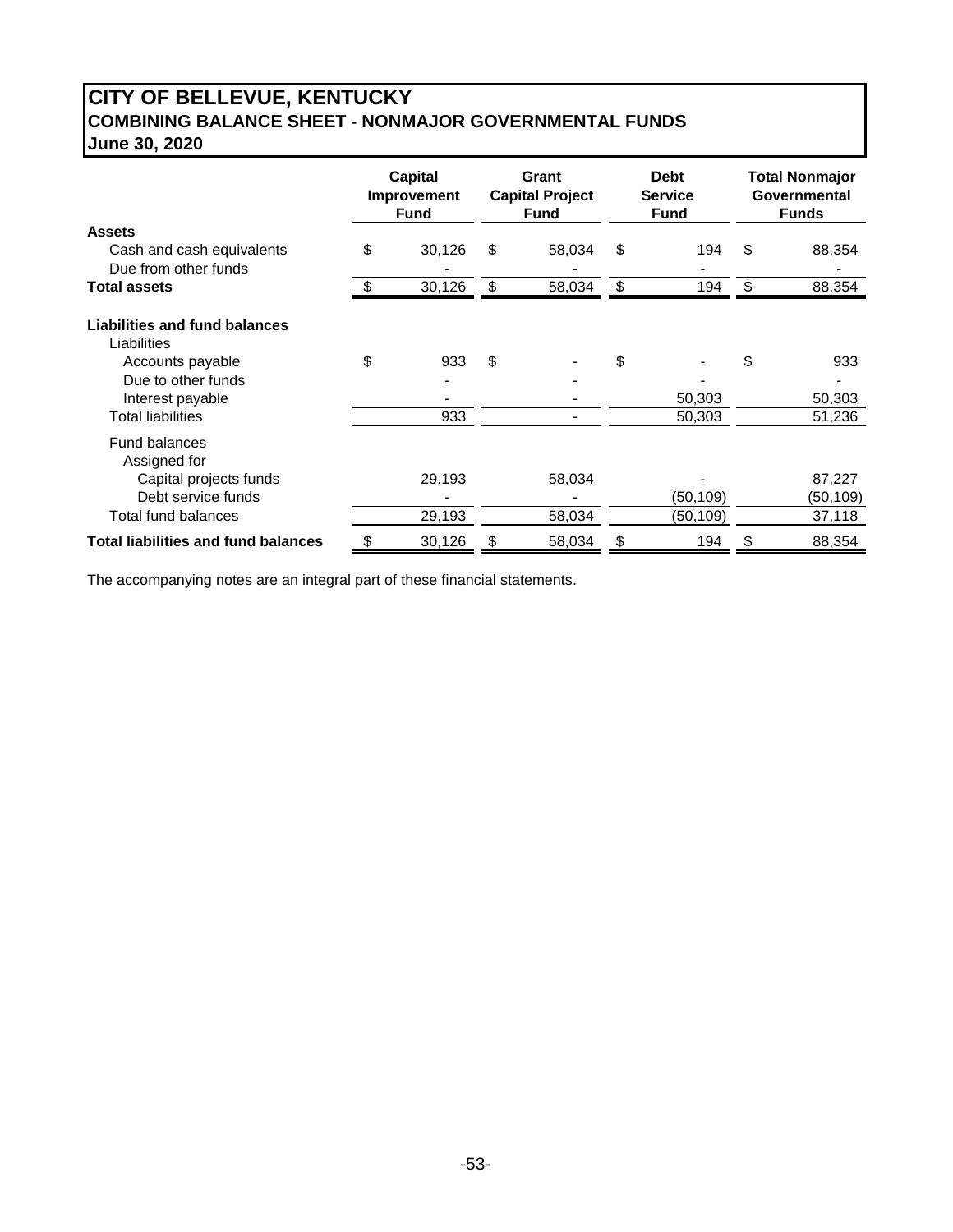# CITY OF BELLEVUE, KENTUCKY
## COMBINING BALANCE SHEET - NONMAJOR GOVERNMENTAL FUNDS
## June 30, 2020

| | Capital Improvement Fund | Grant Capital Project Fund | Debt Service Fund | Total Nonmajor Governmental Funds |
|---|---|---|---|---|
| **Assets** | | | | |
| Cash and cash equivalents | $ 30,126 | $ 58,034 | $ 194 | $ 88,354 |
| Due from other funds | - | - | - | - |
| **Total assets** | $ 30,126 | $ 58,034 | $ 194 | $ 88,354 |
| **Liabilities and fund balances** | | | | |
| Liabilities | | | | |
| Accounts payable | $ 933 | $ - | $ - | $ 933 |
| Due to other funds | - | - | - | - |
| Interest payable | - | - | 50,303 | 50,303 |
| Total liabilities | 933 | - | 50,303 | 51,236 |
| Fund balances | | | | |
| Assigned for | | | | |
| Capital projects funds | 29,193 | 58,034 | - | 87,227 |
| Debt service funds | - | - | (50,109) | (50,109) |
| Total fund balances | 29,193 | 58,034 | (50,109) | 37,118 |
| **Total liabilities and fund balances** | $ 30,126 | $ 58,034 | $ 194 | $ 88,354 |

The accompanying notes are an integral part of these financial statements.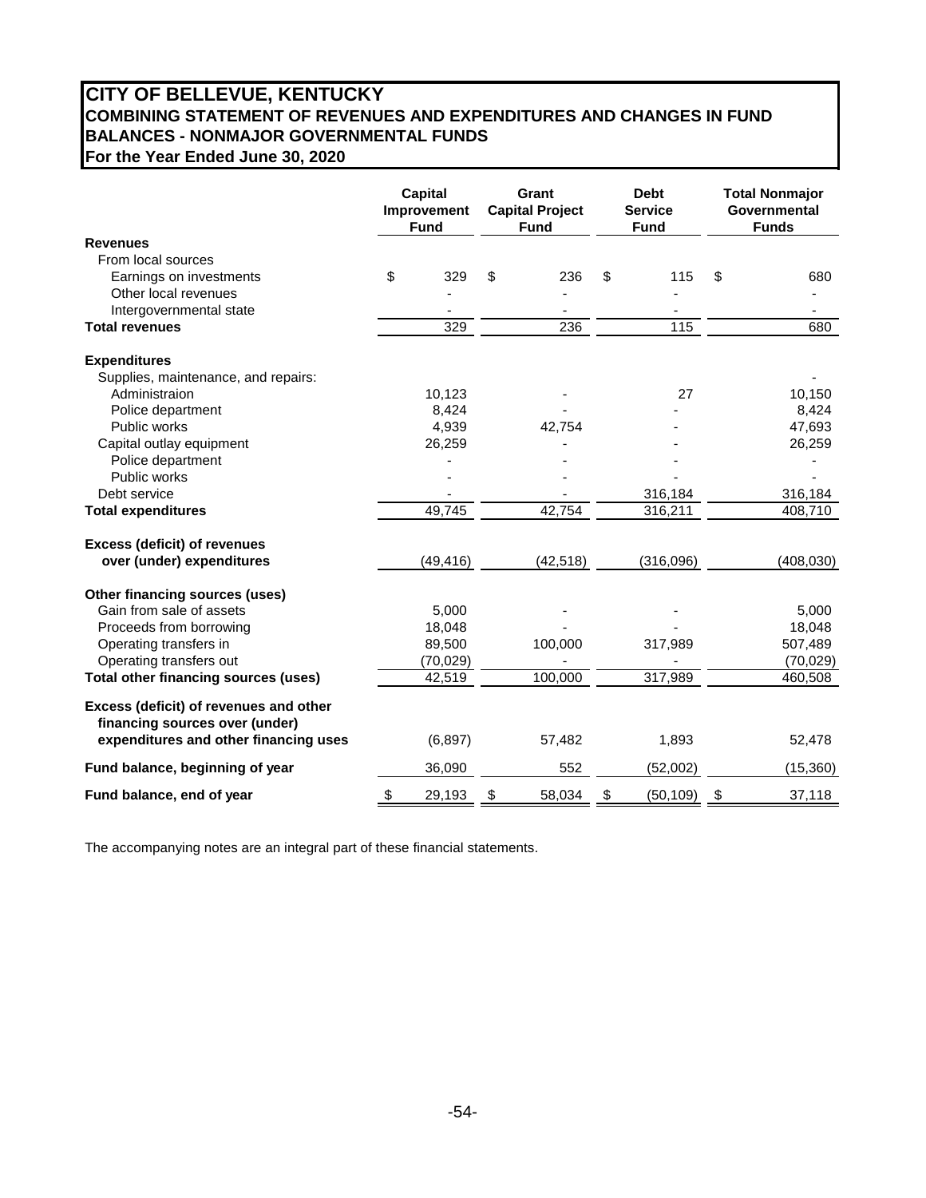# CITY OF BELLEVUE, KENTUCKY
## COMBINING STATEMENT OF REVENUES AND EXPENDITURES AND CHANGES IN FUND BALANCES - NONMAJOR GOVERNMENTAL FUNDS
### For the Year Ended June 30, 2020

| | Capital Improvement Fund | Grant Capital Project Fund | Debt Service Fund | Total Nonmajor Governmental Funds |
|---|---|---|---|---|
| **Revenues** | | | | |
| From local sources | | | | |
| Earnings on investments | $ 329 | $ 236 | $ 115 | $ 680 |
| Other local revenues | - | - | - | - |
| Intergovernmental state | - | - | - | - |
| **Total revenues** | 329 | 236 | 115 | 680 |
| **Expenditures** | | | | |
| Supplies, maintenance, and repairs: | | | | - |
| Administraion | 10,123 | - | 27 | 10,150 |
| Police department | 8,424 | - | - | 8,424 |
| Public works | 4,939 | 42,754 | - | 47,693 |
| Capital outlay equipment | 26,259 | - | - | 26,259 |
| Police department | - | - | - | - |
| Public works | - | - | - | - |
| Debt service | - | - | 316,184 | 316,184 |
| **Total expenditures** | 49,745 | 42,754 | 316,211 | 408,710 |
| **Excess (deficit) of revenues over (under) expenditures** | (49,416) | (42,518) | (316,096) | (408,030) |
| **Other financing sources (uses)** | | | | |
| Gain from sale of assets | 5,000 | - | - | 5,000 |
| Proceeds from borrowing | 18,048 | - | - | 18,048 |
| Operating transfers in | 89,500 | 100,000 | 317,989 | 507,489 |
| Operating transfers out | (70,029) | - | - | (70,029) |
| **Total other financing sources (uses)** | 42,519 | 100,000 | 317,989 | 460,508 |
| **Excess (deficit) of revenues and other financing sources over (under) expenditures and other financing uses** | (6,897) | 57,482 | 1,893 | 52,478 |
| **Fund balance, beginning of year** | 36,090 | 552 | (52,002) | (15,360) |
| **Fund balance, end of year** | $ 29,193 | $ 58,034 | $ (50,109) | $ 37,118 |

The accompanying notes are an integral part of these financial statements.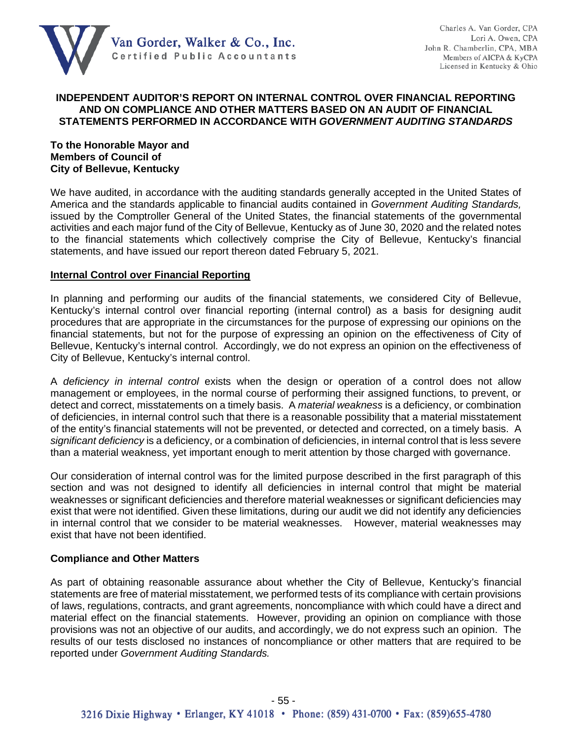Van Gorder, Walker & Co., Inc.
Certified Public Accountants

Charles A. Van Gorder, CPA
Lori A. Owen, CPA
John R. Chamberlin, CPA, MBA
Members of AICPA & KyCPA
Licensed in Kentucky & Ohio

# INDEPENDENT AUDITOR'S REPORT ON INTERNAL CONTROL OVER FINANCIAL REPORTING AND ON COMPLIANCE AND OTHER MATTERS BASED ON AN AUDIT OF FINANCIAL STATEMENTS PERFORMED IN ACCORDANCE WITH *GOVERNMENT AUDITING STANDARDS*

**To the Honorable Mayor and**
**Members of Council of**
**City of Bellevue, Kentucky**

We have audited, in accordance with the auditing standards generally accepted in the United States of America and the standards applicable to financial audits contained in *Government Auditing Standards,* issued by the Comptroller General of the United States, the financial statements of the governmental activities and each major fund of the City of Bellevue, Kentucky as of June 30, 2020 and the related notes to the financial statements which collectively comprise the City of Bellevue, Kentucky's financial statements, and have issued our report thereon dated February 5, 2021.

## Internal Control over Financial Reporting

In planning and performing our audits of the financial statements, we considered City of Bellevue, Kentucky's internal control over financial reporting (internal control) as a basis for designing audit procedures that are appropriate in the circumstances for the purpose of expressing our opinions on the financial statements, but not for the purpose of expressing an opinion on the effectiveness of City of Bellevue, Kentucky's internal control. Accordingly, we do not express an opinion on the effectiveness of City of Bellevue, Kentucky's internal control.

A *deficiency in internal control* exists when the design or operation of a control does not allow management or employees, in the normal course of performing their assigned functions, to prevent, or detect and correct, misstatements on a timely basis. A *material weakness* is a deficiency, or combination of deficiencies, in internal control such that there is a reasonable possibility that a material misstatement of the entity's financial statements will not be prevented, or detected and corrected, on a timely basis. A *significant deficiency* is a deficiency, or a combination of deficiencies, in internal control that is less severe than a material weakness, yet important enough to merit attention by those charged with governance.

Our consideration of internal control was for the limited purpose described in the first paragraph of this section and was not designed to identify all deficiencies in internal control that might be material weaknesses or significant deficiencies and therefore material weaknesses or significant deficiencies may exist that were not identified. Given these limitations, during our audit we did not identify any deficiencies in internal control that we consider to be material weaknesses. However, material weaknesses may exist that have not been identified.

## Compliance and Other Matters

As part of obtaining reasonable assurance about whether the City of Bellevue, Kentucky's financial statements are free of material misstatement, we performed tests of its compliance with certain provisions of laws, regulations, contracts, and grant agreements, noncompliance with which could have a direct and material effect on the financial statements. However, providing an opinion on compliance with those provisions was not an objective of our audits, and accordingly, we do not express such an opinion. The results of our tests disclosed no instances of noncompliance or other matters that are required to be reported under *Government Auditing Standards.*

3216 Dixie Highway • Erlanger, KY 41018 • Phone: (859) 431-0700 • Fax: (859)655-4780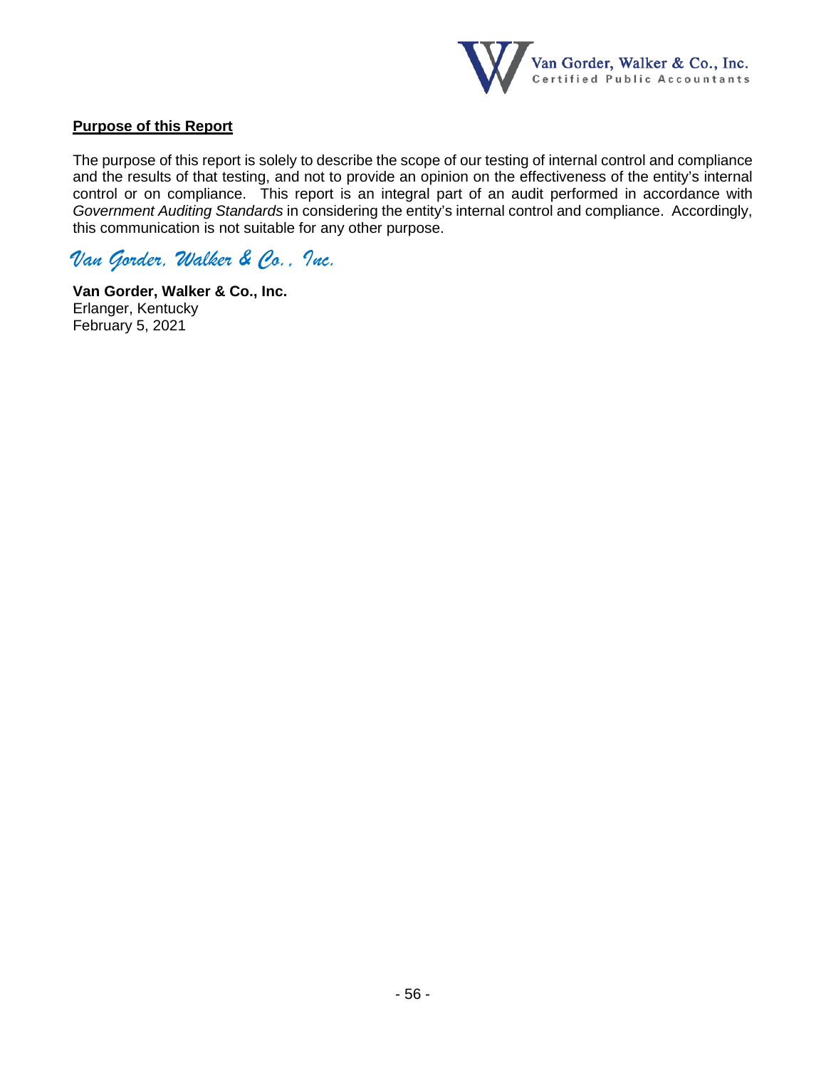Van Gorder, Walker & Co., Inc.
Certified Public Accountants

**Purpose of this Report**

The purpose of this report is solely to describe the scope of our testing of internal control and compliance and the results of that testing, and not to provide an opinion on the effectiveness of the entity's internal control or on compliance. This report is an integral part of an audit performed in accordance with *Government Auditing Standards* in considering the entity's internal control and compliance. Accordingly, this communication is not suitable for any other purpose.

*Van Gorder, Walker & Co., Inc.*

**Van Gorder, Walker & Co., Inc.**
Erlanger, Kentucky
February 5, 2021